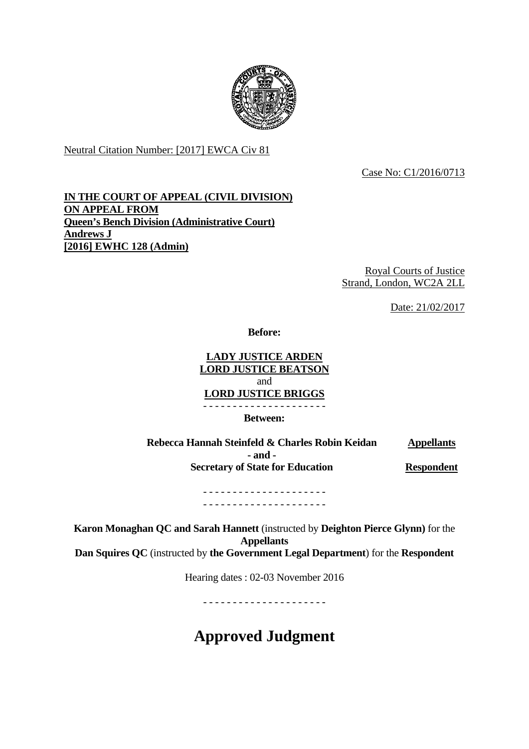Neutral Citation Number: [2017] EWCA Civ 81

Case No: C1/2016/0713

**IN THE COURT OF APPEAL (CIVIL DIVISION)**
**ON APPEAL FROM**
**Queen's Bench Division (Administrative Court)**
**Andrews J**
**[2016] EWHC 128 (Admin)**

Royal Courts of Justice
Strand, London, WC2A 2LL

Date: 21/02/2017

**Before:**

**LADY JUSTICE ARDEN**
**LORD JUSTICE BEATSON**
and
**LORD JUSTICE BRIGGS**

- - - - - - - - - - - - - - - - - - - - -

**Between:**

| | |
|---|---|
| **Rebecca Hannah Steinfeld & Charles Robin Keidan** | **Appellants** |
| **- and -** | |
| **Secretary of State for Education** | **Respondent** |

- - - - - - - - - - - - - - - - - - - - -
- - - - - - - - - - - - - - - - - - - - -

**Karon Monaghan QC and Sarah Hannett** (instructed by **Deighton Pierce Glynn)** for the **Appellants**
**Dan Squires QC** (instructed by **the Government Legal Department**) for the **Respondent**

Hearing dates : 02-03 November 2016

- - - - - - - - - - - - - - - - - - - - -

# Approved Judgment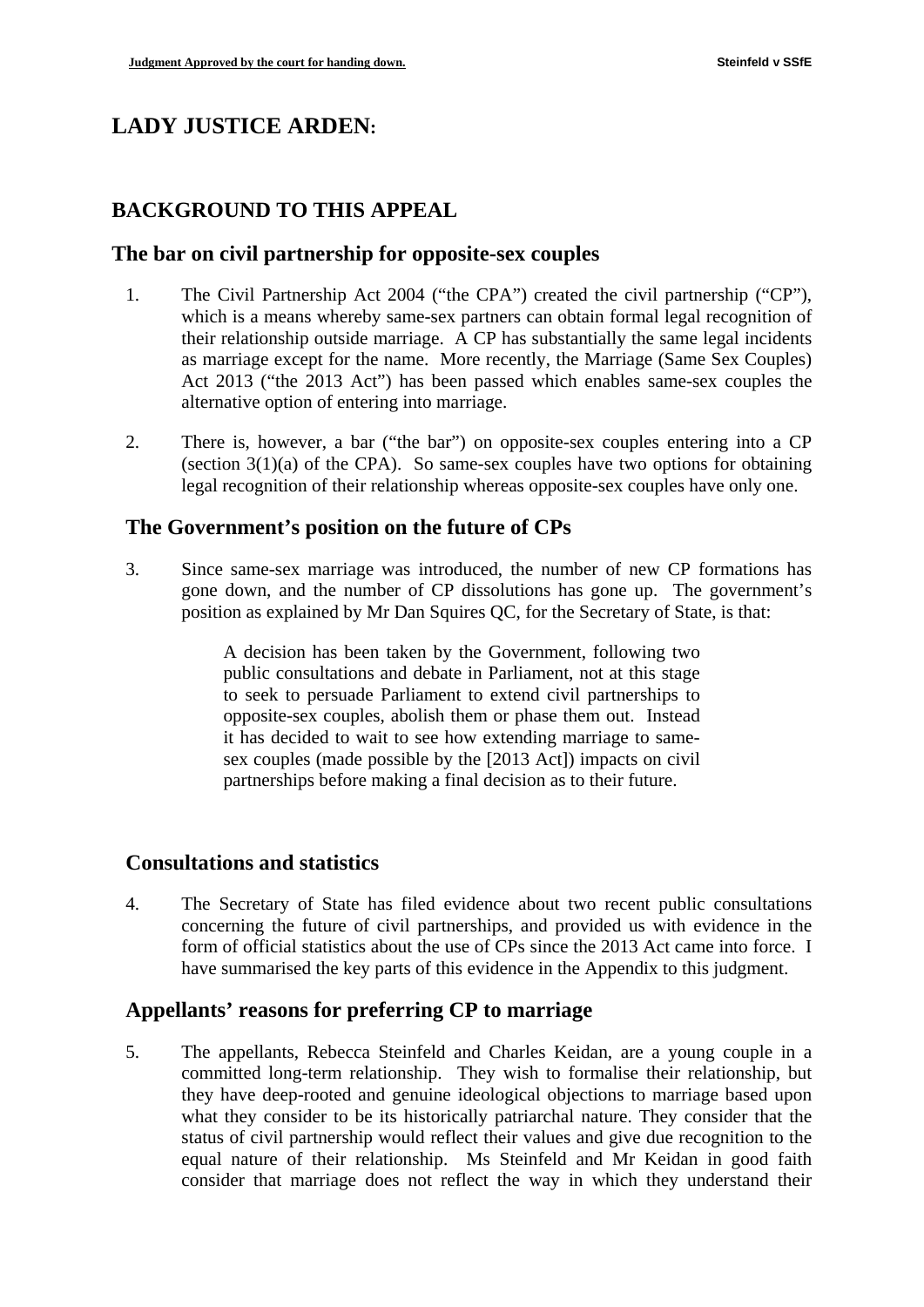# LADY JUSTICE ARDEN:

## BACKGROUND TO THIS APPEAL

### The bar on civil partnership for opposite-sex couples

1. The Civil Partnership Act 2004 ("the CPA") created the civil partnership ("CP"), which is a means whereby same-sex partners can obtain formal legal recognition of their relationship outside marriage. A CP has substantially the same legal incidents as marriage except for the name. More recently, the Marriage (Same Sex Couples) Act 2013 ("the 2013 Act") has been passed which enables same-sex couples the alternative option of entering into marriage.

2. There is, however, a bar ("the bar") on opposite-sex couples entering into a CP (section 3(1)(a) of the CPA). So same-sex couples have two options for obtaining legal recognition of their relationship whereas opposite-sex couples have only one.

### The Government's position on the future of CPs

3. Since same-sex marriage was introduced, the number of new CP formations has gone down, and the number of CP dissolutions has gone up. The government's position as explained by Mr Dan Squires QC, for the Secretary of State, is that:

> A decision has been taken by the Government, following two public consultations and debate in Parliament, not at this stage to seek to persuade Parliament to extend civil partnerships to opposite-sex couples, abolish them or phase them out. Instead it has decided to wait to see how extending marriage to same-sex couples (made possible by the [2013 Act]) impacts on civil partnerships before making a final decision as to their future.

### Consultations and statistics

4. The Secretary of State has filed evidence about two recent public consultations concerning the future of civil partnerships, and provided us with evidence in the form of official statistics about the use of CPs since the 2013 Act came into force. I have summarised the key parts of this evidence in the Appendix to this judgment.

### Appellants' reasons for preferring CP to marriage

5. The appellants, Rebecca Steinfeld and Charles Keidan, are a young couple in a committed long-term relationship. They wish to formalise their relationship, but they have deep-rooted and genuine ideological objections to marriage based upon what they consider to be its historically patriarchal nature. They consider that the status of civil partnership would reflect their values and give due recognition to the equal nature of their relationship. Ms Steinfeld and Mr Keidan in good faith consider that marriage does not reflect the way in which they understand their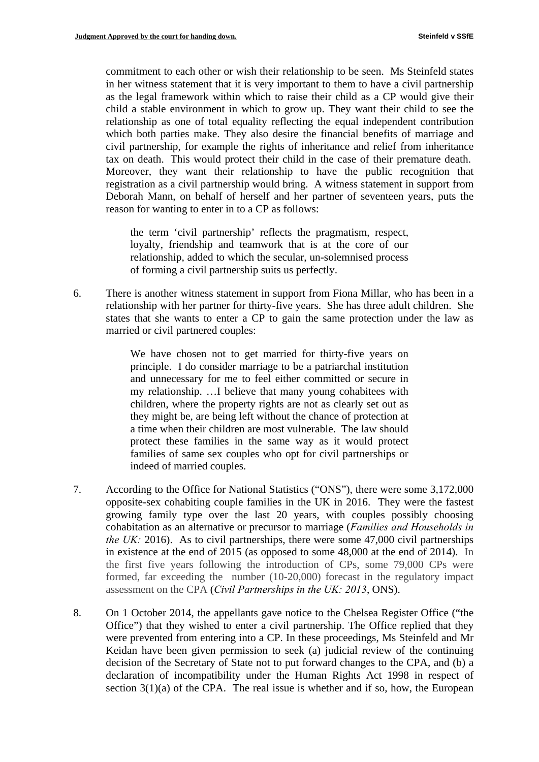commitment to each other or wish their relationship to be seen. Ms Steinfeld states in her witness statement that it is very important to them to have a civil partnership as the legal framework within which to raise their child as a CP would give their child a stable environment in which to grow up. They want their child to see the relationship as one of total equality reflecting the equal independent contribution which both parties make. They also desire the financial benefits of marriage and civil partnership, for example the rights of inheritance and relief from inheritance tax on death. This would protect their child in the case of their premature death. Moreover, they want their relationship to have the public recognition that registration as a civil partnership would bring. A witness statement in support from Deborah Mann, on behalf of herself and her partner of seventeen years, puts the reason for wanting to enter in to a CP as follows:

> the term 'civil partnership' reflects the pragmatism, respect, loyalty, friendship and teamwork that is at the core of our relationship, added to which the secular, un-solemnised process of forming a civil partnership suits us perfectly.

6. There is another witness statement in support from Fiona Millar, who has been in a relationship with her partner for thirty-five years. She has three adult children. She states that she wants to enter a CP to gain the same protection under the law as married or civil partnered couples:

> We have chosen not to get married for thirty-five years on principle. I do consider marriage to be a patriarchal institution and unnecessary for me to feel either committed or secure in my relationship. …I believe that many young cohabitees with children, where the property rights are not as clearly set out as they might be, are being left without the chance of protection at a time when their children are most vulnerable. The law should protect these families in the same way as it would protect families of same sex couples who opt for civil partnerships or indeed of married couples.

7. According to the Office for National Statistics ("ONS"), there were some 3,172,000 opposite-sex cohabiting couple families in the UK in 2016. They were the fastest growing family type over the last 20 years, with couples possibly choosing cohabitation as an alternative or precursor to marriage (*Families and Households in the UK:* 2016). As to civil partnerships, there were some 47,000 civil partnerships in existence at the end of 2015 (as opposed to some 48,000 at the end of 2014). In the first five years following the introduction of CPs, some 79,000 CPs were formed, far exceeding the number (10-20,000) forecast in the regulatory impact assessment on the CPA (*Civil Partnerships in the UK: 2013*, ONS).

8. On 1 October 2014, the appellants gave notice to the Chelsea Register Office ("the Office") that they wished to enter a civil partnership. The Office replied that they were prevented from entering into a CP. In these proceedings, Ms Steinfeld and Mr Keidan have been given permission to seek (a) judicial review of the continuing decision of the Secretary of State not to put forward changes to the CPA, and (b) a declaration of incompatibility under the Human Rights Act 1998 in respect of section 3(1)(a) of the CPA. The real issue is whether and if so, how, the European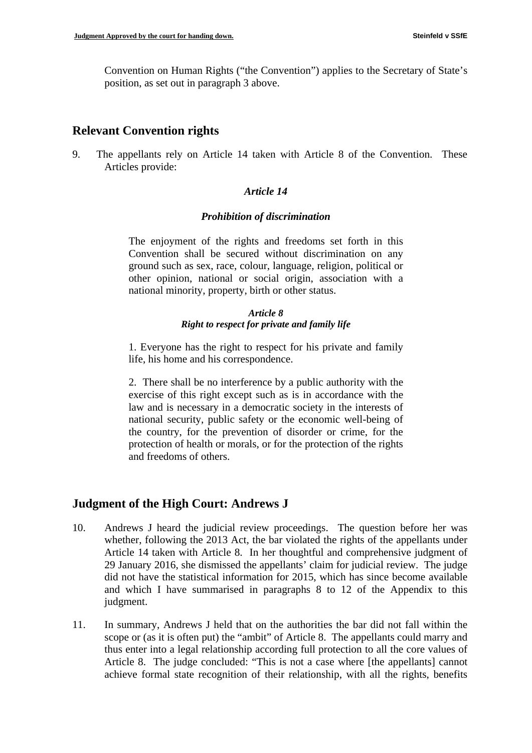Convention on Human Rights ("the Convention") applies to the Secretary of State's position, as set out in paragraph 3 above.

## Relevant Convention rights

9. The appellants rely on Article 14 taken with Article 8 of the Convention. These Articles provide:

> ***Article 14***
>
> ***Prohibition of discrimination***
>
> The enjoyment of the rights and freedoms set forth in this Convention shall be secured without discrimination on any ground such as sex, race, colour, language, religion, political or other opinion, national or social origin, association with a national minority, property, birth or other status.
>
> ***Article 8***
> ***Right to respect for private and family life***
>
> 1. Everyone has the right to respect for his private and family life, his home and his correspondence.
>
> 2. There shall be no interference by a public authority with the exercise of this right except such as is in accordance with the law and is necessary in a democratic society in the interests of national security, public safety or the economic well-being of the country, for the prevention of disorder or crime, for the protection of health or morals, or for the protection of the rights and freedoms of others.

## Judgment of the High Court: Andrews J

10. Andrews J heard the judicial review proceedings. The question before her was whether, following the 2013 Act, the bar violated the rights of the appellants under Article 14 taken with Article 8. In her thoughtful and comprehensive judgment of 29 January 2016, she dismissed the appellants' claim for judicial review. The judge did not have the statistical information for 2015, which has since become available and which I have summarised in paragraphs 8 to 12 of the Appendix to this judgment.

11. In summary, Andrews J held that on the authorities the bar did not fall within the scope or (as it is often put) the "ambit" of Article 8. The appellants could marry and thus enter into a legal relationship according full protection to all the core values of Article 8. The judge concluded: "This is not a case where [the appellants] cannot achieve formal state recognition of their relationship, with all the rights, benefits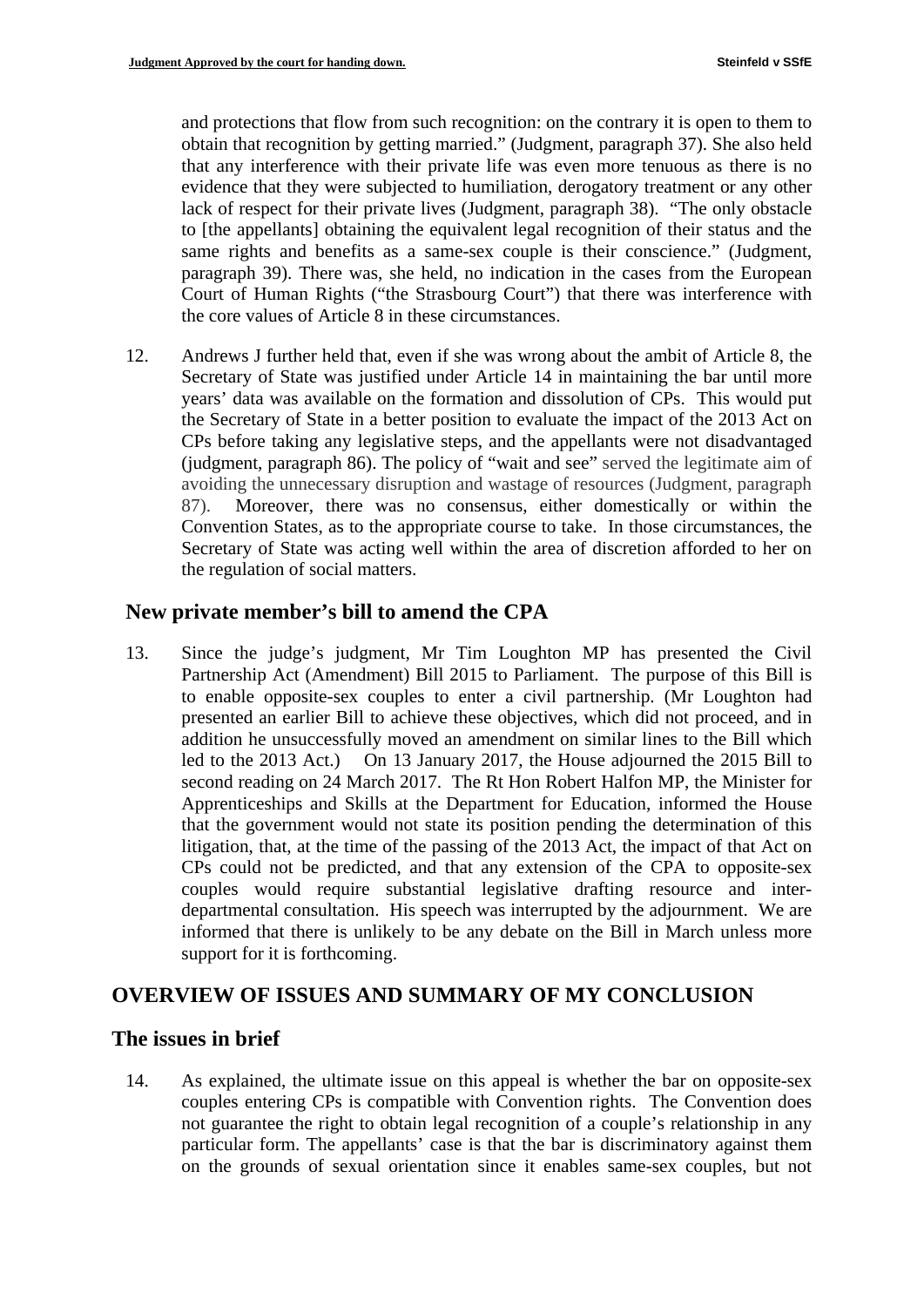and protections that flow from such recognition: on the contrary it is open to them to obtain that recognition by getting married." (Judgment, paragraph 37). She also held that any interference with their private life was even more tenuous as there is no evidence that they were subjected to humiliation, derogatory treatment or any other lack of respect for their private lives (Judgment, paragraph 38). "The only obstacle to [the appellants] obtaining the equivalent legal recognition of their status and the same rights and benefits as a same-sex couple is their conscience." (Judgment, paragraph 39). There was, she held, no indication in the cases from the European Court of Human Rights ("the Strasbourg Court") that there was interference with the core values of Article 8 in these circumstances.

12. Andrews J further held that, even if she was wrong about the ambit of Article 8, the Secretary of State was justified under Article 14 in maintaining the bar until more years' data was available on the formation and dissolution of CPs. This would put the Secretary of State in a better position to evaluate the impact of the 2013 Act on CPs before taking any legislative steps, and the appellants were not disadvantaged (judgment, paragraph 86). The policy of "wait and see" served the legitimate aim of avoiding the unnecessary disruption and wastage of resources (Judgment, paragraph 87). Moreover, there was no consensus, either domestically or within the Convention States, as to the appropriate course to take. In those circumstances, the Secretary of State was acting well within the area of discretion afforded to her on the regulation of social matters.

### New private member's bill to amend the CPA

13. Since the judge's judgment, Mr Tim Loughton MP has presented the Civil Partnership Act (Amendment) Bill 2015 to Parliament. The purpose of this Bill is to enable opposite-sex couples to enter a civil partnership. (Mr Loughton had presented an earlier Bill to achieve these objectives, which did not proceed, and in addition he unsuccessfully moved an amendment on similar lines to the Bill which led to the 2013 Act.) On 13 January 2017, the House adjourned the 2015 Bill to second reading on 24 March 2017. The Rt Hon Robert Halfon MP, the Minister for Apprenticeships and Skills at the Department for Education, informed the House that the government would not state its position pending the determination of this litigation, that, at the time of the passing of the 2013 Act, the impact of that Act on CPs could not be predicted, and that any extension of the CPA to opposite-sex couples would require substantial legislative drafting resource and inter-departmental consultation. His speech was interrupted by the adjournment. We are informed that there is unlikely to be any debate on the Bill in March unless more support for it is forthcoming.

## OVERVIEW OF ISSUES AND SUMMARY OF MY CONCLUSION

### The issues in brief

14. As explained, the ultimate issue on this appeal is whether the bar on opposite-sex couples entering CPs is compatible with Convention rights. The Convention does not guarantee the right to obtain legal recognition of a couple's relationship in any particular form. The appellants' case is that the bar is discriminatory against them on the grounds of sexual orientation since it enables same-sex couples, but not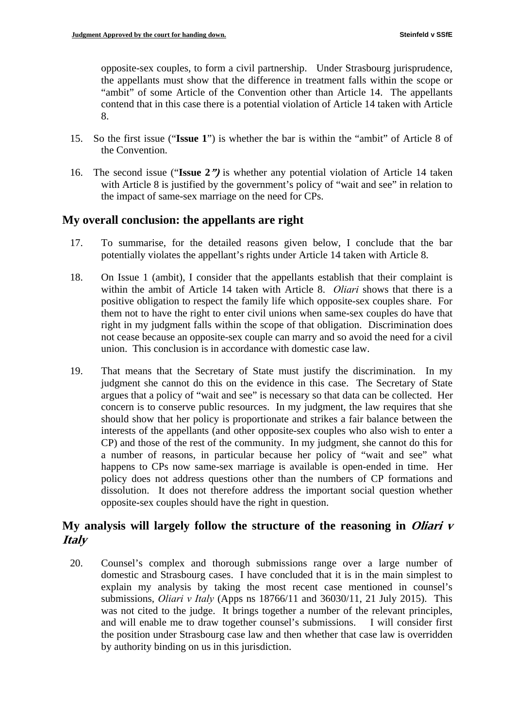opposite-sex couples, to form a civil partnership. Under Strasbourg jurisprudence, the appellants must show that the difference in treatment falls within the scope or "ambit" of some Article of the Convention other than Article 14. The appellants contend that in this case there is a potential violation of Article 14 taken with Article 8.

15. So the first issue ("**Issue 1**") is whether the bar is within the "ambit" of Article 8 of the Convention.

16. The second issue ("**Issue 2**") is whether any potential violation of Article 14 taken with Article 8 is justified by the government's policy of "wait and see" in relation to the impact of same-sex marriage on the need for CPs.

## My overall conclusion: the appellants are right

17. To summarise, for the detailed reasons given below, I conclude that the bar potentially violates the appellant's rights under Article 14 taken with Article 8.

18. On Issue 1 (ambit), I consider that the appellants establish that their complaint is within the ambit of Article 14 taken with Article 8. *Oliari* shows that there is a positive obligation to respect the family life which opposite-sex couples share. For them not to have the right to enter civil unions when same-sex couples do have that right in my judgment falls within the scope of that obligation. Discrimination does not cease because an opposite-sex couple can marry and so avoid the need for a civil union. This conclusion is in accordance with domestic case law.

19. That means that the Secretary of State must justify the discrimination. In my judgment she cannot do this on the evidence in this case. The Secretary of State argues that a policy of "wait and see" is necessary so that data can be collected. Her concern is to conserve public resources. In my judgment, the law requires that she should show that her policy is proportionate and strikes a fair balance between the interests of the appellants (and other opposite-sex couples who also wish to enter a CP) and those of the rest of the community. In my judgment, she cannot do this for a number of reasons, in particular because her policy of "wait and see" what happens to CPs now same-sex marriage is available is open-ended in time. Her policy does not address questions other than the numbers of CP formations and dissolution. It does not therefore address the important social question whether opposite-sex couples should have the right in question.

## My analysis will largely follow the structure of the reasoning in *Oliari v Italy*

20. Counsel's complex and thorough submissions range over a large number of domestic and Strasbourg cases. I have concluded that it is in the main simplest to explain my analysis by taking the most recent case mentioned in counsel's submissions, *Oliari v Italy* (Apps ns 18766/11 and 36030/11, 21 July 2015). This was not cited to the judge. It brings together a number of the relevant principles, and will enable me to draw together counsel's submissions. I will consider first the position under Strasbourg case law and then whether that case law is overridden by authority binding on us in this jurisdiction.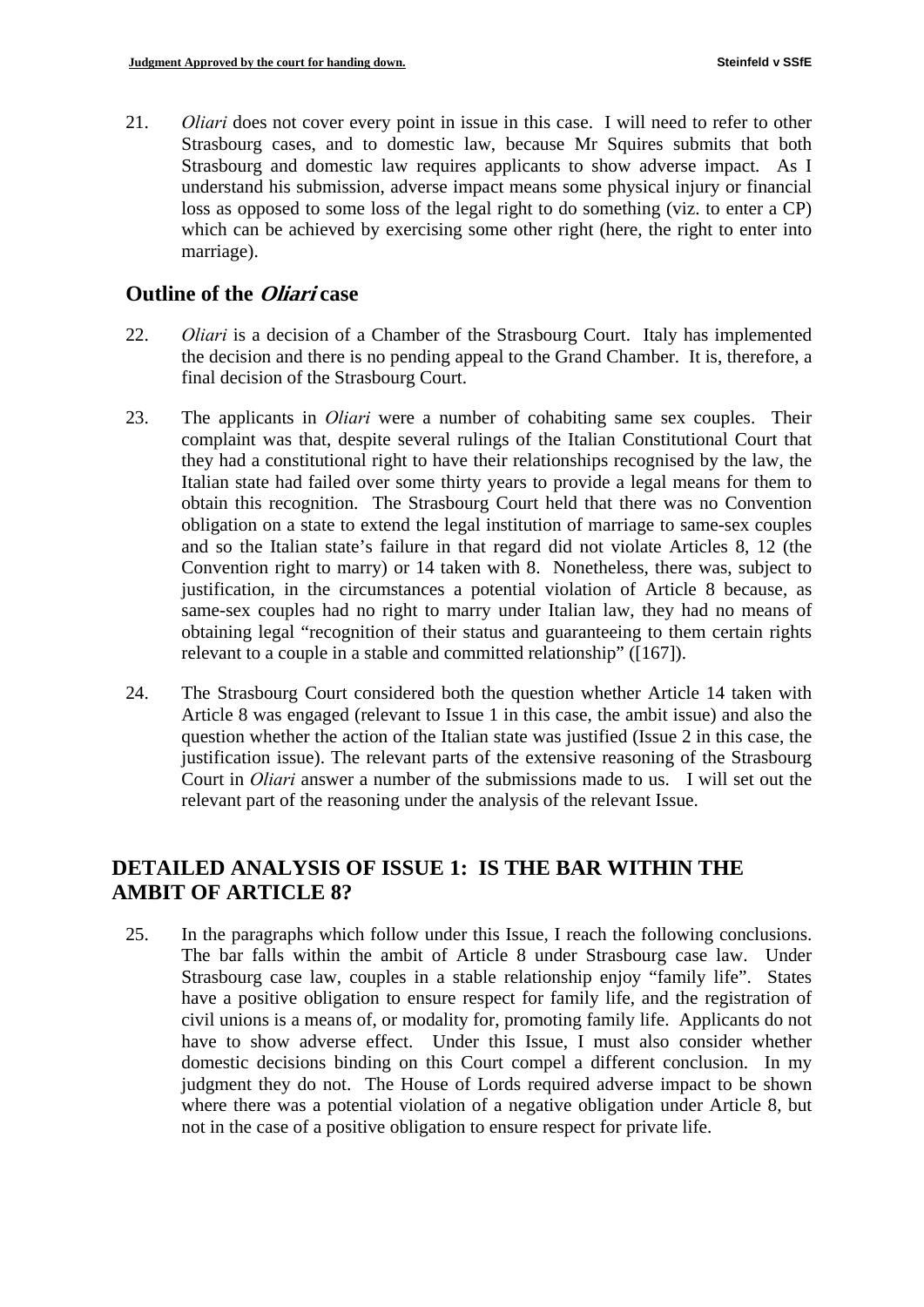21. *Oliari* does not cover every point in issue in this case. I will need to refer to other Strasbourg cases, and to domestic law, because Mr Squires submits that both Strasbourg and domestic law requires applicants to show adverse impact. As I understand his submission, adverse impact means some physical injury or financial loss as opposed to some loss of the legal right to do something (viz. to enter a CP) which can be achieved by exercising some other right (here, the right to enter into marriage).

## Outline of the *Oliari* case

22. *Oliari* is a decision of a Chamber of the Strasbourg Court. Italy has implemented the decision and there is no pending appeal to the Grand Chamber. It is, therefore, a final decision of the Strasbourg Court.

23. The applicants in *Oliari* were a number of cohabiting same sex couples. Their complaint was that, despite several rulings of the Italian Constitutional Court that they had a constitutional right to have their relationships recognised by the law, the Italian state had failed over some thirty years to provide a legal means for them to obtain this recognition. The Strasbourg Court held that there was no Convention obligation on a state to extend the legal institution of marriage to same-sex couples and so the Italian state's failure in that regard did not violate Articles 8, 12 (the Convention right to marry) or 14 taken with 8. Nonetheless, there was, subject to justification, in the circumstances a potential violation of Article 8 because, as same-sex couples had no right to marry under Italian law, they had no means of obtaining legal "recognition of their status and guaranteeing to them certain rights relevant to a couple in a stable and committed relationship" ([167]).

24. The Strasbourg Court considered both the question whether Article 14 taken with Article 8 was engaged (relevant to Issue 1 in this case, the ambit issue) and also the question whether the action of the Italian state was justified (Issue 2 in this case, the justification issue). The relevant parts of the extensive reasoning of the Strasbourg Court in *Oliari* answer a number of the submissions made to us. I will set out the relevant part of the reasoning under the analysis of the relevant Issue.

## DETAILED ANALYSIS OF ISSUE 1: IS THE BAR WITHIN THE AMBIT OF ARTICLE 8?

25. In the paragraphs which follow under this Issue, I reach the following conclusions. The bar falls within the ambit of Article 8 under Strasbourg case law. Under Strasbourg case law, couples in a stable relationship enjoy "family life". States have a positive obligation to ensure respect for family life, and the registration of civil unions is a means of, or modality for, promoting family life. Applicants do not have to show adverse effect. Under this Issue, I must also consider whether domestic decisions binding on this Court compel a different conclusion. In my judgment they do not. The House of Lords required adverse impact to be shown where there was a potential violation of a negative obligation under Article 8, but not in the case of a positive obligation to ensure respect for private life.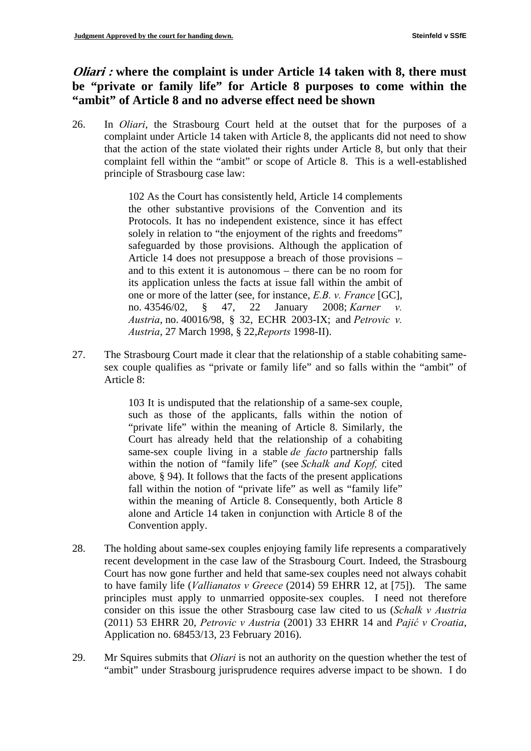## ***Oliari*: where the complaint is under Article 14 taken with 8, there must be "private or family life" for Article 8 purposes to come within the "ambit" of Article 8 and no adverse effect need be shown**

26. In *Oliari*, the Strasbourg Court held at the outset that for the purposes of a complaint under Article 14 taken with Article 8, the applicants did not need to show that the action of the state violated their rights under Article 8, but only that their complaint fell within the "ambit" or scope of Article 8. This is a well-established principle of Strasbourg case law:

> 102 As the Court has consistently held, Article 14 complements the other substantive provisions of the Convention and its Protocols. It has no independent existence, since it has effect solely in relation to "the enjoyment of the rights and freedoms" safeguarded by those provisions. Although the application of Article 14 does not presuppose a breach of those provisions – and to this extent it is autonomous – there can be no room for its application unless the facts at issue fall within the ambit of one or more of the latter (see, for instance, *E.B. v. France* [GC], no. 43546/02, § 47, 22 January 2008; *Karner v. Austria*, no. 40016/98, § 32, ECHR 2003-IX; and *Petrovic v. Austria*, 27 March 1998, § 22, *Reports* 1998-II).

27. The Strasbourg Court made it clear that the relationship of a stable cohabiting same-sex couple qualifies as "private or family life" and so falls within the "ambit" of Article 8:

> 103 It is undisputed that the relationship of a same-sex couple, such as those of the applicants, falls within the notion of "private life" within the meaning of Article 8. Similarly, the Court has already held that the relationship of a cohabiting same-sex couple living in a stable *de facto* partnership falls within the notion of "family life" (see *Schalk and Kopf,* cited above*,* § 94). It follows that the facts of the present applications fall within the notion of "private life" as well as "family life" within the meaning of Article 8. Consequently, both Article 8 alone and Article 14 taken in conjunction with Article 8 of the Convention apply.

28. The holding about same-sex couples enjoying family life represents a comparatively recent development in the case law of the Strasbourg Court. Indeed, the Strasbourg Court has now gone further and held that same-sex couples need not always cohabit to have family life (*Vallianatos v Greece* (2014) 59 EHRR 12, at [75]). The same principles must apply to unmarried opposite-sex couples. I need not therefore consider on this issue the other Strasbourg case law cited to us (*Schalk v Austria* (2011) 53 EHRR 20, *Petrovic v Austria* (2001) 33 EHRR 14 and *Pajić v Croatia*, Application no. 68453/13, 23 February 2016).

29. Mr Squires submits that *Oliari* is not an authority on the question whether the test of "ambit" under Strasbourg jurisprudence requires adverse impact to be shown. I do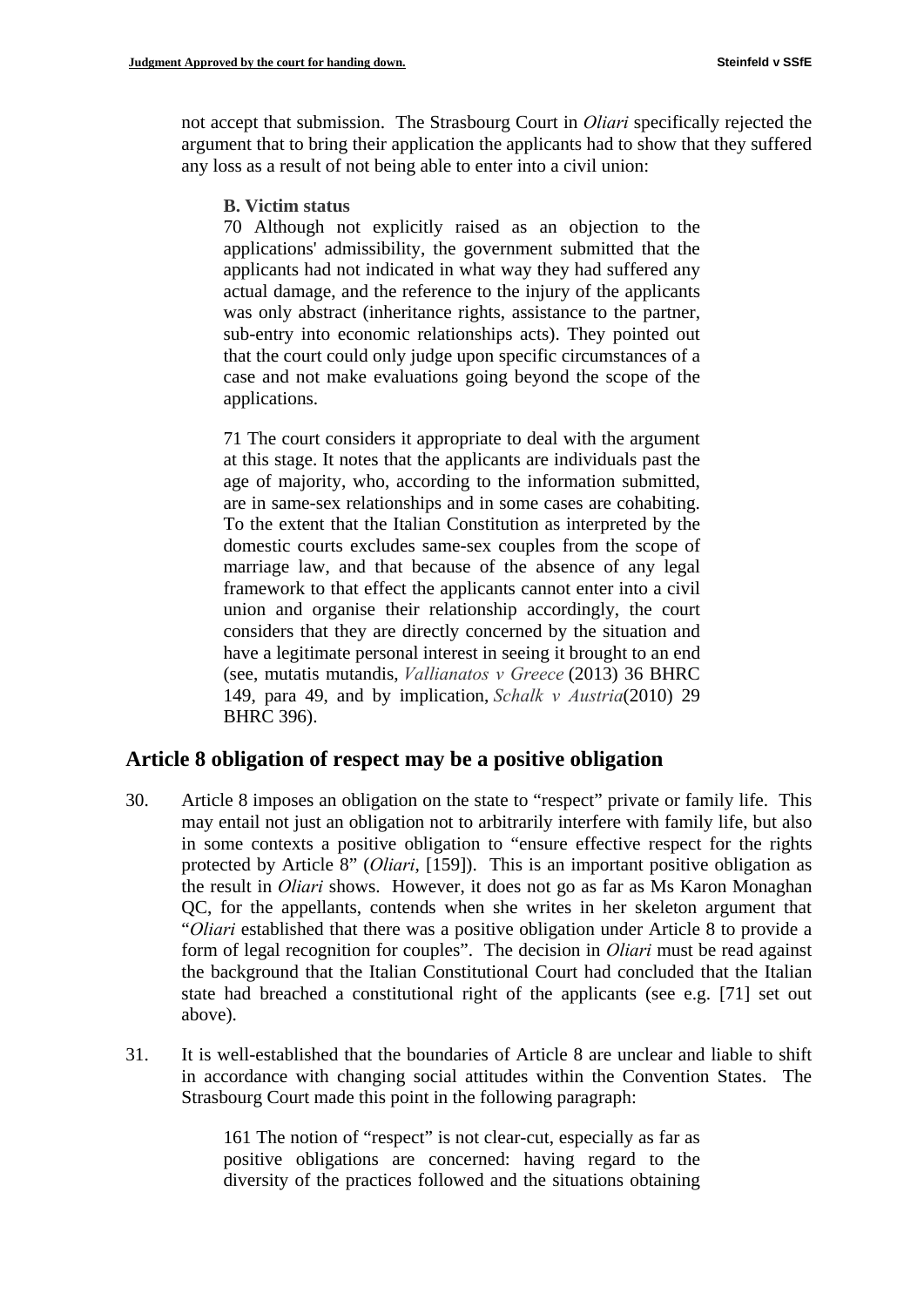not accept that submission. The Strasbourg Court in *Oliari* specifically rejected the argument that to bring their application the applicants had to show that they suffered any loss as a result of not being able to enter into a civil union:

> **B. Victim status**
>
> 70 Although not explicitly raised as an objection to the applications' admissibility, the government submitted that the applicants had not indicated in what way they had suffered any actual damage, and the reference to the injury of the applicants was only abstract (inheritance rights, assistance to the partner, sub-entry into economic relationships acts). They pointed out that the court could only judge upon specific circumstances of a case and not make evaluations going beyond the scope of the applications.
>
> 71 The court considers it appropriate to deal with the argument at this stage. It notes that the applicants are individuals past the age of majority, who, according to the information submitted, are in same-sex relationships and in some cases are cohabiting. To the extent that the Italian Constitution as interpreted by the domestic courts excludes same-sex couples from the scope of marriage law, and that because of the absence of any legal framework to that effect the applicants cannot enter into a civil union and organise their relationship accordingly, the court considers that they are directly concerned by the situation and have a legitimate personal interest in seeing it brought to an end (see, mutatis mutandis, *Vallianatos v Greece* (2013) 36 BHRC 149, para 49, and by implication, *Schalk v Austria*(2010) 29 BHRC 396).

## Article 8 obligation of respect may be a positive obligation

30. Article 8 imposes an obligation on the state to "respect" private or family life. This may entail not just an obligation not to arbitrarily interfere with family life, but also in some contexts a positive obligation to "ensure effective respect for the rights protected by Article 8" (*Oliari*, [159]). This is an important positive obligation as the result in *Oliari* shows. However, it does not go as far as Ms Karon Monaghan QC, for the appellants, contends when she writes in her skeleton argument that "*Oliari* established that there was a positive obligation under Article 8 to provide a form of legal recognition for couples". The decision in *Oliari* must be read against the background that the Italian Constitutional Court had concluded that the Italian state had breached a constitutional right of the applicants (see e.g. [71] set out above).

31. It is well-established that the boundaries of Article 8 are unclear and liable to shift in accordance with changing social attitudes within the Convention States. The Strasbourg Court made this point in the following paragraph:

> 161 The notion of "respect" is not clear-cut, especially as far as positive obligations are concerned: having regard to the diversity of the practices followed and the situations obtaining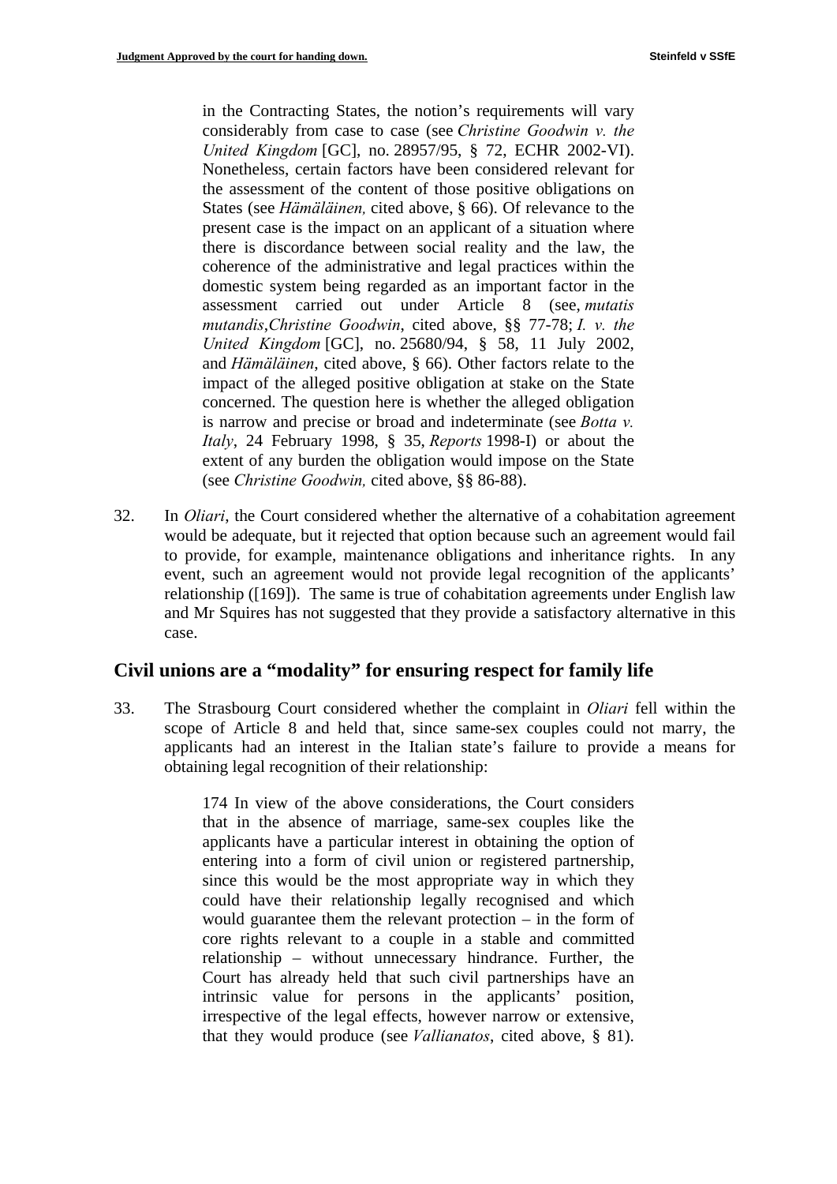> in the Contracting States, the notion's requirements will vary considerably from case to case (see *Christine Goodwin v. the United Kingdom* [GC], no. 28957/95, § 72, ECHR 2002-VI). Nonetheless, certain factors have been considered relevant for the assessment of the content of those positive obligations on States (see *Hämäläinen,* cited above, § 66). Of relevance to the present case is the impact on an applicant of a situation where there is discordance between social reality and the law, the coherence of the administrative and legal practices within the domestic system being regarded as an important factor in the assessment carried out under Article 8 (see, *mutatis mutandis,Christine Goodwin*, cited above, §§ 77-78; *I. v. the United Kingdom* [GC], no. 25680/94, § 58, 11 July 2002, and *Hämäläinen*, cited above, § 66). Other factors relate to the impact of the alleged positive obligation at stake on the State concerned. The question here is whether the alleged obligation is narrow and precise or broad and indeterminate (see *Botta v. Italy*, 24 February 1998, § 35, *Reports* 1998-I) or about the extent of any burden the obligation would impose on the State (see *Christine Goodwin,* cited above, §§ 86-88).

32. In *Oliari*, the Court considered whether the alternative of a cohabitation agreement would be adequate, but it rejected that option because such an agreement would fail to provide, for example, maintenance obligations and inheritance rights. In any event, such an agreement would not provide legal recognition of the applicants' relationship ([169]). The same is true of cohabitation agreements under English law and Mr Squires has not suggested that they provide a satisfactory alternative in this case.

## Civil unions are a "modality" for ensuring respect for family life

33. The Strasbourg Court considered whether the complaint in *Oliari* fell within the scope of Article 8 and held that, since same-sex couples could not marry, the applicants had an interest in the Italian state's failure to provide a means for obtaining legal recognition of their relationship:

> 174 In view of the above considerations, the Court considers that in the absence of marriage, same-sex couples like the applicants have a particular interest in obtaining the option of entering into a form of civil union or registered partnership, since this would be the most appropriate way in which they could have their relationship legally recognised and which would guarantee them the relevant protection – in the form of core rights relevant to a couple in a stable and committed relationship – without unnecessary hindrance. Further, the Court has already held that such civil partnerships have an intrinsic value for persons in the applicants' position, irrespective of the legal effects, however narrow or extensive, that they would produce (see *Vallianatos*, cited above, § 81).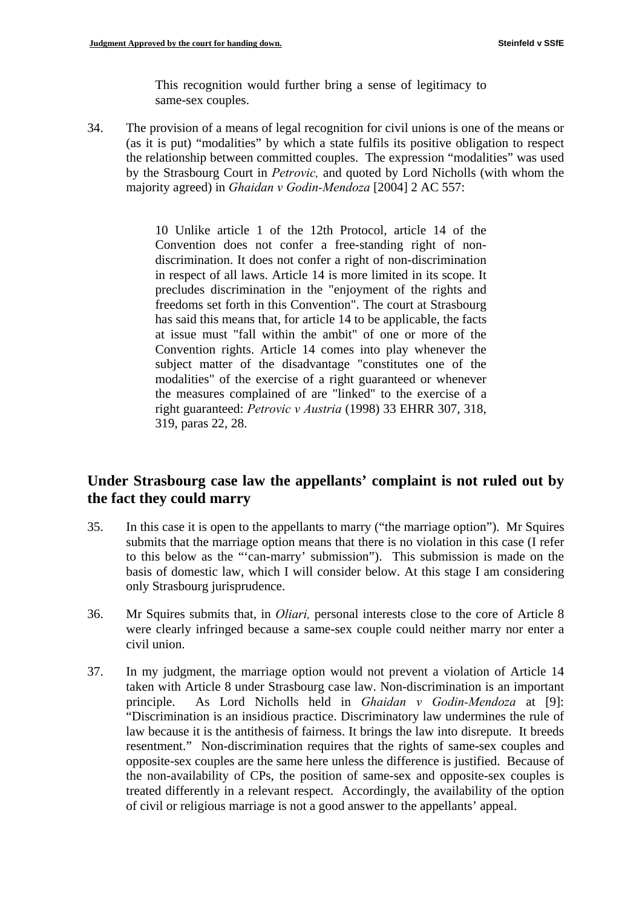> This recognition would further bring a sense of legitimacy to same-sex couples.

34. The provision of a means of legal recognition for civil unions is one of the means or (as it is put) “modalities” by which a state fulfils its positive obligation to respect the relationship between committed couples. The expression “modalities” was used by the Strasbourg Court in *Petrovic,* and quoted by Lord Nicholls (with whom the majority agreed) in *Ghaidan v Godin-Mendoza* [2004] 2 AC 557:

> 10 Unlike article 1 of the 12th Protocol, article 14 of the Convention does not confer a free-standing right of non-discrimination. It does not confer a right of non-discrimination in respect of all laws. Article 14 is more limited in its scope. It precludes discrimination in the "enjoyment of the rights and freedoms set forth in this Convention". The court at Strasbourg has said this means that, for article 14 to be applicable, the facts at issue must "fall within the ambit" of one or more of the Convention rights. Article 14 comes into play whenever the subject matter of the disadvantage "constitutes one of the modalities" of the exercise of a right guaranteed or whenever the measures complained of are "linked" to the exercise of a right guaranteed: *Petrovic v Austria* (1998) 33 EHRR 307, 318, 319, paras 22, 28.

## Under Strasbourg case law the appellants’ complaint is not ruled out by the fact they could marry

35. In this case it is open to the appellants to marry (“the marriage option”). Mr Squires submits that the marriage option means that there is no violation in this case (I refer to this below as the “‘can-marry’ submission”). This submission is made on the basis of domestic law, which I will consider below. At this stage I am considering only Strasbourg jurisprudence.

36. Mr Squires submits that, in *Oliari,* personal interests close to the core of Article 8 were clearly infringed because a same-sex couple could neither marry nor enter a civil union.

37. In my judgment, the marriage option would not prevent a violation of Article 14 taken with Article 8 under Strasbourg case law. Non-discrimination is an important principle. As Lord Nicholls held in *Ghaidan v Godin-Mendoza* at [9]: “Discrimination is an insidious practice. Discriminatory law undermines the rule of law because it is the antithesis of fairness. It brings the law into disrepute. It breeds resentment.” Non-discrimination requires that the rights of same-sex couples and opposite-sex couples are the same here unless the difference is justified. Because of the non-availability of CPs, the position of same-sex and opposite-sex couples is treated differently in a relevant respect. Accordingly, the availability of the option of civil or religious marriage is not a good answer to the appellants’ appeal.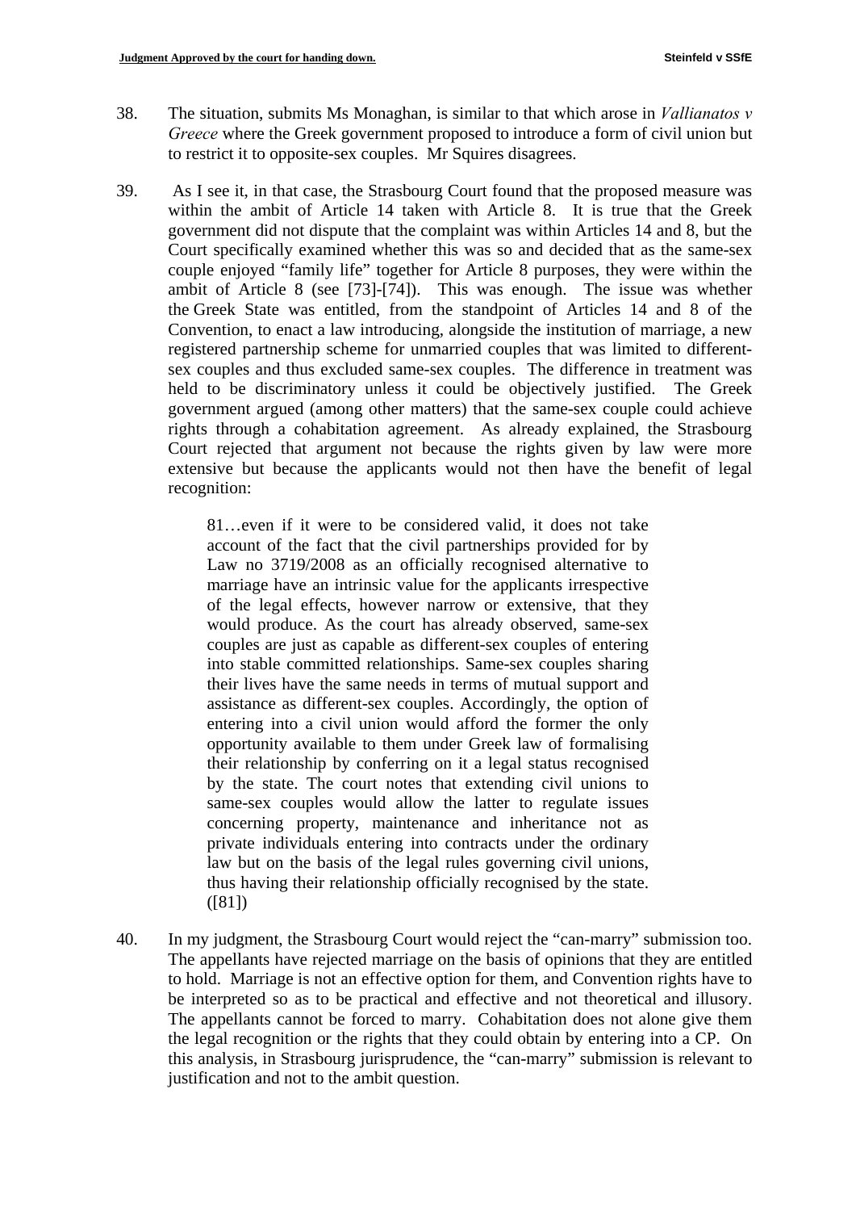38. The situation, submits Ms Monaghan, is similar to that which arose in *Vallianatos v Greece* where the Greek government proposed to introduce a form of civil union but to restrict it to opposite-sex couples. Mr Squires disagrees.

39. As I see it, in that case, the Strasbourg Court found that the proposed measure was within the ambit of Article 14 taken with Article 8. It is true that the Greek government did not dispute that the complaint was within Articles 14 and 8, but the Court specifically examined whether this was so and decided that as the same-sex couple enjoyed "family life" together for Article 8 purposes, they were within the ambit of Article 8 (see [73]-[74]). This was enough. The issue was whether the Greek State was entitled, from the standpoint of Articles 14 and 8 of the Convention, to enact a law introducing, alongside the institution of marriage, a new registered partnership scheme for unmarried couples that was limited to different-sex couples and thus excluded same-sex couples. The difference in treatment was held to be discriminatory unless it could be objectively justified. The Greek government argued (among other matters) that the same-sex couple could achieve rights through a cohabitation agreement. As already explained, the Strasbourg Court rejected that argument not because the rights given by law were more extensive but because the applicants would not then have the benefit of legal recognition:

> 81…even if it were to be considered valid, it does not take account of the fact that the civil partnerships provided for by Law no 3719/2008 as an officially recognised alternative to marriage have an intrinsic value for the applicants irrespective of the legal effects, however narrow or extensive, that they would produce. As the court has already observed, same-sex couples are just as capable as different-sex couples of entering into stable committed relationships. Same-sex couples sharing their lives have the same needs in terms of mutual support and assistance as different-sex couples. Accordingly, the option of entering into a civil union would afford the former the only opportunity available to them under Greek law of formalising their relationship by conferring on it a legal status recognised by the state. The court notes that extending civil unions to same-sex couples would allow the latter to regulate issues concerning property, maintenance and inheritance not as private individuals entering into contracts under the ordinary law but on the basis of the legal rules governing civil unions, thus having their relationship officially recognised by the state. ([81])

40. In my judgment, the Strasbourg Court would reject the "can-marry" submission too. The appellants have rejected marriage on the basis of opinions that they are entitled to hold. Marriage is not an effective option for them, and Convention rights have to be interpreted so as to be practical and effective and not theoretical and illusory. The appellants cannot be forced to marry. Cohabitation does not alone give them the legal recognition or the rights that they could obtain by entering into a CP. On this analysis, in Strasbourg jurisprudence, the "can-marry" submission is relevant to justification and not to the ambit question.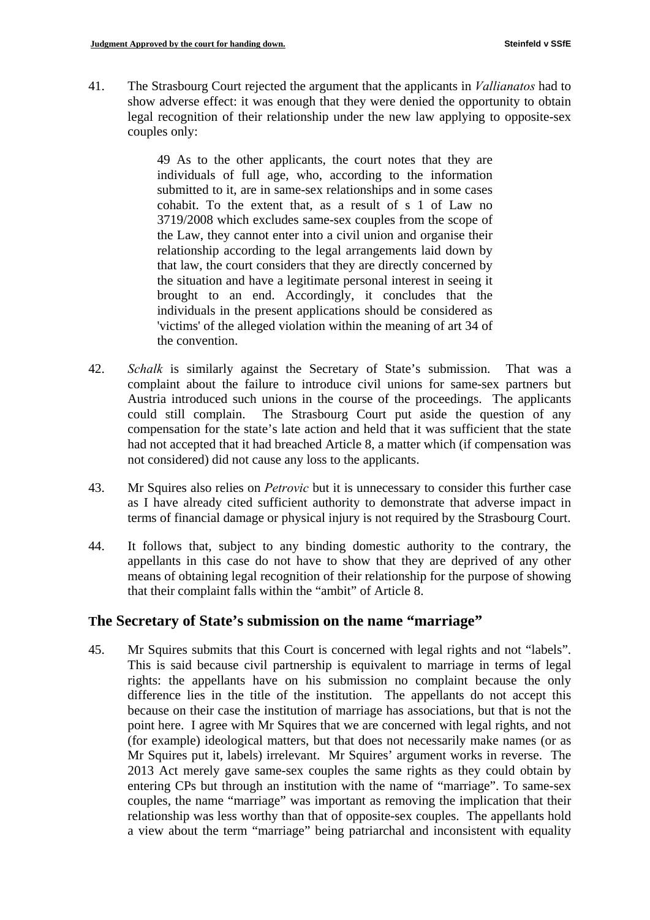41. The Strasbourg Court rejected the argument that the applicants in *Vallianatos* had to show adverse effect: it was enough that they were denied the opportunity to obtain legal recognition of their relationship under the new law applying to opposite-sex couples only:

> 49 As to the other applicants, the court notes that they are individuals of full age, who, according to the information submitted to it, are in same-sex relationships and in some cases cohabit. To the extent that, as a result of s 1 of Law no 3719/2008 which excludes same-sex couples from the scope of the Law, they cannot enter into a civil union and organise their relationship according to the legal arrangements laid down by that law, the court considers that they are directly concerned by the situation and have a legitimate personal interest in seeing it brought to an end. Accordingly, it concludes that the individuals in the present applications should be considered as 'victims' of the alleged violation within the meaning of art 34 of the convention.

42. *Schalk* is similarly against the Secretary of State's submission. That was a complaint about the failure to introduce civil unions for same-sex partners but Austria introduced such unions in the course of the proceedings. The applicants could still complain. The Strasbourg Court put aside the question of any compensation for the state's late action and held that it was sufficient that the state had not accepted that it had breached Article 8, a matter which (if compensation was not considered) did not cause any loss to the applicants.

43. Mr Squires also relies on *Petrovic* but it is unnecessary to consider this further case as I have already cited sufficient authority to demonstrate that adverse impact in terms of financial damage or physical injury is not required by the Strasbourg Court.

44. It follows that, subject to any binding domestic authority to the contrary, the appellants in this case do not have to show that they are deprived of any other means of obtaining legal recognition of their relationship for the purpose of showing that their complaint falls within the "ambit" of Article 8.

## The Secretary of State's submission on the name "marriage"

45. Mr Squires submits that this Court is concerned with legal rights and not "labels". This is said because civil partnership is equivalent to marriage in terms of legal rights: the appellants have on his submission no complaint because the only difference lies in the title of the institution. The appellants do not accept this because on their case the institution of marriage has associations, but that is not the point here. I agree with Mr Squires that we are concerned with legal rights, and not (for example) ideological matters, but that does not necessarily make names (or as Mr Squires put it, labels) irrelevant. Mr Squires' argument works in reverse. The 2013 Act merely gave same-sex couples the same rights as they could obtain by entering CPs but through an institution with the name of "marriage". To same-sex couples, the name "marriage" was important as removing the implication that their relationship was less worthy than that of opposite-sex couples. The appellants hold a view about the term "marriage" being patriarchal and inconsistent with equality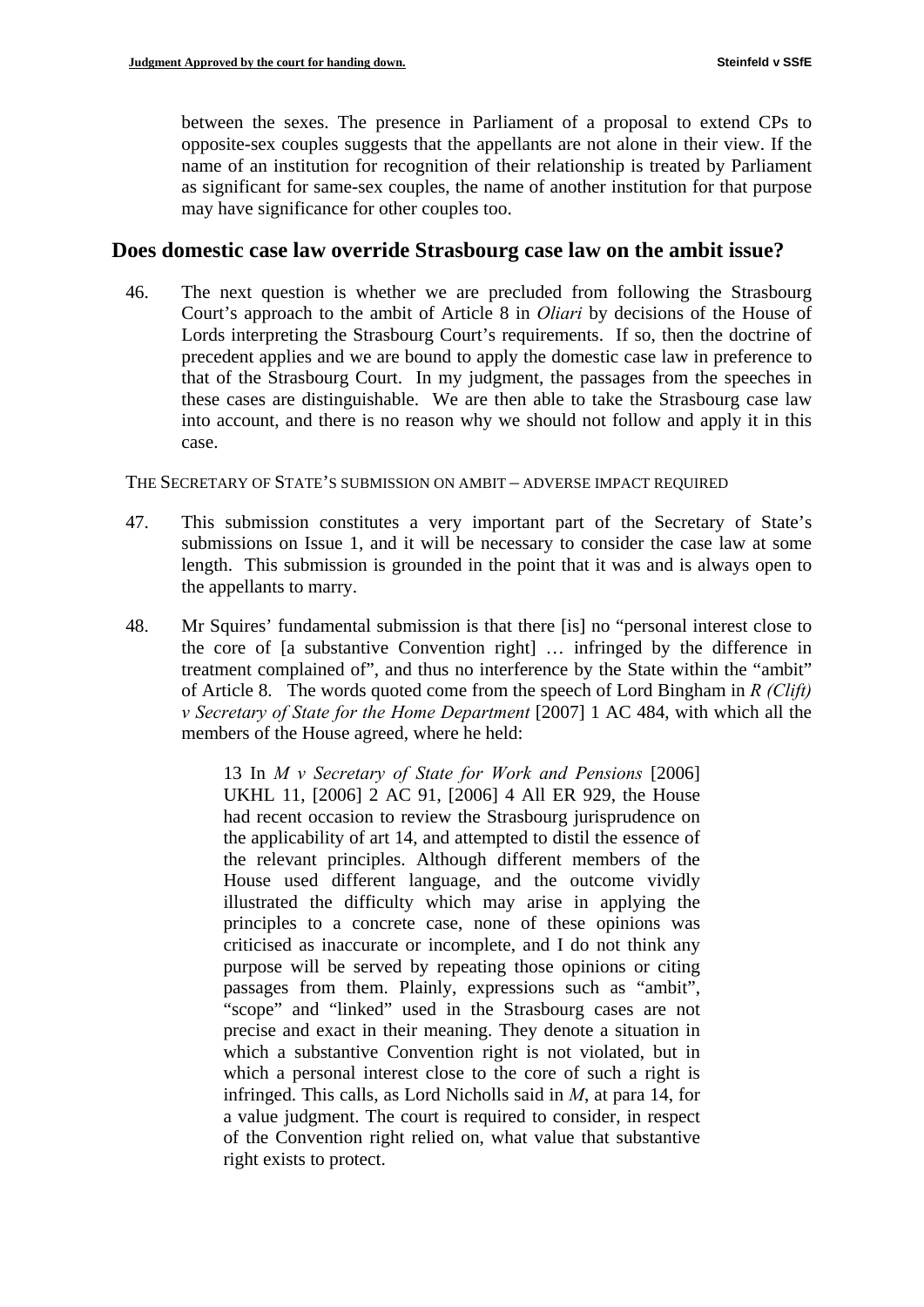between the sexes. The presence in Parliament of a proposal to extend CPs to opposite-sex couples suggests that the appellants are not alone in their view. If the name of an institution for recognition of their relationship is treated by Parliament as significant for same-sex couples, the name of another institution for that purpose may have significance for other couples too.

## Does domestic case law override Strasbourg case law on the ambit issue?

46. The next question is whether we are precluded from following the Strasbourg Court's approach to the ambit of Article 8 in *Oliari* by decisions of the House of Lords interpreting the Strasbourg Court's requirements. If so, then the doctrine of precedent applies and we are bound to apply the domestic case law in preference to that of the Strasbourg Court. In my judgment, the passages from the speeches in these cases are distinguishable. We are then able to take the Strasbourg case law into account, and there is no reason why we should not follow and apply it in this case.

THE SECRETARY OF STATE'S SUBMISSION ON AMBIT – ADVERSE IMPACT REQUIRED

47. This submission constitutes a very important part of the Secretary of State's submissions on Issue 1, and it will be necessary to consider the case law at some length. This submission is grounded in the point that it was and is always open to the appellants to marry.

48. Mr Squires' fundamental submission is that there [is] no "personal interest close to the core of [a substantive Convention right] … infringed by the difference in treatment complained of", and thus no interference by the State within the "ambit" of Article 8. The words quoted come from the speech of Lord Bingham in *R (Clift) v Secretary of State for the Home Department* [2007] 1 AC 484, with which all the members of the House agreed, where he held:

> 13 In *M v Secretary of State for Work and Pensions* [2006] UKHL 11, [2006] 2 AC 91, [2006] 4 All ER 929, the House had recent occasion to review the Strasbourg jurisprudence on the applicability of art 14, and attempted to distil the essence of the relevant principles. Although different members of the House used different language, and the outcome vividly illustrated the difficulty which may arise in applying the principles to a concrete case, none of these opinions was criticised as inaccurate or incomplete, and I do not think any purpose will be served by repeating those opinions or citing passages from them. Plainly, expressions such as "ambit", "scope" and "linked" used in the Strasbourg cases are not precise and exact in their meaning. They denote a situation in which a substantive Convention right is not violated, but in which a personal interest close to the core of such a right is infringed. This calls, as Lord Nicholls said in *M*, at para 14, for a value judgment. The court is required to consider, in respect of the Convention right relied on, what value that substantive right exists to protect.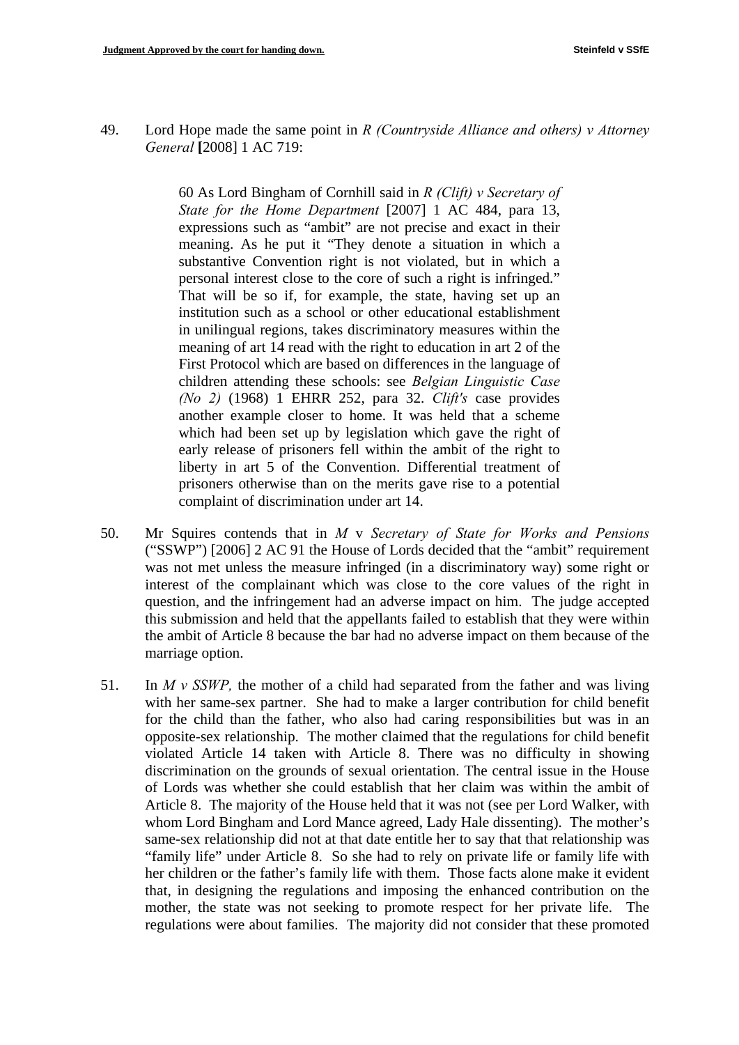49. Lord Hope made the same point in *R (Countryside Alliance and others) v Attorney General* **[**2008] 1 AC 719:

> 60 As Lord Bingham of Cornhill said in *R (Clift) v Secretary of State for the Home Department* [2007] 1 AC 484, para 13, expressions such as "ambit" are not precise and exact in their meaning. As he put it "They denote a situation in which a substantive Convention right is not violated, but in which a personal interest close to the core of such a right is infringed." That will be so if, for example, the state, having set up an institution such as a school or other educational establishment in unilingual regions, takes discriminatory measures within the meaning of art 14 read with the right to education in art 2 of the First Protocol which are based on differences in the language of children attending these schools: see *Belgian Linguistic Case (No 2)* (1968) 1 EHRR 252, para 32. *Clift's* case provides another example closer to home. It was held that a scheme which had been set up by legislation which gave the right of early release of prisoners fell within the ambit of the right to liberty in art 5 of the Convention. Differential treatment of prisoners otherwise than on the merits gave rise to a potential complaint of discrimination under art 14.

50. Mr Squires contends that in *M* v *Secretary of State for Works and Pensions* ("SSWP") [2006] 2 AC 91 the House of Lords decided that the "ambit" requirement was not met unless the measure infringed (in a discriminatory way) some right or interest of the complainant which was close to the core values of the right in question, and the infringement had an adverse impact on him. The judge accepted this submission and held that the appellants failed to establish that they were within the ambit of Article 8 because the bar had no adverse impact on them because of the marriage option.

51. In *M v SSWP,* the mother of a child had separated from the father and was living with her same-sex partner. She had to make a larger contribution for child benefit for the child than the father, who also had caring responsibilities but was in an opposite-sex relationship. The mother claimed that the regulations for child benefit violated Article 14 taken with Article 8. There was no difficulty in showing discrimination on the grounds of sexual orientation. The central issue in the House of Lords was whether she could establish that her claim was within the ambit of Article 8. The majority of the House held that it was not (see per Lord Walker, with whom Lord Bingham and Lord Mance agreed, Lady Hale dissenting). The mother's same-sex relationship did not at that date entitle her to say that that relationship was "family life" under Article 8. So she had to rely on private life or family life with her children or the father's family life with them. Those facts alone make it evident that, in designing the regulations and imposing the enhanced contribution on the mother, the state was not seeking to promote respect for her private life. The regulations were about families. The majority did not consider that these promoted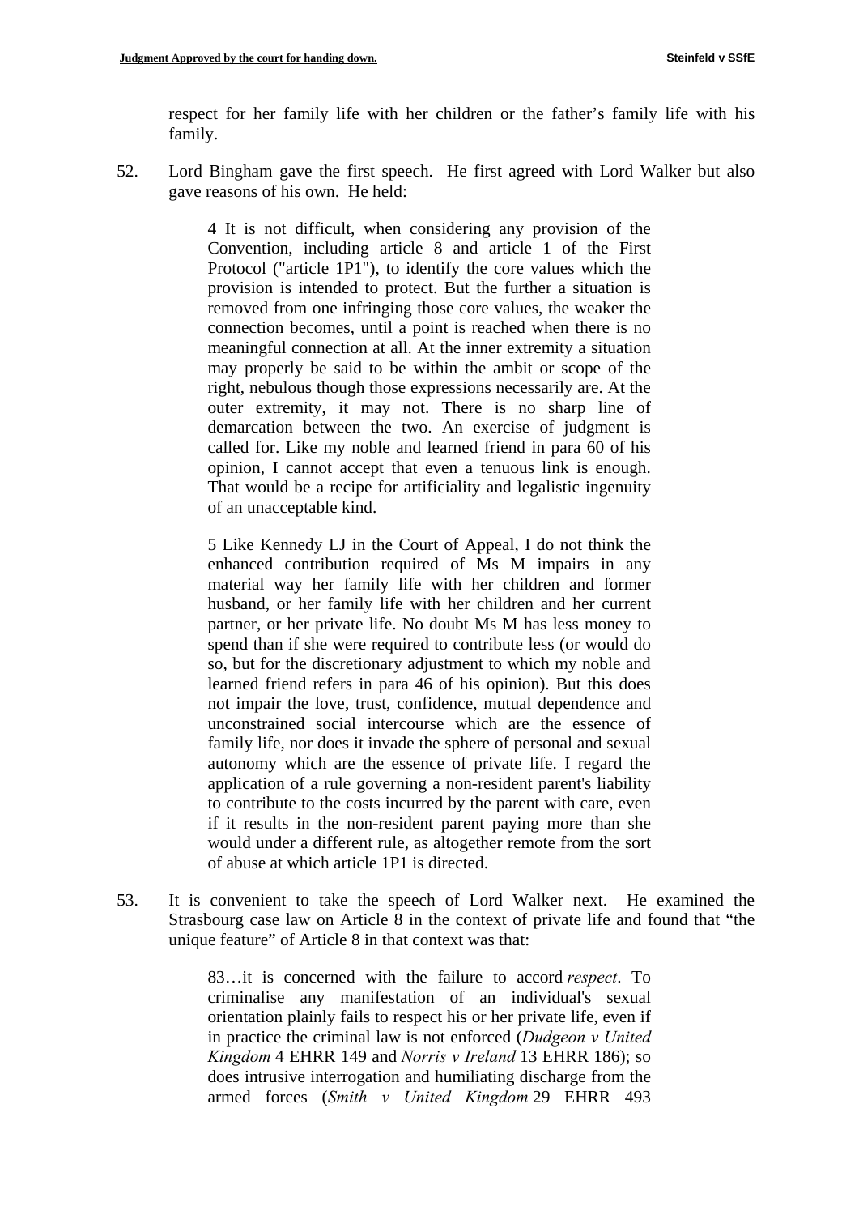respect for her family life with her children or the father's family life with his family.

52. Lord Bingham gave the first speech. He first agreed with Lord Walker but also gave reasons of his own. He held:

> 4 It is not difficult, when considering any provision of the Convention, including article 8 and article 1 of the First Protocol ("article 1P1"), to identify the core values which the provision is intended to protect. But the further a situation is removed from one infringing those core values, the weaker the connection becomes, until a point is reached when there is no meaningful connection at all. At the inner extremity a situation may properly be said to be within the ambit or scope of the right, nebulous though those expressions necessarily are. At the outer extremity, it may not. There is no sharp line of demarcation between the two. An exercise of judgment is called for. Like my noble and learned friend in para 60 of his opinion, I cannot accept that even a tenuous link is enough. That would be a recipe for artificiality and legalistic ingenuity of an unacceptable kind.
>
> 5 Like Kennedy LJ in the Court of Appeal, I do not think the enhanced contribution required of Ms M impairs in any material way her family life with her children and former husband, or her family life with her children and her current partner, or her private life. No doubt Ms M has less money to spend than if she were required to contribute less (or would do so, but for the discretionary adjustment to which my noble and learned friend refers in para 46 of his opinion). But this does not impair the love, trust, confidence, mutual dependence and unconstrained social intercourse which are the essence of family life, nor does it invade the sphere of personal and sexual autonomy which are the essence of private life. I regard the application of a rule governing a non-resident parent's liability to contribute to the costs incurred by the parent with care, even if it results in the non-resident parent paying more than she would under a different rule, as altogether remote from the sort of abuse at which article 1P1 is directed.

53. It is convenient to take the speech of Lord Walker next. He examined the Strasbourg case law on Article 8 in the context of private life and found that "the unique feature" of Article 8 in that context was that:

> 83…it is concerned with the failure to accord *respect*. To criminalise any manifestation of an individual's sexual orientation plainly fails to respect his or her private life, even if in practice the criminal law is not enforced (*Dudgeon v United Kingdom* 4 EHRR 149 and *Norris v Ireland* 13 EHRR 186); so does intrusive interrogation and humiliating discharge from the armed forces (*Smith v United Kingdom* 29 EHRR 493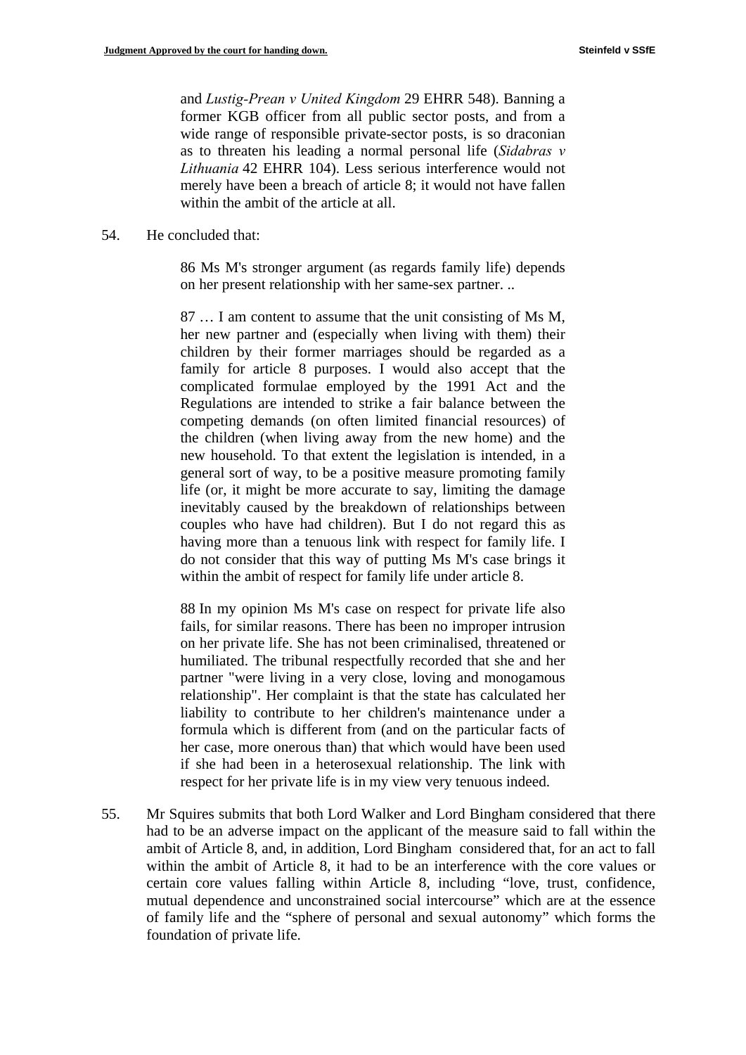> and *Lustig-Prean v United Kingdom* 29 EHRR 548). Banning a former KGB officer from all public sector posts, and from a wide range of responsible private-sector posts, is so draconian as to threaten his leading a normal personal life (*Sidabras v Lithuania* 42 EHRR 104). Less serious interference would not merely have been a breach of article 8; it would not have fallen within the ambit of the article at all.

54. He concluded that:

> 86 Ms M's stronger argument (as regards family life) depends on her present relationship with her same-sex partner. ..
>
> 87 … I am content to assume that the unit consisting of Ms M, her new partner and (especially when living with them) their children by their former marriages should be regarded as a family for article 8 purposes. I would also accept that the complicated formulae employed by the 1991 Act and the Regulations are intended to strike a fair balance between the competing demands (on often limited financial resources) of the children (when living away from the new home) and the new household. To that extent the legislation is intended, in a general sort of way, to be a positive measure promoting family life (or, it might be more accurate to say, limiting the damage inevitably caused by the breakdown of relationships between couples who have had children). But I do not regard this as having more than a tenuous link with respect for family life. I do not consider that this way of putting Ms M's case brings it within the ambit of respect for family life under article 8.
>
> 88 In my opinion Ms M's case on respect for private life also fails, for similar reasons. There has been no improper intrusion on her private life. She has not been criminalised, threatened or humiliated. The tribunal respectfully recorded that she and her partner "were living in a very close, loving and monogamous relationship". Her complaint is that the state has calculated her liability to contribute to her children's maintenance under a formula which is different from (and on the particular facts of her case, more onerous than) that which would have been used if she had been in a heterosexual relationship. The link with respect for her private life is in my view very tenuous indeed.

55. Mr Squires submits that both Lord Walker and Lord Bingham considered that there had to be an adverse impact on the applicant of the measure said to fall within the ambit of Article 8, and, in addition, Lord Bingham considered that, for an act to fall within the ambit of Article 8, it had to be an interference with the core values or certain core values falling within Article 8, including "love, trust, confidence, mutual dependence and unconstrained social intercourse" which are at the essence of family life and the "sphere of personal and sexual autonomy" which forms the foundation of private life.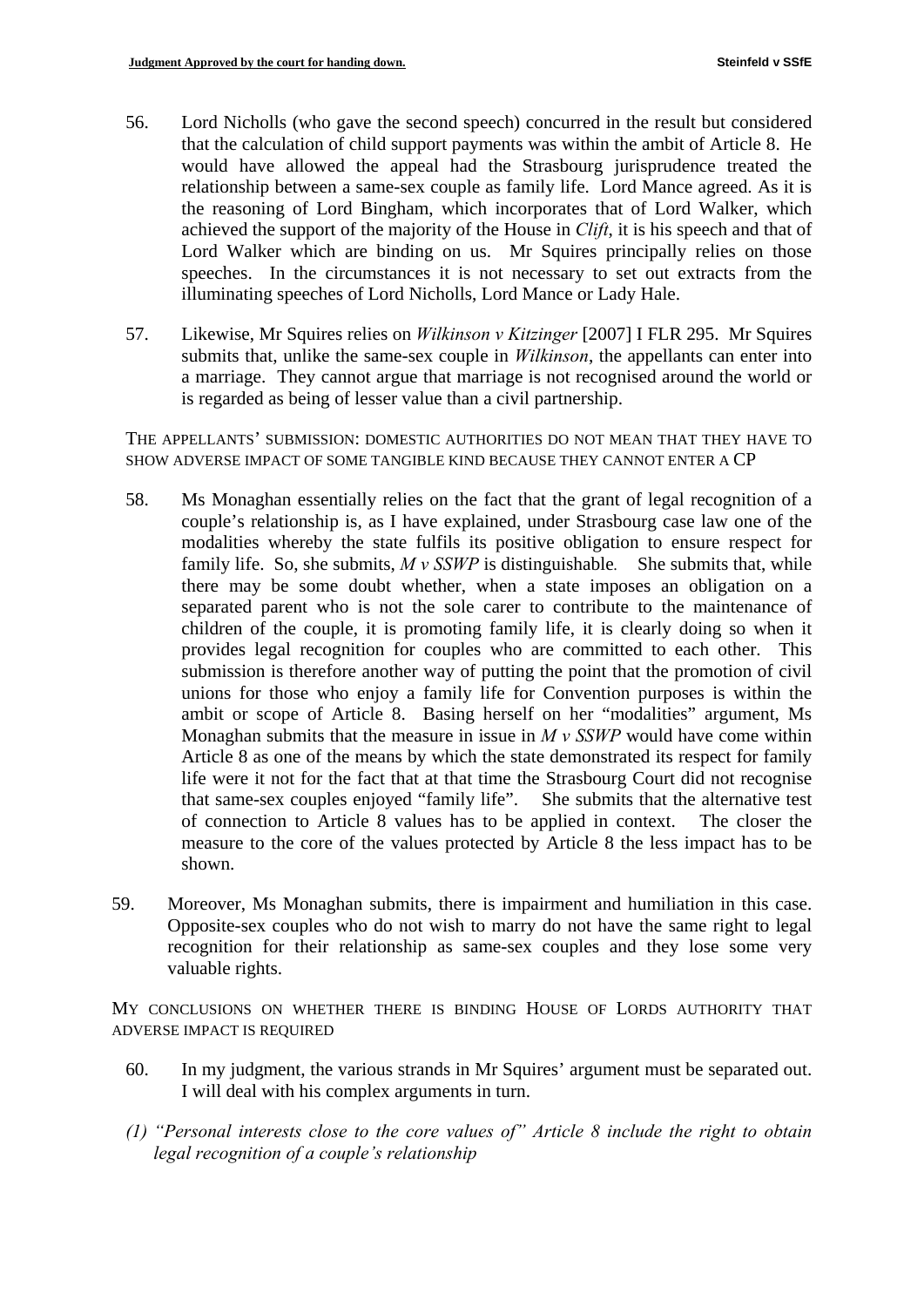56. Lord Nicholls (who gave the second speech) concurred in the result but considered that the calculation of child support payments was within the ambit of Article 8. He would have allowed the appeal had the Strasbourg jurisprudence treated the relationship between a same-sex couple as family life. Lord Mance agreed. As it is the reasoning of Lord Bingham, which incorporates that of Lord Walker, which achieved the support of the majority of the House in *Clift*, it is his speech and that of Lord Walker which are binding on us. Mr Squires principally relies on those speeches. In the circumstances it is not necessary to set out extracts from the illuminating speeches of Lord Nicholls, Lord Mance or Lady Hale.

57. Likewise, Mr Squires relies on *Wilkinson v Kitzinger* [2007] I FLR 295. Mr Squires submits that, unlike the same-sex couple in *Wilkinson*, the appellants can enter into a marriage. They cannot argue that marriage is not recognised around the world or is regarded as being of lesser value than a civil partnership.

THE APPELLANTS' SUBMISSION: DOMESTIC AUTHORITIES DO NOT MEAN THAT THEY HAVE TO SHOW ADVERSE IMPACT OF SOME TANGIBLE KIND BECAUSE THEY CANNOT ENTER A CP

58. Ms Monaghan essentially relies on the fact that the grant of legal recognition of a couple's relationship is, as I have explained, under Strasbourg case law one of the modalities whereby the state fulfils its positive obligation to ensure respect for family life. So, she submits, *M v SSWP* is distinguishable. She submits that, while there may be some doubt whether, when a state imposes an obligation on a separated parent who is not the sole carer to contribute to the maintenance of children of the couple, it is promoting family life, it is clearly doing so when it provides legal recognition for couples who are committed to each other. This submission is therefore another way of putting the point that the promotion of civil unions for those who enjoy a family life for Convention purposes is within the ambit or scope of Article 8. Basing herself on her "modalities" argument, Ms Monaghan submits that the measure in issue in *M v SSWP* would have come within Article 8 as one of the means by which the state demonstrated its respect for family life were it not for the fact that at that time the Strasbourg Court did not recognise that same-sex couples enjoyed "family life". She submits that the alternative test of connection to Article 8 values has to be applied in context. The closer the measure to the core of the values protected by Article 8 the less impact has to be shown.

59. Moreover, Ms Monaghan submits, there is impairment and humiliation in this case. Opposite-sex couples who do not wish to marry do not have the same right to legal recognition for their relationship as same-sex couples and they lose some very valuable rights.

MY CONCLUSIONS ON WHETHER THERE IS BINDING HOUSE OF LORDS AUTHORITY THAT ADVERSE IMPACT IS REQUIRED

60. In my judgment, the various strands in Mr Squires' argument must be separated out. I will deal with his complex arguments in turn.

*(1) "Personal interests close to the core values of" Article 8 include the right to obtain legal recognition of a couple's relationship*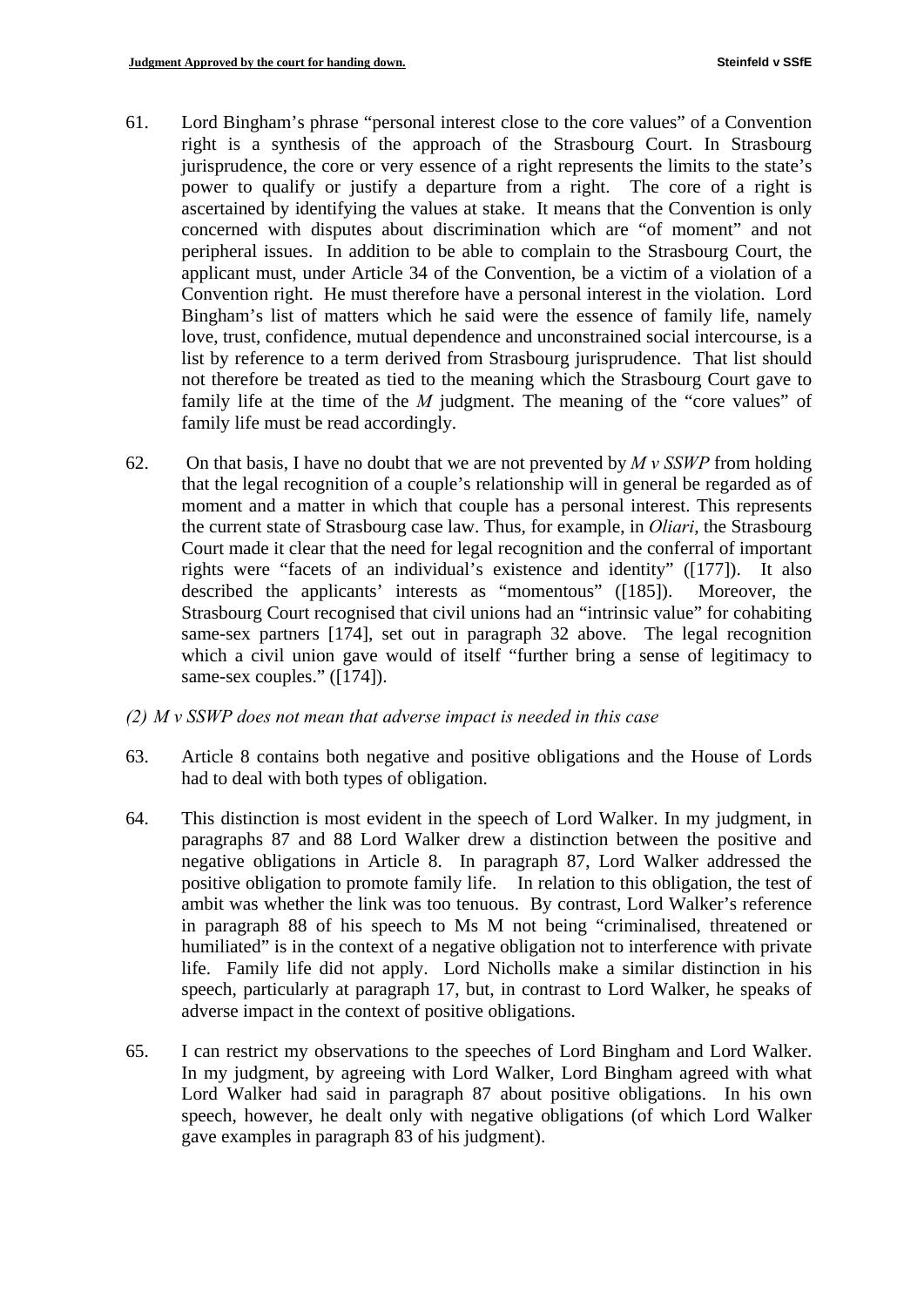61. Lord Bingham's phrase "personal interest close to the core values" of a Convention right is a synthesis of the approach of the Strasbourg Court. In Strasbourg jurisprudence, the core or very essence of a right represents the limits to the state's power to qualify or justify a departure from a right. The core of a right is ascertained by identifying the values at stake. It means that the Convention is only concerned with disputes about discrimination which are "of moment" and not peripheral issues. In addition to be able to complain to the Strasbourg Court, the applicant must, under Article 34 of the Convention, be a victim of a violation of a Convention right. He must therefore have a personal interest in the violation. Lord Bingham's list of matters which he said were the essence of family life, namely love, trust, confidence, mutual dependence and unconstrained social intercourse, is a list by reference to a term derived from Strasbourg jurisprudence. That list should not therefore be treated as tied to the meaning which the Strasbourg Court gave to family life at the time of the *M* judgment. The meaning of the "core values" of family life must be read accordingly.

62. On that basis, I have no doubt that we are not prevented by *M v SSWP* from holding that the legal recognition of a couple's relationship will in general be regarded as of moment and a matter in which that couple has a personal interest. This represents the current state of Strasbourg case law. Thus, for example, in *Oliari*, the Strasbourg Court made it clear that the need for legal recognition and the conferral of important rights were "facets of an individual's existence and identity" ([177]). It also described the applicants' interests as "momentous" ([185]). Moreover, the Strasbourg Court recognised that civil unions had an "intrinsic value" for cohabiting same-sex partners [174], set out in paragraph 32 above. The legal recognition which a civil union gave would of itself "further bring a sense of legitimacy to same-sex couples." ([174]).

*(2) M v SSWP does not mean that adverse impact is needed in this case*

63. Article 8 contains both negative and positive obligations and the House of Lords had to deal with both types of obligation.

64. This distinction is most evident in the speech of Lord Walker. In my judgment, in paragraphs 87 and 88 Lord Walker drew a distinction between the positive and negative obligations in Article 8. In paragraph 87, Lord Walker addressed the positive obligation to promote family life. In relation to this obligation, the test of ambit was whether the link was too tenuous. By contrast, Lord Walker's reference in paragraph 88 of his speech to Ms M not being "criminalised, threatened or humiliated" is in the context of a negative obligation not to interference with private life. Family life did not apply. Lord Nicholls make a similar distinction in his speech, particularly at paragraph 17, but, in contrast to Lord Walker, he speaks of adverse impact in the context of positive obligations.

65. I can restrict my observations to the speeches of Lord Bingham and Lord Walker. In my judgment, by agreeing with Lord Walker, Lord Bingham agreed with what Lord Walker had said in paragraph 87 about positive obligations. In his own speech, however, he dealt only with negative obligations (of which Lord Walker gave examples in paragraph 83 of his judgment).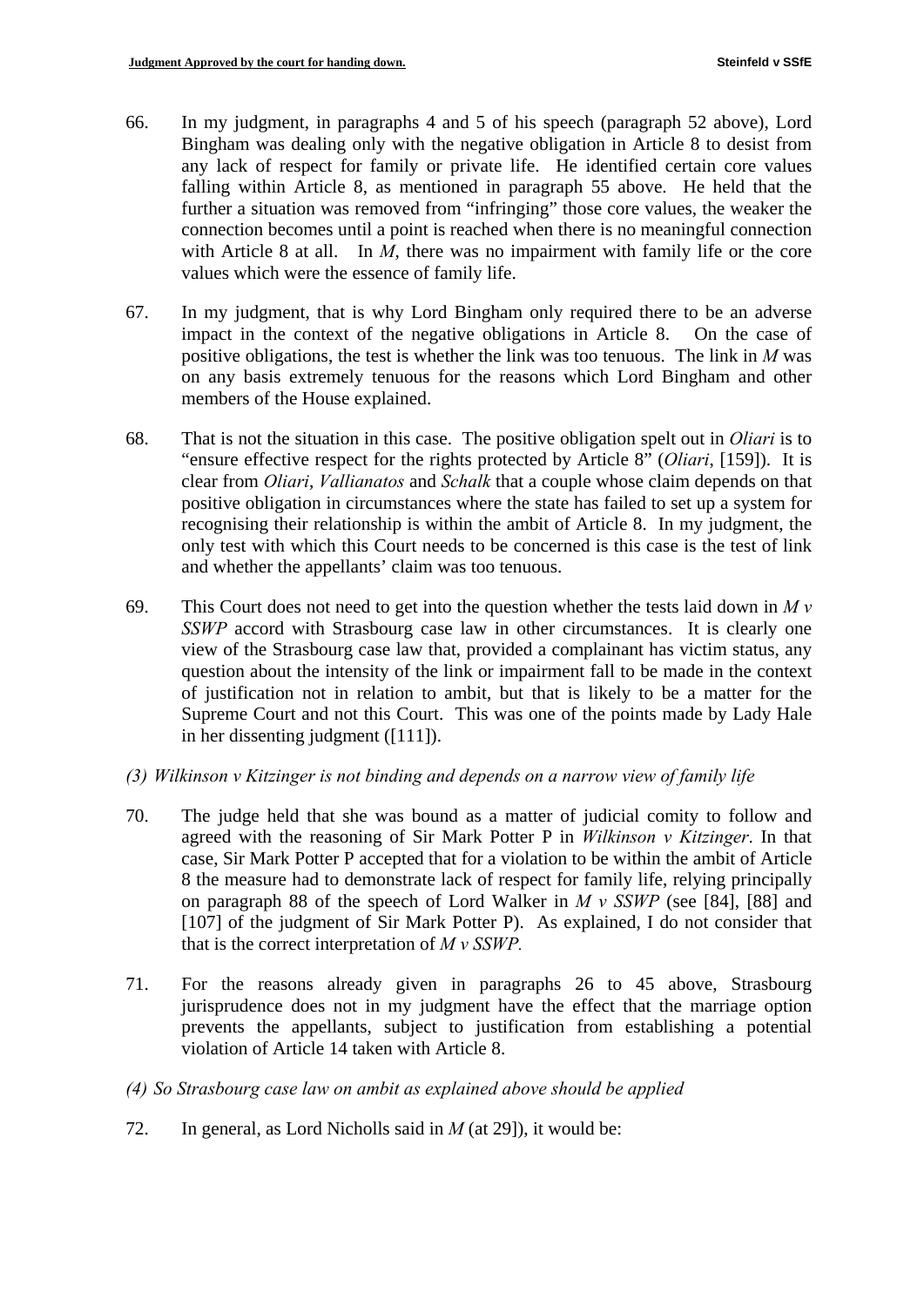66. In my judgment, in paragraphs 4 and 5 of his speech (paragraph 52 above), Lord Bingham was dealing only with the negative obligation in Article 8 to desist from any lack of respect for family or private life. He identified certain core values falling within Article 8, as mentioned in paragraph 55 above. He held that the further a situation was removed from "infringing" those core values, the weaker the connection becomes until a point is reached when there is no meaningful connection with Article 8 at all. In *M*, there was no impairment with family life or the core values which were the essence of family life.

67. In my judgment, that is why Lord Bingham only required there to be an adverse impact in the context of the negative obligations in Article 8. On the case of positive obligations, the test is whether the link was too tenuous. The link in *M* was on any basis extremely tenuous for the reasons which Lord Bingham and other members of the House explained.

68. That is not the situation in this case. The positive obligation spelt out in *Oliari* is to "ensure effective respect for the rights protected by Article 8" (*Oliari*, [159]). It is clear from *Oliari*, *Vallianatos* and *Schalk* that a couple whose claim depends on that positive obligation in circumstances where the state has failed to set up a system for recognising their relationship is within the ambit of Article 8. In my judgment, the only test with which this Court needs to be concerned is this case is the test of link and whether the appellants' claim was too tenuous.

69. This Court does not need to get into the question whether the tests laid down in *M v SSWP* accord with Strasbourg case law in other circumstances. It is clearly one view of the Strasbourg case law that, provided a complainant has victim status, any question about the intensity of the link or impairment fall to be made in the context of justification not in relation to ambit, but that is likely to be a matter for the Supreme Court and not this Court. This was one of the points made by Lady Hale in her dissenting judgment ([111]).

*(3) Wilkinson v Kitzinger is not binding and depends on a narrow view of family life*

70. The judge held that she was bound as a matter of judicial comity to follow and agreed with the reasoning of Sir Mark Potter P in *Wilkinson v Kitzinger*. In that case, Sir Mark Potter P accepted that for a violation to be within the ambit of Article 8 the measure had to demonstrate lack of respect for family life, relying principally on paragraph 88 of the speech of Lord Walker in *M v SSWP* (see [84], [88] and [107] of the judgment of Sir Mark Potter P). As explained, I do not consider that that is the correct interpretation of *M v SSWP.*

71. For the reasons already given in paragraphs 26 to 45 above, Strasbourg jurisprudence does not in my judgment have the effect that the marriage option prevents the appellants, subject to justification from establishing a potential violation of Article 14 taken with Article 8.

*(4) So Strasbourg case law on ambit as explained above should be applied*

72. In general, as Lord Nicholls said in *M* (at 29]), it would be: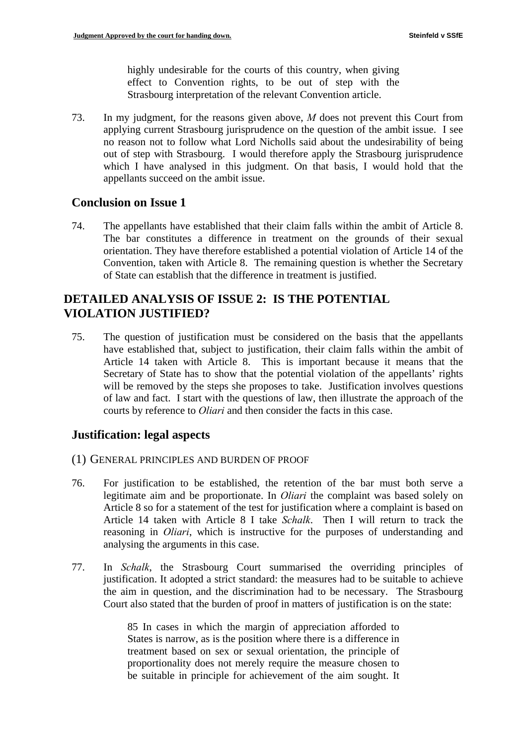> highly undesirable for the courts of this country, when giving effect to Convention rights, to be out of step with the Strasbourg interpretation of the relevant Convention article.

73. In my judgment, for the reasons given above, *M* does not prevent this Court from applying current Strasbourg jurisprudence on the question of the ambit issue. I see no reason not to follow what Lord Nicholls said about the undesirability of being out of step with Strasbourg. I would therefore apply the Strasbourg jurisprudence which I have analysed in this judgment. On that basis, I would hold that the appellants succeed on the ambit issue.

## Conclusion on Issue 1

74. The appellants have established that their claim falls within the ambit of Article 8. The bar constitutes a difference in treatment on the grounds of their sexual orientation. They have therefore established a potential violation of Article 14 of the Convention, taken with Article 8. The remaining question is whether the Secretary of State can establish that the difference in treatment is justified.

# DETAILED ANALYSIS OF ISSUE 2: IS THE POTENTIAL VIOLATION JUSTIFIED?

75. The question of justification must be considered on the basis that the appellants have established that, subject to justification, their claim falls within the ambit of Article 14 taken with Article 8. This is important because it means that the Secretary of State has to show that the potential violation of the appellants' rights will be removed by the steps she proposes to take. Justification involves questions of law and fact. I start with the questions of law, then illustrate the approach of the courts by reference to *Oliari* and then consider the facts in this case.

## Justification: legal aspects

### (1) General principles and burden of proof

76. For justification to be established, the retention of the bar must both serve a legitimate aim and be proportionate. In *Oliari* the complaint was based solely on Article 8 so for a statement of the test for justification where a complaint is based on Article 14 taken with Article 8 I take *Schalk*. Then I will return to track the reasoning in *Oliari*, which is instructive for the purposes of understanding and analysing the arguments in this case.

77. In *Schalk*, the Strasbourg Court summarised the overriding principles of justification. It adopted a strict standard: the measures had to be suitable to achieve the aim in question, and the discrimination had to be necessary. The Strasbourg Court also stated that the burden of proof in matters of justification is on the state:

> 85 In cases in which the margin of appreciation afforded to States is narrow, as is the position where there is a difference in treatment based on sex or sexual orientation, the principle of proportionality does not merely require the measure chosen to be suitable in principle for achievement of the aim sought. It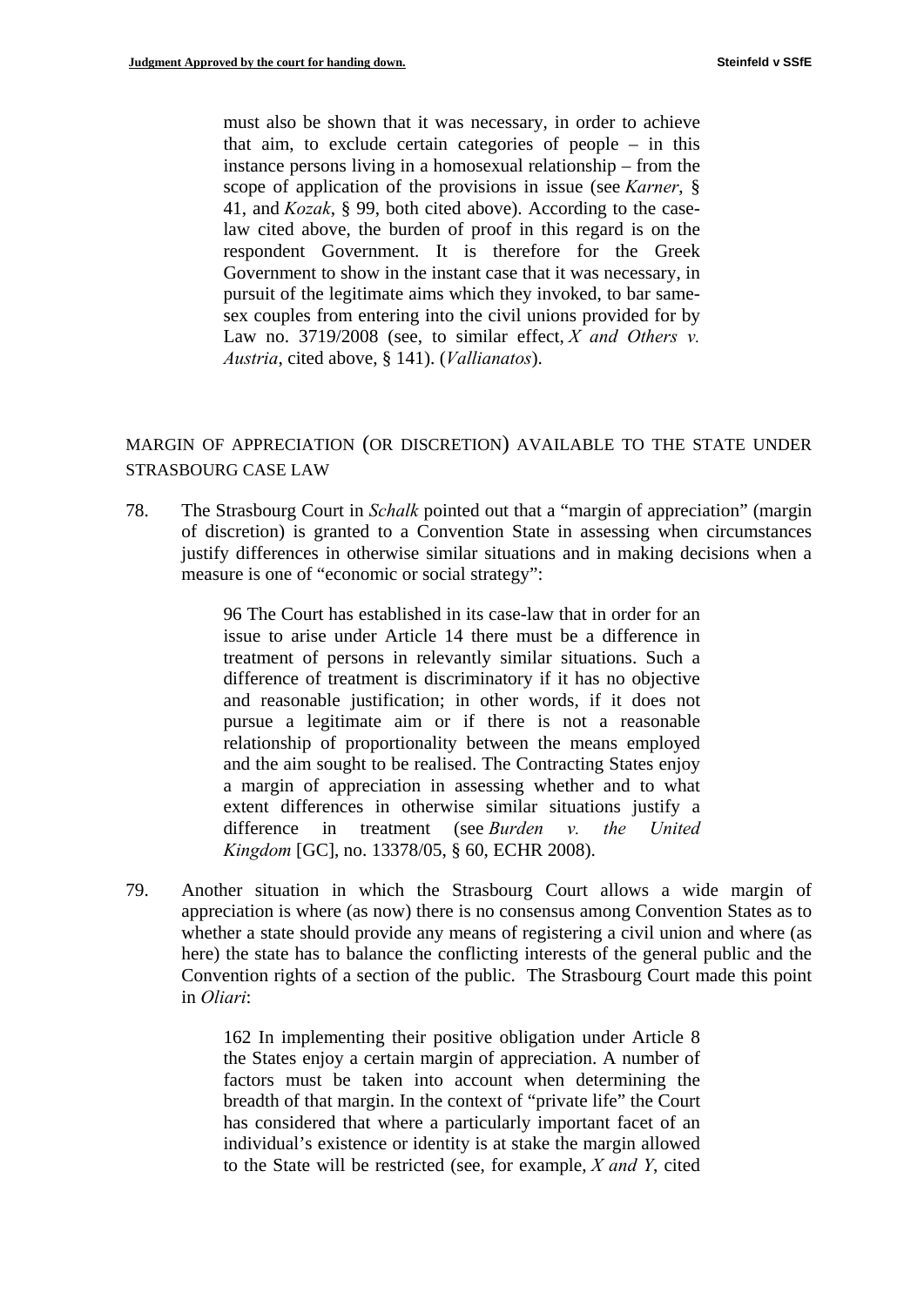> must also be shown that it was necessary, in order to achieve that aim, to exclude certain categories of people – in this instance persons living in a homosexual relationship – from the scope of application of the provisions in issue (see *Karner*, § 41, and *Kozak*, § 99, both cited above). According to the case-law cited above, the burden of proof in this regard is on the respondent Government. It is therefore for the Greek Government to show in the instant case that it was necessary, in pursuit of the legitimate aims which they invoked, to bar same-sex couples from entering into the civil unions provided for by Law no. 3719/2008 (see, to similar effect, *X and Others v. Austria*, cited above, § 141). (*Vallianatos*).

## MARGIN OF APPRECIATION (OR DISCRETION) AVAILABLE TO THE STATE UNDER STRASBOURG CASE LAW

78. The Strasbourg Court in *Schalk* pointed out that a "margin of appreciation" (margin of discretion) is granted to a Convention State in assessing when circumstances justify differences in otherwise similar situations and in making decisions when a measure is one of "economic or social strategy":

> 96 The Court has established in its case-law that in order for an issue to arise under Article 14 there must be a difference in treatment of persons in relevantly similar situations. Such a difference of treatment is discriminatory if it has no objective and reasonable justification; in other words, if it does not pursue a legitimate aim or if there is not a reasonable relationship of proportionality between the means employed and the aim sought to be realised. The Contracting States enjoy a margin of appreciation in assessing whether and to what extent differences in otherwise similar situations justify a difference in treatment (see *Burden v. the United Kingdom* [GC], no. 13378/05, § 60, ECHR 2008).

79. Another situation in which the Strasbourg Court allows a wide margin of appreciation is where (as now) there is no consensus among Convention States as to whether a state should provide any means of registering a civil union and where (as here) the state has to balance the conflicting interests of the general public and the Convention rights of a section of the public. The Strasbourg Court made this point in *Oliari*:

> 162 In implementing their positive obligation under Article 8 the States enjoy a certain margin of appreciation. A number of factors must be taken into account when determining the breadth of that margin. In the context of "private life" the Court has considered that where a particularly important facet of an individual's existence or identity is at stake the margin allowed to the State will be restricted (see, for example, *X and Y*, cited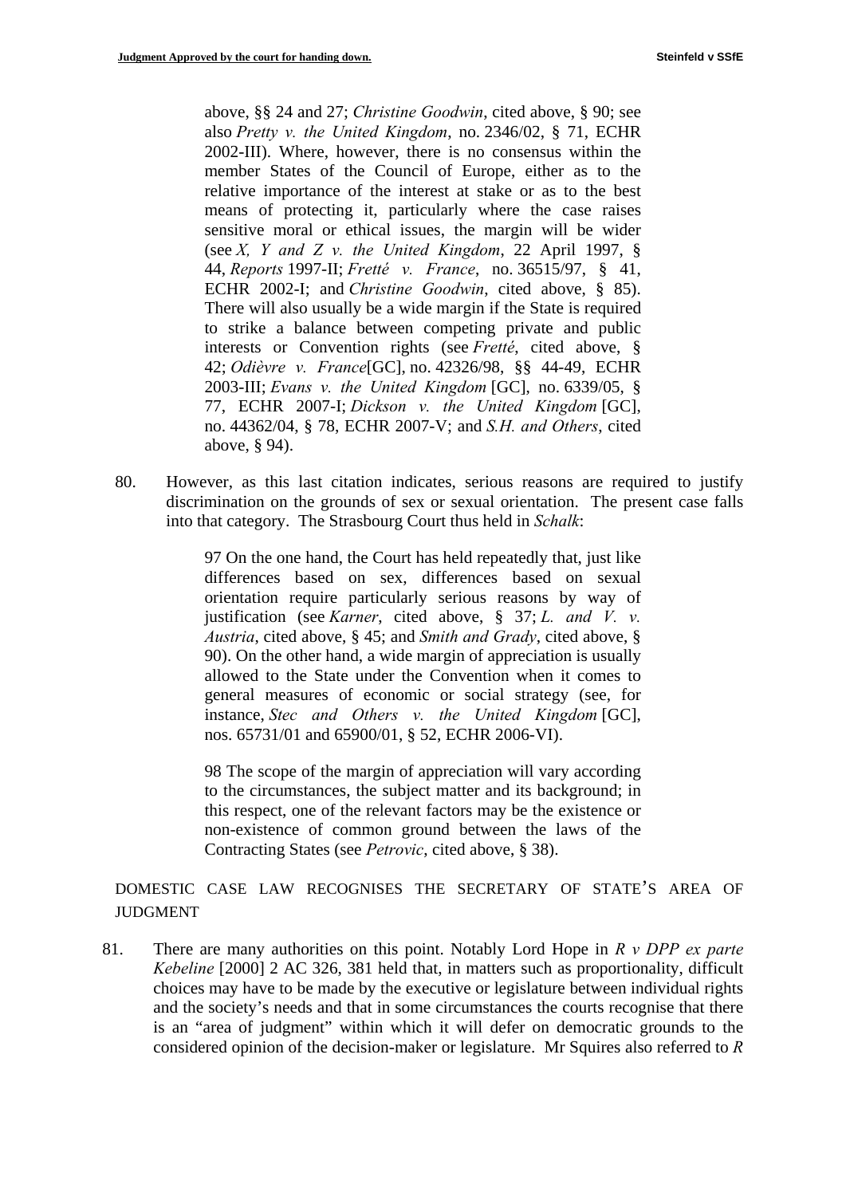> above, §§ 24 and 27; *Christine Goodwin*, cited above, § 90; see also *Pretty v. the United Kingdom*, no. 2346/02, § 71, ECHR 2002-III). Where, however, there is no consensus within the member States of the Council of Europe, either as to the relative importance of the interest at stake or as to the best means of protecting it, particularly where the case raises sensitive moral or ethical issues, the margin will be wider (see *X, Y and Z v. the United Kingdom*, 22 April 1997, § 44, *Reports* 1997-II; *Fretté v. France*, no. 36515/97, § 41, ECHR 2002-I; and *Christine Goodwin*, cited above, § 85). There will also usually be a wide margin if the State is required to strike a balance between competing private and public interests or Convention rights (see *Fretté*, cited above, § 42; *Odièvre v. France*[GC], no. 42326/98, §§ 44-49, ECHR 2003-III; *Evans v. the United Kingdom* [GC], no. 6339/05, § 77, ECHR 2007-I; *Dickson v. the United Kingdom* [GC], no. 44362/04, § 78, ECHR 2007-V; and *S.H. and Others*, cited above, § 94).

80. However, as this last citation indicates, serious reasons are required to justify discrimination on the grounds of sex or sexual orientation. The present case falls into that category. The Strasbourg Court thus held in *Schalk*:

> 97 On the one hand, the Court has held repeatedly that, just like differences based on sex, differences based on sexual orientation require particularly serious reasons by way of justification (see *Karner*, cited above, § 37; *L. and V. v. Austria*, cited above, § 45; and *Smith and Grady*, cited above, § 90). On the other hand, a wide margin of appreciation is usually allowed to the State under the Convention when it comes to general measures of economic or social strategy (see, for instance, *Stec and Others v. the United Kingdom* [GC], nos. 65731/01 and 65900/01, § 52, ECHR 2006-VI).
>
> 98 The scope of the margin of appreciation will vary according to the circumstances, the subject matter and its background; in this respect, one of the relevant factors may be the existence or non-existence of common ground between the laws of the Contracting States (see *Petrovic*, cited above, § 38).

## DOMESTIC CASE LAW RECOGNISES THE SECRETARY OF STATE'S AREA OF JUDGMENT

81. There are many authorities on this point. Notably Lord Hope in *R v DPP ex parte Kebeline* [2000] 2 AC 326, 381 held that, in matters such as proportionality, difficult choices may have to be made by the executive or legislature between individual rights and the society's needs and that in some circumstances the courts recognise that there is an "area of judgment" within which it will defer on democratic grounds to the considered opinion of the decision-maker or legislature. Mr Squires also referred to *R*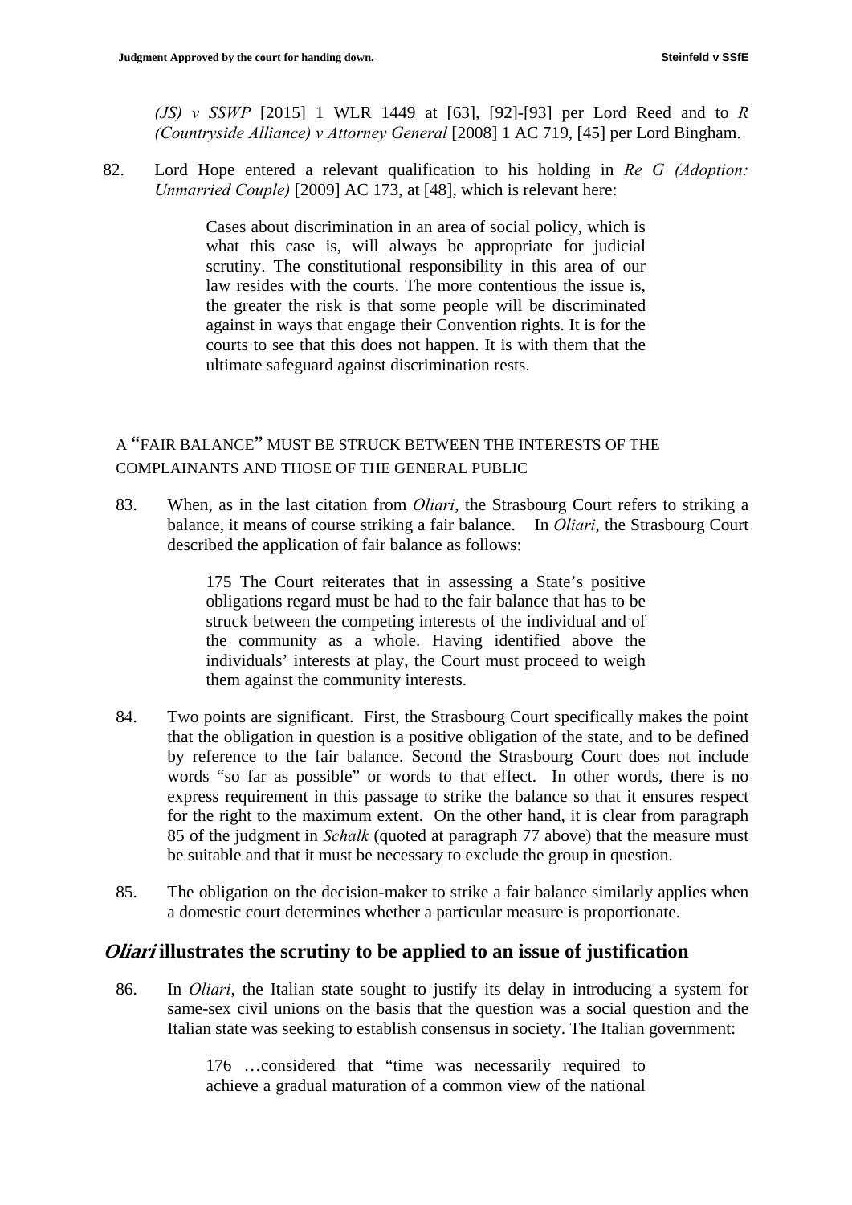*(JS) v SSWP* [2015] 1 WLR 1449 at [63], [92]-[93] per Lord Reed and to *R (Countryside Alliance) v Attorney General* [2008] 1 AC 719, [45] per Lord Bingham.

82. Lord Hope entered a relevant qualification to his holding in *Re G (Adoption: Unmarried Couple)* [2009] AC 173, at [48], which is relevant here:

> Cases about discrimination in an area of social policy, which is what this case is, will always be appropriate for judicial scrutiny. The constitutional responsibility in this area of our law resides with the courts. The more contentious the issue is, the greater the risk is that some people will be discriminated against in ways that engage their Convention rights. It is for the courts to see that this does not happen. It is with them that the ultimate safeguard against discrimination rests.

A "FAIR BALANCE" MUST BE STRUCK BETWEEN THE INTERESTS OF THE COMPLAINANTS AND THOSE OF THE GENERAL PUBLIC

83. When, as in the last citation from *Oliari*, the Strasbourg Court refers to striking a balance, it means of course striking a fair balance. In *Oliari*, the Strasbourg Court described the application of fair balance as follows:

> 175 The Court reiterates that in assessing a State's positive obligations regard must be had to the fair balance that has to be struck between the competing interests of the individual and of the community as a whole. Having identified above the individuals' interests at play, the Court must proceed to weigh them against the community interests.

84. Two points are significant. First, the Strasbourg Court specifically makes the point that the obligation in question is a positive obligation of the state, and to be defined by reference to the fair balance. Second the Strasbourg Court does not include words "so far as possible" or words to that effect. In other words, there is no express requirement in this passage to strike the balance so that it ensures respect for the right to the maximum extent. On the other hand, it is clear from paragraph 85 of the judgment in *Schalk* (quoted at paragraph 77 above) that the measure must be suitable and that it must be necessary to exclude the group in question.

85. The obligation on the decision-maker to strike a fair balance similarly applies when a domestic court determines whether a particular measure is proportionate.

## ***Oliari*** **illustrates the scrutiny to be applied to an issue of justification**

86. In *Oliari*, the Italian state sought to justify its delay in introducing a system for same-sex civil unions on the basis that the question was a social question and the Italian state was seeking to establish consensus in society. The Italian government:

> 176 …considered that "time was necessarily required to achieve a gradual maturation of a common view of the national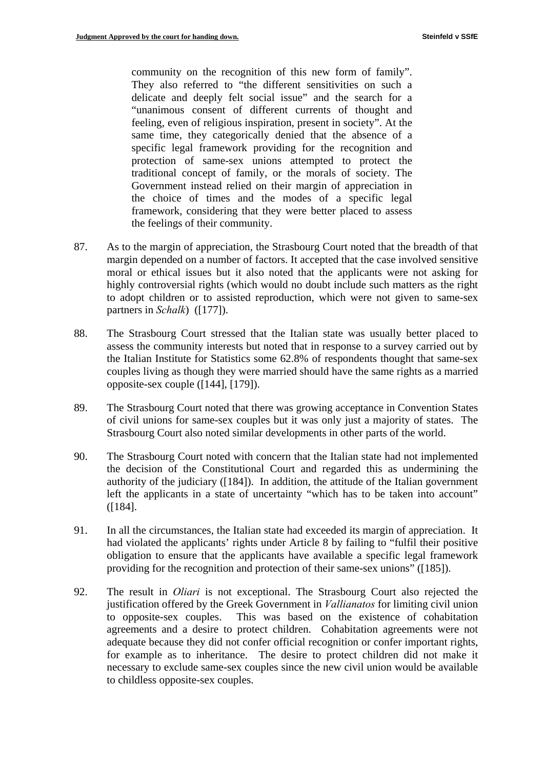> community on the recognition of this new form of family". They also referred to "the different sensitivities on such a delicate and deeply felt social issue" and the search for a "unanimous consent of different currents of thought and feeling, even of religious inspiration, present in society". At the same time, they categorically denied that the absence of a specific legal framework providing for the recognition and protection of same-sex unions attempted to protect the traditional concept of family, or the morals of society. The Government instead relied on their margin of appreciation in the choice of times and the modes of a specific legal framework, considering that they were better placed to assess the feelings of their community.

87. As to the margin of appreciation, the Strasbourg Court noted that the breadth of that margin depended on a number of factors. It accepted that the case involved sensitive moral or ethical issues but it also noted that the applicants were not asking for highly controversial rights (which would no doubt include such matters as the right to adopt children or to assisted reproduction, which were not given to same-sex partners in *Schalk*) ([177]).

88. The Strasbourg Court stressed that the Italian state was usually better placed to assess the community interests but noted that in response to a survey carried out by the Italian Institute for Statistics some 62.8% of respondents thought that same-sex couples living as though they were married should have the same rights as a married opposite-sex couple ([144], [179]).

89. The Strasbourg Court noted that there was growing acceptance in Convention States of civil unions for same-sex couples but it was only just a majority of states. The Strasbourg Court also noted similar developments in other parts of the world.

90. The Strasbourg Court noted with concern that the Italian state had not implemented the decision of the Constitutional Court and regarded this as undermining the authority of the judiciary ([184]). In addition, the attitude of the Italian government left the applicants in a state of uncertainty "which has to be taken into account" ([184].

91. In all the circumstances, the Italian state had exceeded its margin of appreciation. It had violated the applicants' rights under Article 8 by failing to "fulfil their positive obligation to ensure that the applicants have available a specific legal framework providing for the recognition and protection of their same-sex unions" ([185]).

92. The result in *Oliari* is not exceptional. The Strasbourg Court also rejected the justification offered by the Greek Government in *Vallianatos* for limiting civil union to opposite-sex couples. This was based on the existence of cohabitation agreements and a desire to protect children. Cohabitation agreements were not adequate because they did not confer official recognition or confer important rights, for example as to inheritance. The desire to protect children did not make it necessary to exclude same-sex couples since the new civil union would be available to childless opposite-sex couples.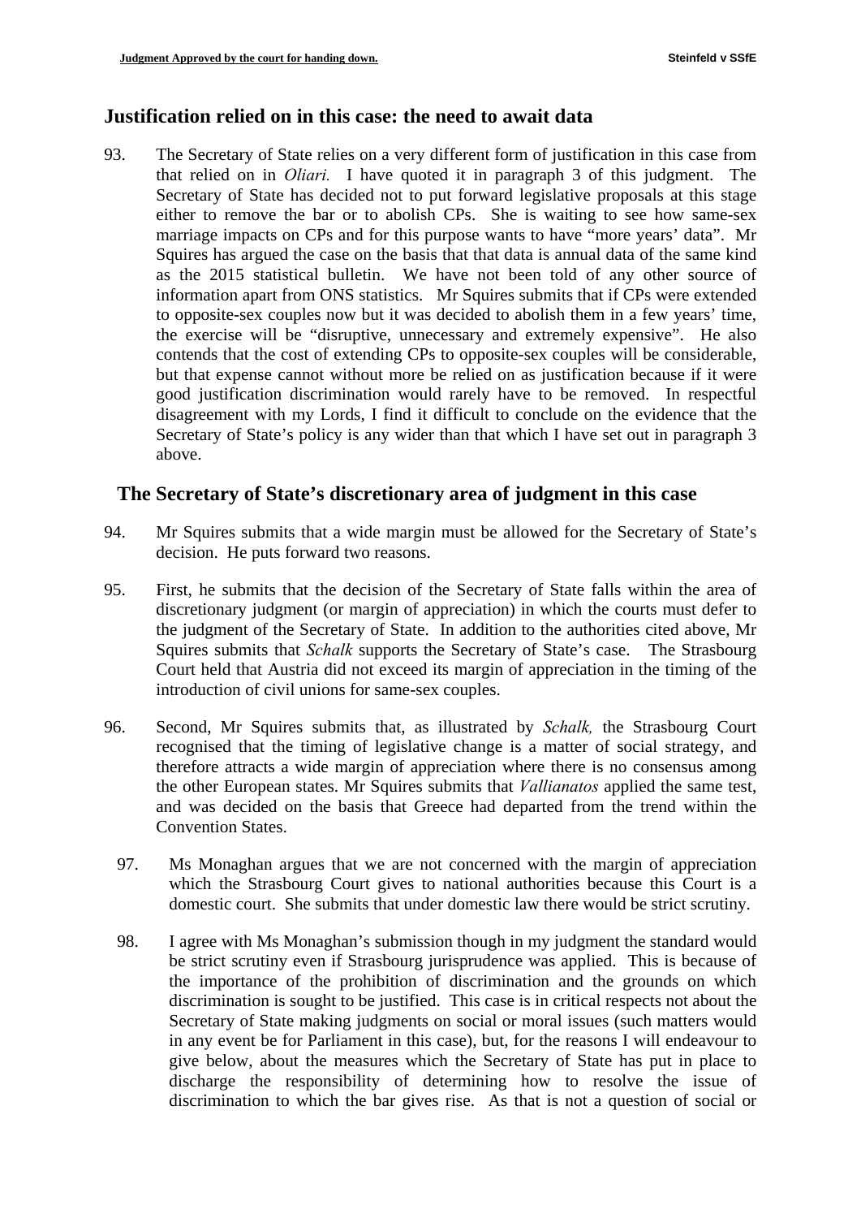## Justification relied on in this case: the need to await data

93. The Secretary of State relies on a very different form of justification in this case from that relied on in *Oliari.* I have quoted it in paragraph 3 of this judgment. The Secretary of State has decided not to put forward legislative proposals at this stage either to remove the bar or to abolish CPs. She is waiting to see how same-sex marriage impacts on CPs and for this purpose wants to have "more years' data". Mr Squires has argued the case on the basis that that data is annual data of the same kind as the 2015 statistical bulletin. We have not been told of any other source of information apart from ONS statistics. Mr Squires submits that if CPs were extended to opposite-sex couples now but it was decided to abolish them in a few years' time, the exercise will be "disruptive, unnecessary and extremely expensive". He also contends that the cost of extending CPs to opposite-sex couples will be considerable, but that expense cannot without more be relied on as justification because if it were good justification discrimination would rarely have to be removed. In respectful disagreement with my Lords, I find it difficult to conclude on the evidence that the Secretary of State's policy is any wider than that which I have set out in paragraph 3 above.

## The Secretary of State's discretionary area of judgment in this case

94. Mr Squires submits that a wide margin must be allowed for the Secretary of State's decision. He puts forward two reasons.

95. First, he submits that the decision of the Secretary of State falls within the area of discretionary judgment (or margin of appreciation) in which the courts must defer to the judgment of the Secretary of State. In addition to the authorities cited above, Mr Squires submits that *Schalk* supports the Secretary of State's case. The Strasbourg Court held that Austria did not exceed its margin of appreciation in the timing of the introduction of civil unions for same-sex couples.

96. Second, Mr Squires submits that, as illustrated by *Schalk,* the Strasbourg Court recognised that the timing of legislative change is a matter of social strategy, and therefore attracts a wide margin of appreciation where there is no consensus among the other European states. Mr Squires submits that *Vallianatos* applied the same test, and was decided on the basis that Greece had departed from the trend within the Convention States.

97. Ms Monaghan argues that we are not concerned with the margin of appreciation which the Strasbourg Court gives to national authorities because this Court is a domestic court. She submits that under domestic law there would be strict scrutiny.

98. I agree with Ms Monaghan's submission though in my judgment the standard would be strict scrutiny even if Strasbourg jurisprudence was applied. This is because of the importance of the prohibition of discrimination and the grounds on which discrimination is sought to be justified. This case is in critical respects not about the Secretary of State making judgments on social or moral issues (such matters would in any event be for Parliament in this case), but, for the reasons I will endeavour to give below, about the measures which the Secretary of State has put in place to discharge the responsibility of determining how to resolve the issue of discrimination to which the bar gives rise. As that is not a question of social or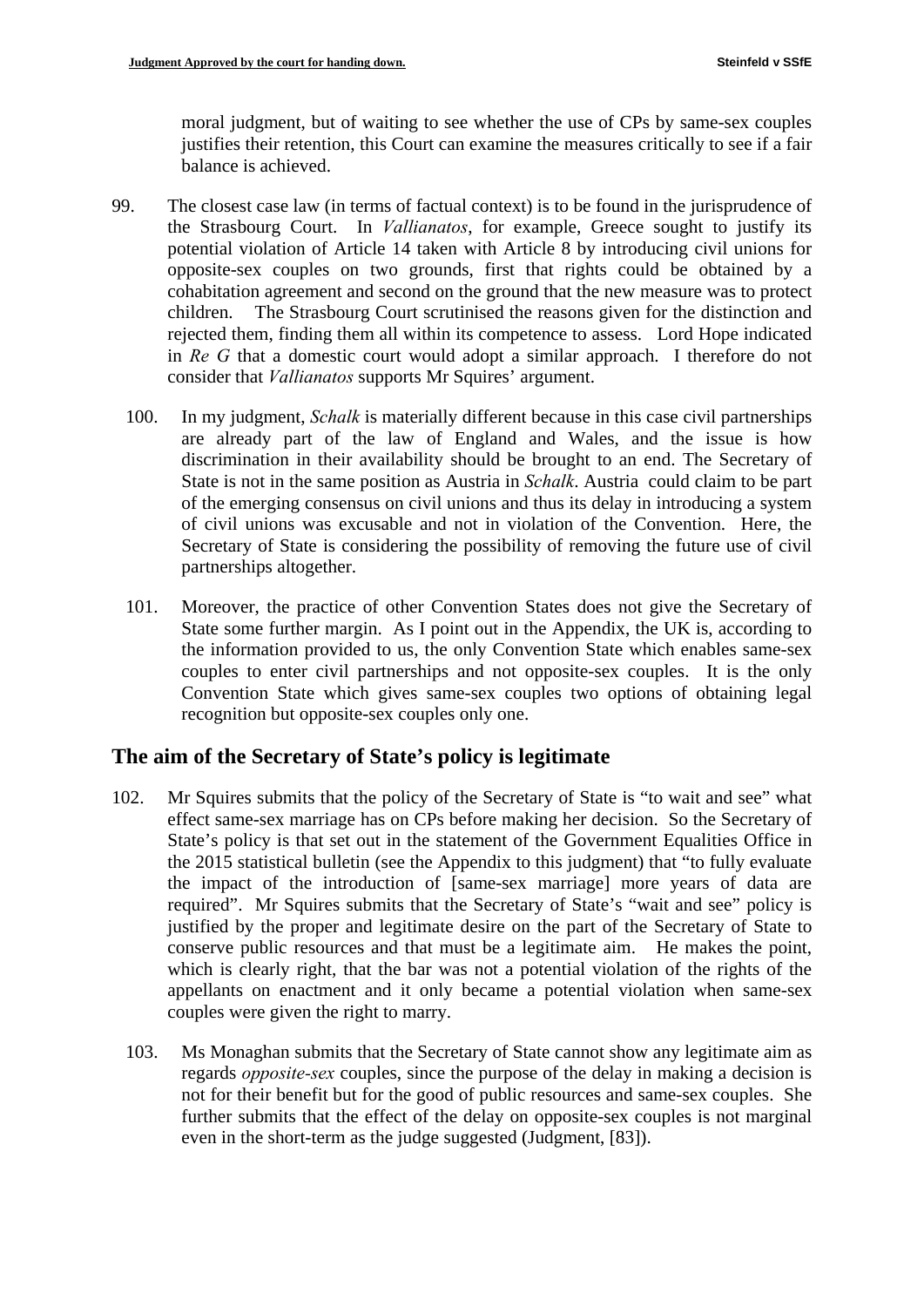moral judgment, but of waiting to see whether the use of CPs by same-sex couples justifies their retention, this Court can examine the measures critically to see if a fair balance is achieved.

99. The closest case law (in terms of factual context) is to be found in the jurisprudence of the Strasbourg Court. In *Vallianatos*, for example, Greece sought to justify its potential violation of Article 14 taken with Article 8 by introducing civil unions for opposite-sex couples on two grounds, first that rights could be obtained by a cohabitation agreement and second on the ground that the new measure was to protect children. The Strasbourg Court scrutinised the reasons given for the distinction and rejected them, finding them all within its competence to assess. Lord Hope indicated in *Re G* that a domestic court would adopt a similar approach. I therefore do not consider that *Vallianatos* supports Mr Squires' argument.

100. In my judgment, *Schalk* is materially different because in this case civil partnerships are already part of the law of England and Wales, and the issue is how discrimination in their availability should be brought to an end. The Secretary of State is not in the same position as Austria in *Schalk*. Austria could claim to be part of the emerging consensus on civil unions and thus its delay in introducing a system of civil unions was excusable and not in violation of the Convention. Here, the Secretary of State is considering the possibility of removing the future use of civil partnerships altogether.

101. Moreover, the practice of other Convention States does not give the Secretary of State some further margin. As I point out in the Appendix, the UK is, according to the information provided to us, the only Convention State which enables same-sex couples to enter civil partnerships and not opposite-sex couples. It is the only Convention State which gives same-sex couples two options of obtaining legal recognition but opposite-sex couples only one.

## The aim of the Secretary of State's policy is legitimate

102. Mr Squires submits that the policy of the Secretary of State is "to wait and see" what effect same-sex marriage has on CPs before making her decision. So the Secretary of State's policy is that set out in the statement of the Government Equalities Office in the 2015 statistical bulletin (see the Appendix to this judgment) that "to fully evaluate the impact of the introduction of [same-sex marriage] more years of data are required". Mr Squires submits that the Secretary of State's "wait and see" policy is justified by the proper and legitimate desire on the part of the Secretary of State to conserve public resources and that must be a legitimate aim. He makes the point, which is clearly right, that the bar was not a potential violation of the rights of the appellants on enactment and it only became a potential violation when same-sex couples were given the right to marry.

103. Ms Monaghan submits that the Secretary of State cannot show any legitimate aim as regards *opposite-sex* couples, since the purpose of the delay in making a decision is not for their benefit but for the good of public resources and same-sex couples. She further submits that the effect of the delay on opposite-sex couples is not marginal even in the short-term as the judge suggested (Judgment, [83]).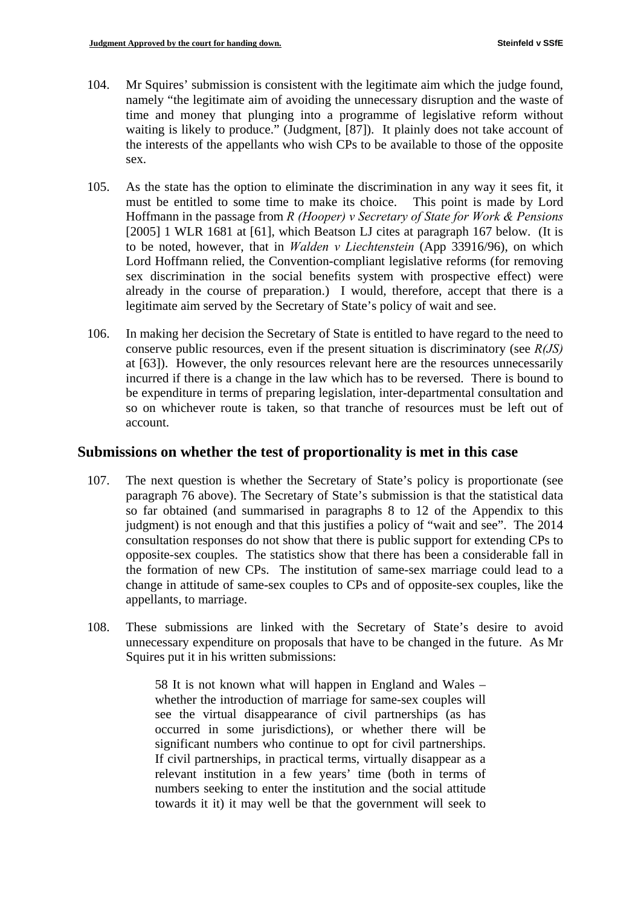104. Mr Squires' submission is consistent with the legitimate aim which the judge found, namely "the legitimate aim of avoiding the unnecessary disruption and the waste of time and money that plunging into a programme of legislative reform without waiting is likely to produce." (Judgment, [87]). It plainly does not take account of the interests of the appellants who wish CPs to be available to those of the opposite sex.

105. As the state has the option to eliminate the discrimination in any way it sees fit, it must be entitled to some time to make its choice. This point is made by Lord Hoffmann in the passage from *R (Hooper) v Secretary of State for Work & Pensions* [2005] 1 WLR 1681 at [61], which Beatson LJ cites at paragraph 167 below. (It is to be noted, however, that in *Walden v Liechtenstein* (App 33916/96), on which Lord Hoffmann relied, the Convention-compliant legislative reforms (for removing sex discrimination in the social benefits system with prospective effect) were already in the course of preparation.) I would, therefore, accept that there is a legitimate aim served by the Secretary of State's policy of wait and see.

106. In making her decision the Secretary of State is entitled to have regard to the need to conserve public resources, even if the present situation is discriminatory (see *R(JS)* at [63]). However, the only resources relevant here are the resources unnecessarily incurred if there is a change in the law which has to be reversed. There is bound to be expenditure in terms of preparing legislation, inter-departmental consultation and so on whichever route is taken, so that tranche of resources must be left out of account.

## Submissions on whether the test of proportionality is met in this case

107. The next question is whether the Secretary of State's policy is proportionate (see paragraph 76 above). The Secretary of State's submission is that the statistical data so far obtained (and summarised in paragraphs 8 to 12 of the Appendix to this judgment) is not enough and that this justifies a policy of "wait and see". The 2014 consultation responses do not show that there is public support for extending CPs to opposite-sex couples. The statistics show that there has been a considerable fall in the formation of new CPs. The institution of same-sex marriage could lead to a change in attitude of same-sex couples to CPs and of opposite-sex couples, like the appellants, to marriage.

108. These submissions are linked with the Secretary of State's desire to avoid unnecessary expenditure on proposals that have to be changed in the future. As Mr Squires put it in his written submissions:

> 58 It is not known what will happen in England and Wales – whether the introduction of marriage for same-sex couples will see the virtual disappearance of civil partnerships (as has occurred in some jurisdictions), or whether there will be significant numbers who continue to opt for civil partnerships. If civil partnerships, in practical terms, virtually disappear as a relevant institution in a few years' time (both in terms of numbers seeking to enter the institution and the social attitude towards it it) it may well be that the government will seek to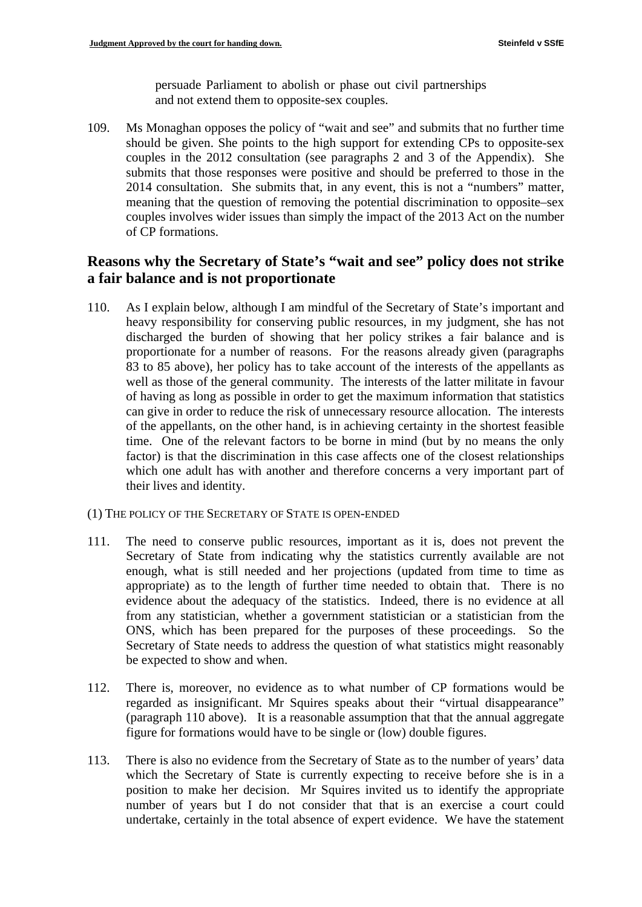persuade Parliament to abolish or phase out civil partnerships and not extend them to opposite-sex couples.

109. Ms Monaghan opposes the policy of "wait and see" and submits that no further time should be given. She points to the high support for extending CPs to opposite-sex couples in the 2012 consultation (see paragraphs 2 and 3 of the Appendix). She submits that those responses were positive and should be preferred to those in the 2014 consultation. She submits that, in any event, this is not a "numbers" matter, meaning that the question of removing the potential discrimination to opposite–sex couples involves wider issues than simply the impact of the 2013 Act on the number of CP formations.

## Reasons why the Secretary of State's "wait and see" policy does not strike a fair balance and is not proportionate

110. As I explain below, although I am mindful of the Secretary of State's important and heavy responsibility for conserving public resources, in my judgment, she has not discharged the burden of showing that her policy strikes a fair balance and is proportionate for a number of reasons. For the reasons already given (paragraphs 83 to 85 above), her policy has to take account of the interests of the appellants as well as those of the general community. The interests of the latter militate in favour of having as long as possible in order to get the maximum information that statistics can give in order to reduce the risk of unnecessary resource allocation. The interests of the appellants, on the other hand, is in achieving certainty in the shortest feasible time. One of the relevant factors to be borne in mind (but by no means the only factor) is that the discrimination in this case affects one of the closest relationships which one adult has with another and therefore concerns a very important part of their lives and identity.

(1) THE POLICY OF THE SECRETARY OF STATE IS OPEN-ENDED

111. The need to conserve public resources, important as it is, does not prevent the Secretary of State from indicating why the statistics currently available are not enough, what is still needed and her projections (updated from time to time as appropriate) as to the length of further time needed to obtain that. There is no evidence about the adequacy of the statistics. Indeed, there is no evidence at all from any statistician, whether a government statistician or a statistician from the ONS, which has been prepared for the purposes of these proceedings. So the Secretary of State needs to address the question of what statistics might reasonably be expected to show and when.

112. There is, moreover, no evidence as to what number of CP formations would be regarded as insignificant. Mr Squires speaks about their "virtual disappearance" (paragraph 110 above). It is a reasonable assumption that that the annual aggregate figure for formations would have to be single or (low) double figures.

113. There is also no evidence from the Secretary of State as to the number of years' data which the Secretary of State is currently expecting to receive before she is in a position to make her decision. Mr Squires invited us to identify the appropriate number of years but I do not consider that that is an exercise a court could undertake, certainly in the total absence of expert evidence. We have the statement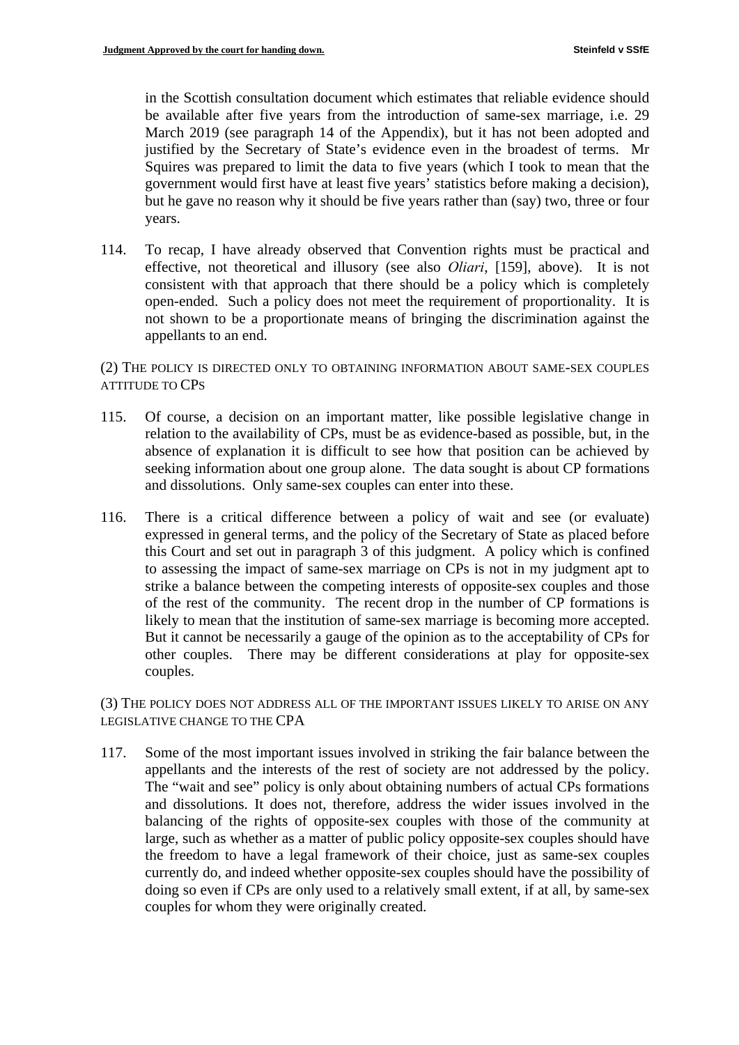in the Scottish consultation document which estimates that reliable evidence should be available after five years from the introduction of same-sex marriage, i.e. 29 March 2019 (see paragraph 14 of the Appendix), but it has not been adopted and justified by the Secretary of State's evidence even in the broadest of terms. Mr Squires was prepared to limit the data to five years (which I took to mean that the government would first have at least five years' statistics before making a decision), but he gave no reason why it should be five years rather than (say) two, three or four years.

114. To recap, I have already observed that Convention rights must be practical and effective, not theoretical and illusory (see also *Oliari*, [159], above). It is not consistent with that approach that there should be a policy which is completely open-ended. Such a policy does not meet the requirement of proportionality. It is not shown to be a proportionate means of bringing the discrimination against the appellants to an end.

(2) THE POLICY IS DIRECTED ONLY TO OBTAINING INFORMATION ABOUT SAME-SEX COUPLES ATTITUDE TO CPS

115. Of course, a decision on an important matter, like possible legislative change in relation to the availability of CPs, must be as evidence-based as possible, but, in the absence of explanation it is difficult to see how that position can be achieved by seeking information about one group alone. The data sought is about CP formations and dissolutions. Only same-sex couples can enter into these.

116. There is a critical difference between a policy of wait and see (or evaluate) expressed in general terms, and the policy of the Secretary of State as placed before this Court and set out in paragraph 3 of this judgment. A policy which is confined to assessing the impact of same-sex marriage on CPs is not in my judgment apt to strike a balance between the competing interests of opposite-sex couples and those of the rest of the community. The recent drop in the number of CP formations is likely to mean that the institution of same-sex marriage is becoming more accepted. But it cannot be necessarily a gauge of the opinion as to the acceptability of CPs for other couples. There may be different considerations at play for opposite-sex couples.

(3) THE POLICY DOES NOT ADDRESS ALL OF THE IMPORTANT ISSUES LIKELY TO ARISE ON ANY LEGISLATIVE CHANGE TO THE CPA

117. Some of the most important issues involved in striking the fair balance between the appellants and the interests of the rest of society are not addressed by the policy. The "wait and see" policy is only about obtaining numbers of actual CPs formations and dissolutions. It does not, therefore, address the wider issues involved in the balancing of the rights of opposite-sex couples with those of the community at large, such as whether as a matter of public policy opposite-sex couples should have the freedom to have a legal framework of their choice, just as same-sex couples currently do, and indeed whether opposite-sex couples should have the possibility of doing so even if CPs are only used to a relatively small extent, if at all, by same-sex couples for whom they were originally created.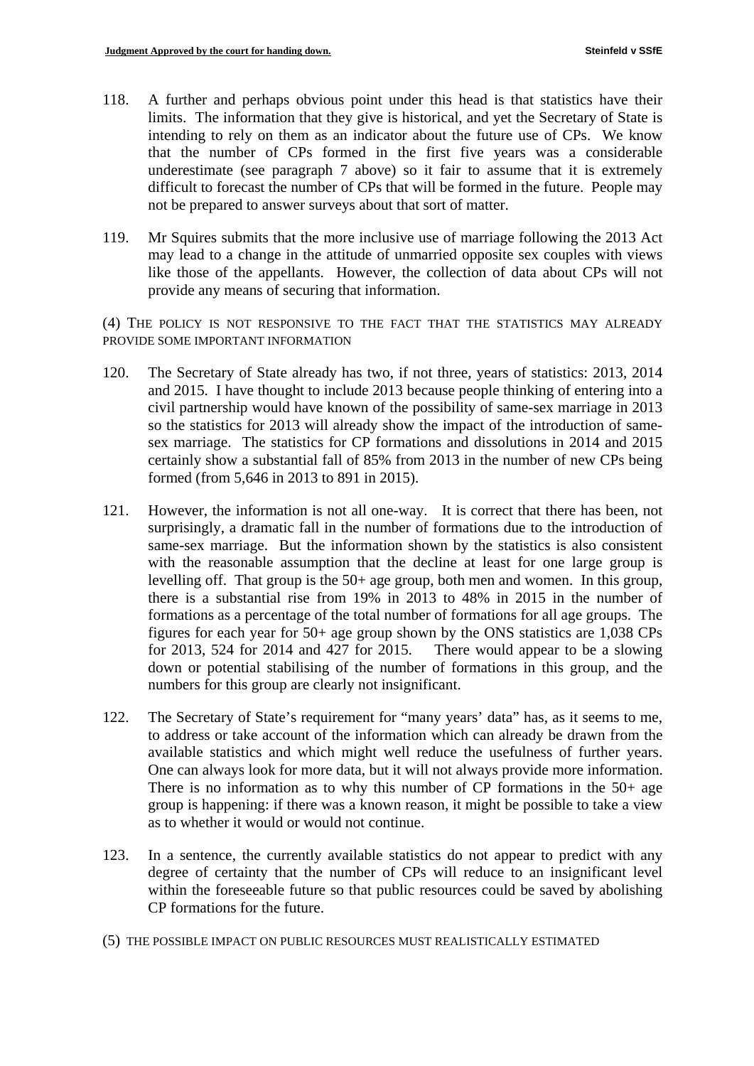118. A further and perhaps obvious point under this head is that statistics have their limits. The information that they give is historical, and yet the Secretary of State is intending to rely on them as an indicator about the future use of CPs. We know that the number of CPs formed in the first five years was a considerable underestimate (see paragraph 7 above) so it fair to assume that it is extremely difficult to forecast the number of CPs that will be formed in the future. People may not be prepared to answer surveys about that sort of matter.

119. Mr Squires submits that the more inclusive use of marriage following the 2013 Act may lead to a change in the attitude of unmarried opposite sex couples with views like those of the appellants. However, the collection of data about CPs will not provide any means of securing that information.

(4) THE POLICY IS NOT RESPONSIVE TO THE FACT THAT THE STATISTICS MAY ALREADY PROVIDE SOME IMPORTANT INFORMATION

120. The Secretary of State already has two, if not three, years of statistics: 2013, 2014 and 2015. I have thought to include 2013 because people thinking of entering into a civil partnership would have known of the possibility of same-sex marriage in 2013 so the statistics for 2013 will already show the impact of the introduction of same-sex marriage. The statistics for CP formations and dissolutions in 2014 and 2015 certainly show a substantial fall of 85% from 2013 in the number of new CPs being formed (from 5,646 in 2013 to 891 in 2015).

121. However, the information is not all one-way. It is correct that there has been, not surprisingly, a dramatic fall in the number of formations due to the introduction of same-sex marriage. But the information shown by the statistics is also consistent with the reasonable assumption that the decline at least for one large group is levelling off. That group is the 50+ age group, both men and women. In this group, there is a substantial rise from 19% in 2013 to 48% in 2015 in the number of formations as a percentage of the total number of formations for all age groups. The figures for each year for 50+ age group shown by the ONS statistics are 1,038 CPs for 2013, 524 for 2014 and 427 for 2015. There would appear to be a slowing down or potential stabilising of the number of formations in this group, and the numbers for this group are clearly not insignificant.

122. The Secretary of State's requirement for "many years' data" has, as it seems to me, to address or take account of the information which can already be drawn from the available statistics and which might well reduce the usefulness of further years. One can always look for more data, but it will not always provide more information. There is no information as to why this number of CP formations in the 50+ age group is happening: if there was a known reason, it might be possible to take a view as to whether it would or would not continue.

123. In a sentence, the currently available statistics do not appear to predict with any degree of certainty that the number of CPs will reduce to an insignificant level within the foreseeable future so that public resources could be saved by abolishing CP formations for the future.

(5) THE POSSIBLE IMPACT ON PUBLIC RESOURCES MUST REALISTICALLY ESTIMATED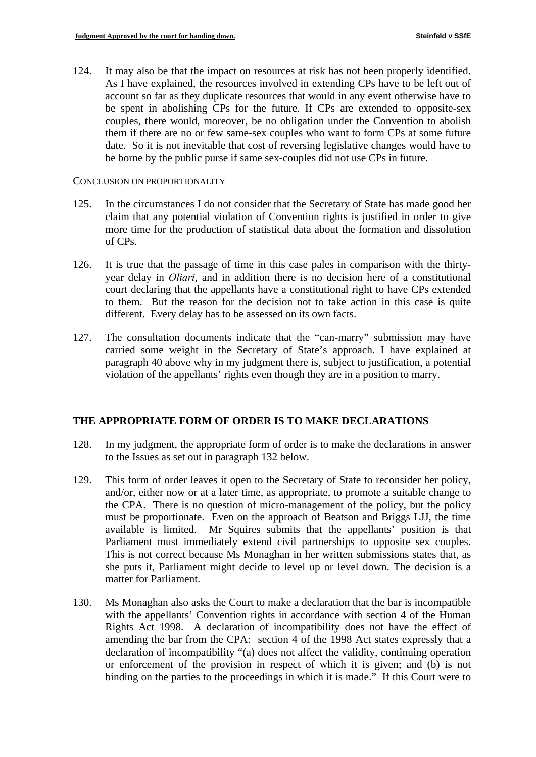124. It may also be that the impact on resources at risk has not been properly identified. As I have explained, the resources involved in extending CPs have to be left out of account so far as they duplicate resources that would in any event otherwise have to be spent in abolishing CPs for the future. If CPs are extended to opposite-sex couples, there would, moreover, be no obligation under the Convention to abolish them if there are no or few same-sex couples who want to form CPs at some future date. So it is not inevitable that cost of reversing legislative changes would have to be borne by the public purse if same sex-couples did not use CPs in future.

CONCLUSION ON PROPORTIONALITY

125. In the circumstances I do not consider that the Secretary of State has made good her claim that any potential violation of Convention rights is justified in order to give more time for the production of statistical data about the formation and dissolution of CPs.

126. It is true that the passage of time in this case pales in comparison with the thirty-year delay in *Oliari*, and in addition there is no decision here of a constitutional court declaring that the appellants have a constitutional right to have CPs extended to them. But the reason for the decision not to take action in this case is quite different. Every delay has to be assessed on its own facts.

127. The consultation documents indicate that the "can-marry" submission may have carried some weight in the Secretary of State's approach. I have explained at paragraph 40 above why in my judgment there is, subject to justification, a potential violation of the appellants' rights even though they are in a position to marry.

## THE APPROPRIATE FORM OF ORDER IS TO MAKE DECLARATIONS

128. In my judgment, the appropriate form of order is to make the declarations in answer to the Issues as set out in paragraph 132 below.

129. This form of order leaves it open to the Secretary of State to reconsider her policy, and/or, either now or at a later time, as appropriate, to promote a suitable change to the CPA. There is no question of micro-management of the policy, but the policy must be proportionate. Even on the approach of Beatson and Briggs LJJ, the time available is limited. Mr Squires submits that the appellants' position is that Parliament must immediately extend civil partnerships to opposite sex couples. This is not correct because Ms Monaghan in her written submissions states that, as she puts it, Parliament might decide to level up or level down. The decision is a matter for Parliament.

130. Ms Monaghan also asks the Court to make a declaration that the bar is incompatible with the appellants' Convention rights in accordance with section 4 of the Human Rights Act 1998. A declaration of incompatibility does not have the effect of amending the bar from the CPA: section 4 of the 1998 Act states expressly that a declaration of incompatibility "(a) does not affect the validity, continuing operation or enforcement of the provision in respect of which it is given; and (b) is not binding on the parties to the proceedings in which it is made." If this Court were to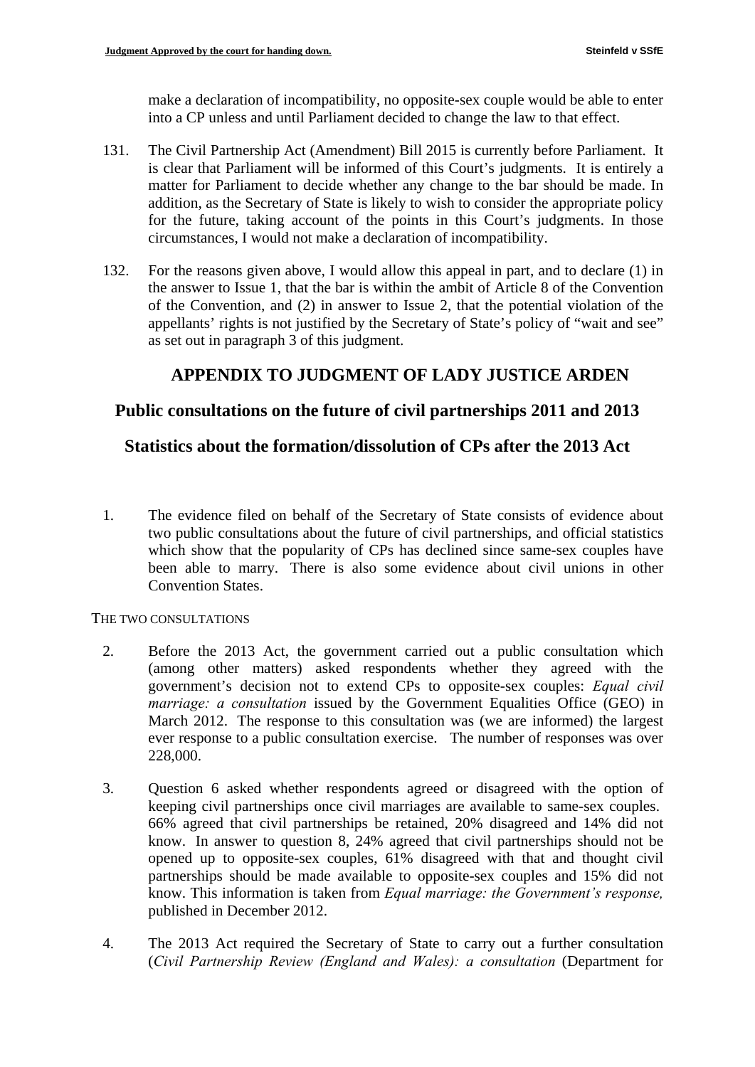make a declaration of incompatibility, no opposite-sex couple would be able to enter into a CP unless and until Parliament decided to change the law to that effect.

131. The Civil Partnership Act (Amendment) Bill 2015 is currently before Parliament. It is clear that Parliament will be informed of this Court's judgments. It is entirely a matter for Parliament to decide whether any change to the bar should be made. In addition, as the Secretary of State is likely to wish to consider the appropriate policy for the future, taking account of the points in this Court's judgments. In those circumstances, I would not make a declaration of incompatibility.

132. For the reasons given above, I would allow this appeal in part, and to declare (1) in the answer to Issue 1, that the bar is within the ambit of Article 8 of the Convention of the Convention, and (2) in answer to Issue 2, that the potential violation of the appellants' rights is not justified by the Secretary of State's policy of "wait and see" as set out in paragraph 3 of this judgment.

## APPENDIX TO JUDGMENT OF LADY JUSTICE ARDEN

## Public consultations on the future of civil partnerships 2011 and 2013

## Statistics about the formation/dissolution of CPs after the 2013 Act

1. The evidence filed on behalf of the Secretary of State consists of evidence about two public consultations about the future of civil partnerships, and official statistics which show that the popularity of CPs has declined since same-sex couples have been able to marry. There is also some evidence about civil unions in other Convention States.

THE TWO CONSULTATIONS

2. Before the 2013 Act, the government carried out a public consultation which (among other matters) asked respondents whether they agreed with the government's decision not to extend CPs to opposite-sex couples: *Equal civil marriage: a consultation* issued by the Government Equalities Office (GEO) in March 2012. The response to this consultation was (we are informed) the largest ever response to a public consultation exercise. The number of responses was over 228,000.

3. Question 6 asked whether respondents agreed or disagreed with the option of keeping civil partnerships once civil marriages are available to same-sex couples. 66% agreed that civil partnerships be retained, 20% disagreed and 14% did not know. In answer to question 8, 24% agreed that civil partnerships should not be opened up to opposite-sex couples, 61% disagreed with that and thought civil partnerships should be made available to opposite-sex couples and 15% did not know. This information is taken from *Equal marriage: the Government's response,* published in December 2012.

4. The 2013 Act required the Secretary of State to carry out a further consultation (*Civil Partnership Review (England and Wales): a consultation* (Department for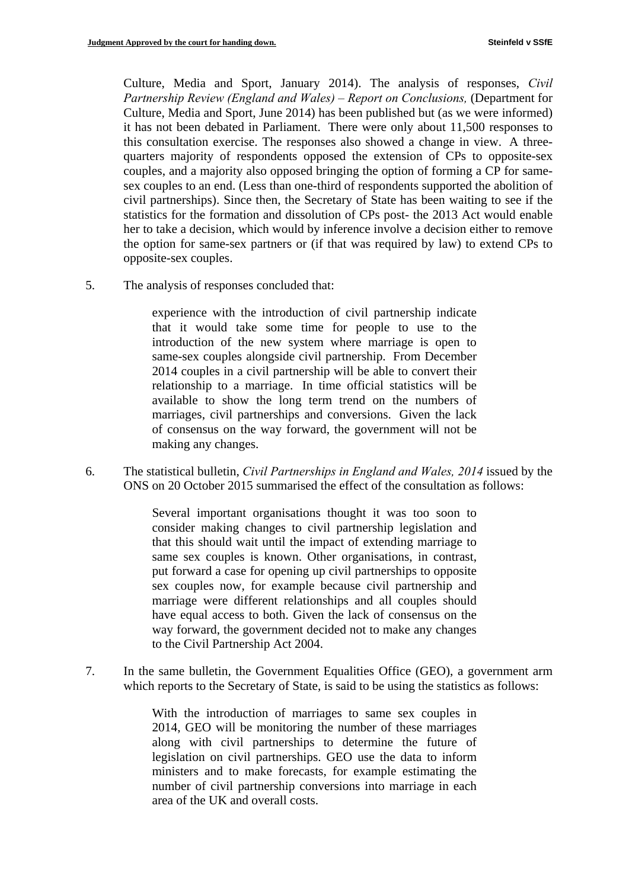Culture, Media and Sport, January 2014). The analysis of responses, *Civil Partnership Review (England and Wales) – Report on Conclusions,* (Department for Culture, Media and Sport, June 2014) has been published but (as we were informed) it has not been debated in Parliament. There were only about 11,500 responses to this consultation exercise. The responses also showed a change in view. A three-quarters majority of respondents opposed the extension of CPs to opposite-sex couples, and a majority also opposed bringing the option of forming a CP for same-sex couples to an end. (Less than one-third of respondents supported the abolition of civil partnerships). Since then, the Secretary of State has been waiting to see if the statistics for the formation and dissolution of CPs post- the 2013 Act would enable her to take a decision, which would by inference involve a decision either to remove the option for same-sex partners or (if that was required by law) to extend CPs to opposite-sex couples.

5. The analysis of responses concluded that:

> experience with the introduction of civil partnership indicate that it would take some time for people to use to the introduction of the new system where marriage is open to same-sex couples alongside civil partnership. From December 2014 couples in a civil partnership will be able to convert their relationship to a marriage. In time official statistics will be available to show the long term trend on the numbers of marriages, civil partnerships and conversions. Given the lack of consensus on the way forward, the government will not be making any changes.

6. The statistical bulletin, *Civil Partnerships in England and Wales, 2014* issued by the ONS on 20 October 2015 summarised the effect of the consultation as follows:

> Several important organisations thought it was too soon to consider making changes to civil partnership legislation and that this should wait until the impact of extending marriage to same sex couples is known. Other organisations, in contrast, put forward a case for opening up civil partnerships to opposite sex couples now, for example because civil partnership and marriage were different relationships and all couples should have equal access to both. Given the lack of consensus on the way forward, the government decided not to make any changes to the Civil Partnership Act 2004.

7. In the same bulletin, the Government Equalities Office (GEO), a government arm which reports to the Secretary of State, is said to be using the statistics as follows:

> With the introduction of marriages to same sex couples in 2014, GEO will be monitoring the number of these marriages along with civil partnerships to determine the future of legislation on civil partnerships. GEO use the data to inform ministers and to make forecasts, for example estimating the number of civil partnership conversions into marriage in each area of the UK and overall costs.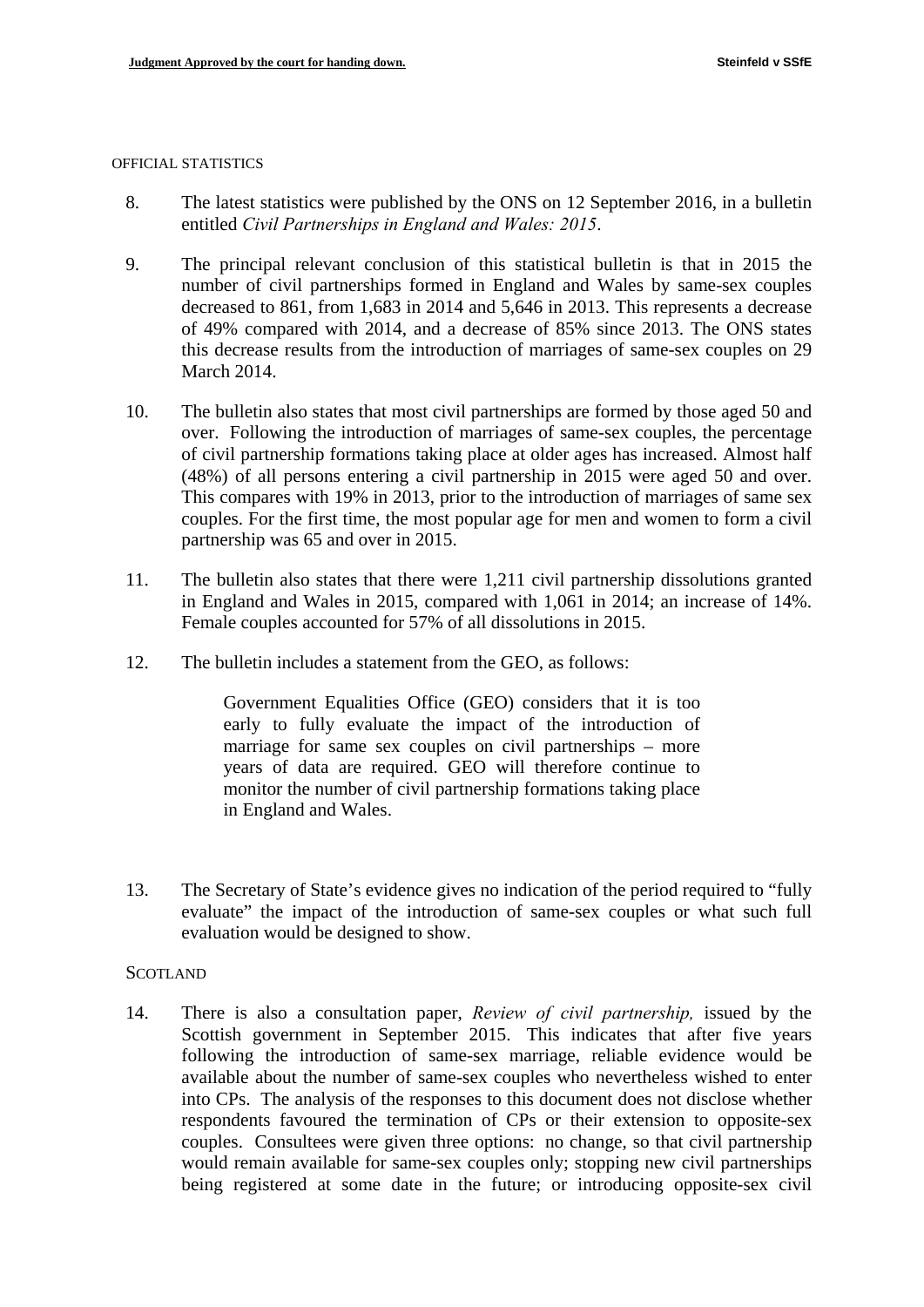OFFICIAL STATISTICS

8. The latest statistics were published by the ONS on 12 September 2016, in a bulletin entitled *Civil Partnerships in England and Wales: 2015*.

9. The principal relevant conclusion of this statistical bulletin is that in 2015 the number of civil partnerships formed in England and Wales by same-sex couples decreased to 861, from 1,683 in 2014 and 5,646 in 2013. This represents a decrease of 49% compared with 2014, and a decrease of 85% since 2013. The ONS states this decrease results from the introduction of marriages of same-sex couples on 29 March 2014.

10. The bulletin also states that most civil partnerships are formed by those aged 50 and over. Following the introduction of marriages of same-sex couples, the percentage of civil partnership formations taking place at older ages has increased. Almost half (48%) of all persons entering a civil partnership in 2015 were aged 50 and over. This compares with 19% in 2013, prior to the introduction of marriages of same sex couples. For the first time, the most popular age for men and women to form a civil partnership was 65 and over in 2015.

11. The bulletin also states that there were 1,211 civil partnership dissolutions granted in England and Wales in 2015, compared with 1,061 in 2014; an increase of 14%. Female couples accounted for 57% of all dissolutions in 2015.

12. The bulletin includes a statement from the GEO, as follows:

> Government Equalities Office (GEO) considers that it is too early to fully evaluate the impact of the introduction of marriage for same sex couples on civil partnerships – more years of data are required. GEO will therefore continue to monitor the number of civil partnership formations taking place in England and Wales.

13. The Secretary of State's evidence gives no indication of the period required to "fully evaluate" the impact of the introduction of same-sex couples or what such full evaluation would be designed to show.

SCOTLAND

14. There is also a consultation paper, *Review of civil partnership,* issued by the Scottish government in September 2015. This indicates that after five years following the introduction of same-sex marriage, reliable evidence would be available about the number of same-sex couples who nevertheless wished to enter into CPs. The analysis of the responses to this document does not disclose whether respondents favoured the termination of CPs or their extension to opposite-sex couples. Consultees were given three options: no change, so that civil partnership would remain available for same-sex couples only; stopping new civil partnerships being registered at some date in the future; or introducing opposite-sex civil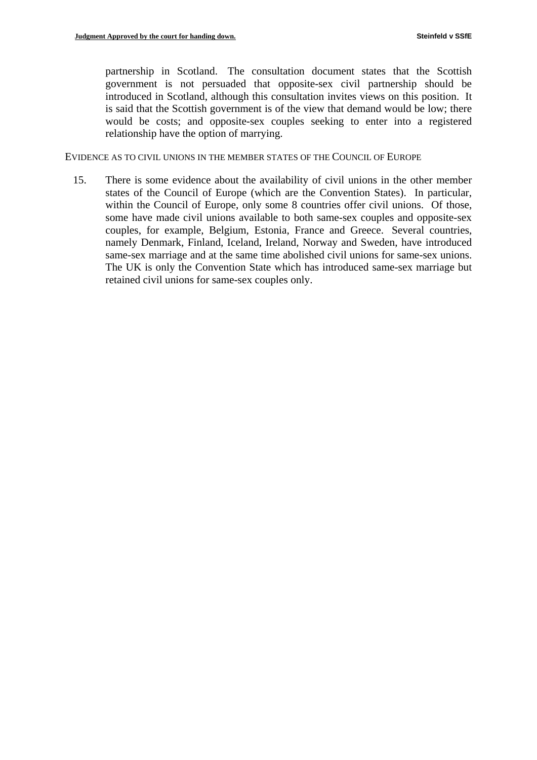partnership in Scotland. The consultation document states that the Scottish government is not persuaded that opposite-sex civil partnership should be introduced in Scotland, although this consultation invites views on this position. It is said that the Scottish government is of the view that demand would be low; there would be costs; and opposite-sex couples seeking to enter into a registered relationship have the option of marrying.

EVIDENCE AS TO CIVIL UNIONS IN THE MEMBER STATES OF THE COUNCIL OF EUROPE

15. There is some evidence about the availability of civil unions in the other member states of the Council of Europe (which are the Convention States). In particular, within the Council of Europe, only some 8 countries offer civil unions. Of those, some have made civil unions available to both same-sex couples and opposite-sex couples, for example, Belgium, Estonia, France and Greece. Several countries, namely Denmark, Finland, Iceland, Ireland, Norway and Sweden, have introduced same-sex marriage and at the same time abolished civil unions for same-sex unions. The UK is only the Convention State which has introduced same-sex marriage but retained civil unions for same-sex couples only.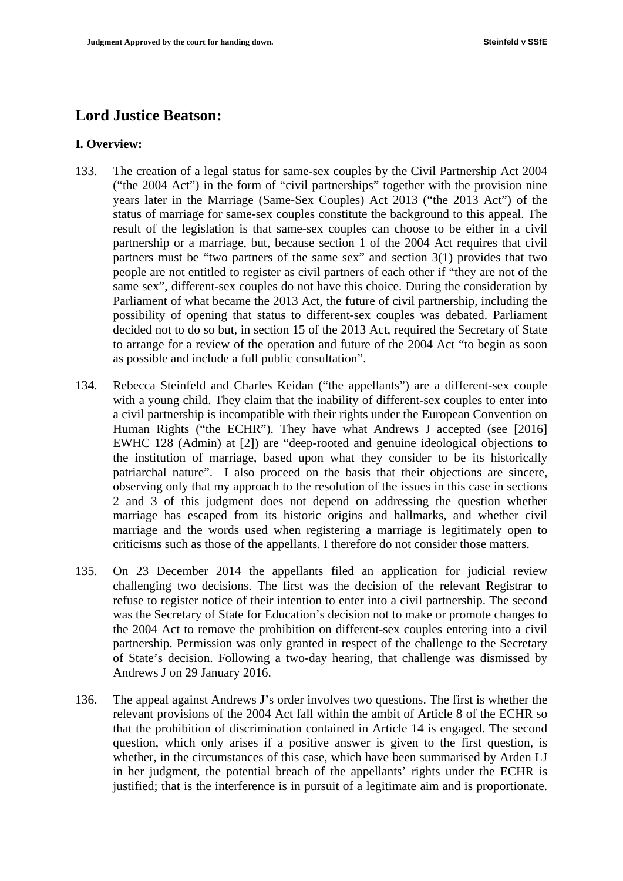## Lord Justice Beatson:

### I. Overview:

133. The creation of a legal status for same-sex couples by the Civil Partnership Act 2004 ("the 2004 Act") in the form of "civil partnerships" together with the provision nine years later in the Marriage (Same-Sex Couples) Act 2013 ("the 2013 Act") of the status of marriage for same-sex couples constitute the background to this appeal. The result of the legislation is that same-sex couples can choose to be either in a civil partnership or a marriage, but, because section 1 of the 2004 Act requires that civil partners must be "two partners of the same sex" and section 3(1) provides that two people are not entitled to register as civil partners of each other if "they are not of the same sex", different-sex couples do not have this choice. During the consideration by Parliament of what became the 2013 Act, the future of civil partnership, including the possibility of opening that status to different-sex couples was debated. Parliament decided not to do so but, in section 15 of the 2013 Act, required the Secretary of State to arrange for a review of the operation and future of the 2004 Act "to begin as soon as possible and include a full public consultation".

134. Rebecca Steinfeld and Charles Keidan ("the appellants") are a different-sex couple with a young child. They claim that the inability of different-sex couples to enter into a civil partnership is incompatible with their rights under the European Convention on Human Rights ("the ECHR"). They have what Andrews J accepted (see [2016] EWHC 128 (Admin) at [2]) are "deep-rooted and genuine ideological objections to the institution of marriage, based upon what they consider to be its historically patriarchal nature". I also proceed on the basis that their objections are sincere, observing only that my approach to the resolution of the issues in this case in sections 2 and 3 of this judgment does not depend on addressing the question whether marriage has escaped from its historic origins and hallmarks, and whether civil marriage and the words used when registering a marriage is legitimately open to criticisms such as those of the appellants. I therefore do not consider those matters.

135. On 23 December 2014 the appellants filed an application for judicial review challenging two decisions. The first was the decision of the relevant Registrar to refuse to register notice of their intention to enter into a civil partnership. The second was the Secretary of State for Education's decision not to make or promote changes to the 2004 Act to remove the prohibition on different-sex couples entering into a civil partnership. Permission was only granted in respect of the challenge to the Secretary of State's decision. Following a two-day hearing, that challenge was dismissed by Andrews J on 29 January 2016.

136. The appeal against Andrews J's order involves two questions. The first is whether the relevant provisions of the 2004 Act fall within the ambit of Article 8 of the ECHR so that the prohibition of discrimination contained in Article 14 is engaged. The second question, which only arises if a positive answer is given to the first question, is whether, in the circumstances of this case, which have been summarised by Arden LJ in her judgment, the potential breach of the appellants' rights under the ECHR is justified; that is the interference is in pursuit of a legitimate aim and is proportionate.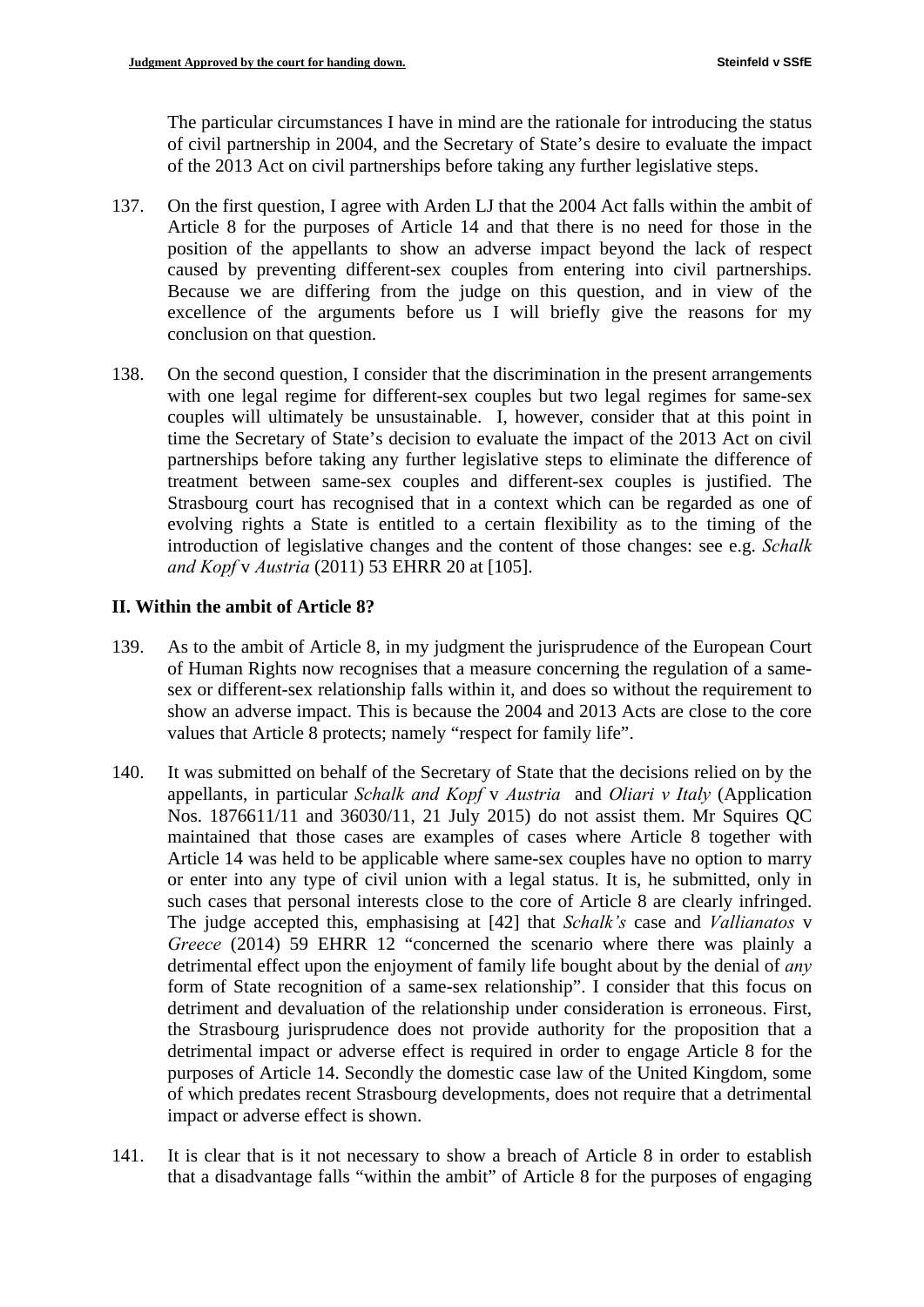The particular circumstances I have in mind are the rationale for introducing the status of civil partnership in 2004, and the Secretary of State's desire to evaluate the impact of the 2013 Act on civil partnerships before taking any further legislative steps.

137. On the first question, I agree with Arden LJ that the 2004 Act falls within the ambit of Article 8 for the purposes of Article 14 and that there is no need for those in the position of the appellants to show an adverse impact beyond the lack of respect caused by preventing different-sex couples from entering into civil partnerships. Because we are differing from the judge on this question, and in view of the excellence of the arguments before us I will briefly give the reasons for my conclusion on that question.

138. On the second question, I consider that the discrimination in the present arrangements with one legal regime for different-sex couples but two legal regimes for same-sex couples will ultimately be unsustainable. I, however, consider that at this point in time the Secretary of State's decision to evaluate the impact of the 2013 Act on civil partnerships before taking any further legislative steps to eliminate the difference of treatment between same-sex couples and different-sex couples is justified. The Strasbourg court has recognised that in a context which can be regarded as one of evolving rights a State is entitled to a certain flexibility as to the timing of the introduction of legislative changes and the content of those changes: see e.g. *Schalk and Kopf* v *Austria* (2011) 53 EHRR 20 at [105].

## II. Within the ambit of Article 8?

139. As to the ambit of Article 8, in my judgment the jurisprudence of the European Court of Human Rights now recognises that a measure concerning the regulation of a same-sex or different-sex relationship falls within it, and does so without the requirement to show an adverse impact. This is because the 2004 and 2013 Acts are close to the core values that Article 8 protects; namely "respect for family life".

140. It was submitted on behalf of the Secretary of State that the decisions relied on by the appellants, in particular *Schalk and Kopf* v *Austria* and *Oliari v Italy* (Application Nos. 1876611/11 and 36030/11, 21 July 2015) do not assist them. Mr Squires QC maintained that those cases are examples of cases where Article 8 together with Article 14 was held to be applicable where same-sex couples have no option to marry or enter into any type of civil union with a legal status. It is, he submitted, only in such cases that personal interests close to the core of Article 8 are clearly infringed. The judge accepted this, emphasising at [42] that *Schalk's* case and *Vallianatos* v *Greece* (2014) 59 EHRR 12 "concerned the scenario where there was plainly a detrimental effect upon the enjoyment of family life bought about by the denial of *any* form of State recognition of a same-sex relationship". I consider that this focus on detriment and devaluation of the relationship under consideration is erroneous. First, the Strasbourg jurisprudence does not provide authority for the proposition that a detrimental impact or adverse effect is required in order to engage Article 8 for the purposes of Article 14. Secondly the domestic case law of the United Kingdom, some of which predates recent Strasbourg developments, does not require that a detrimental impact or adverse effect is shown.

141. It is clear that is it not necessary to show a breach of Article 8 in order to establish that a disadvantage falls "within the ambit" of Article 8 for the purposes of engaging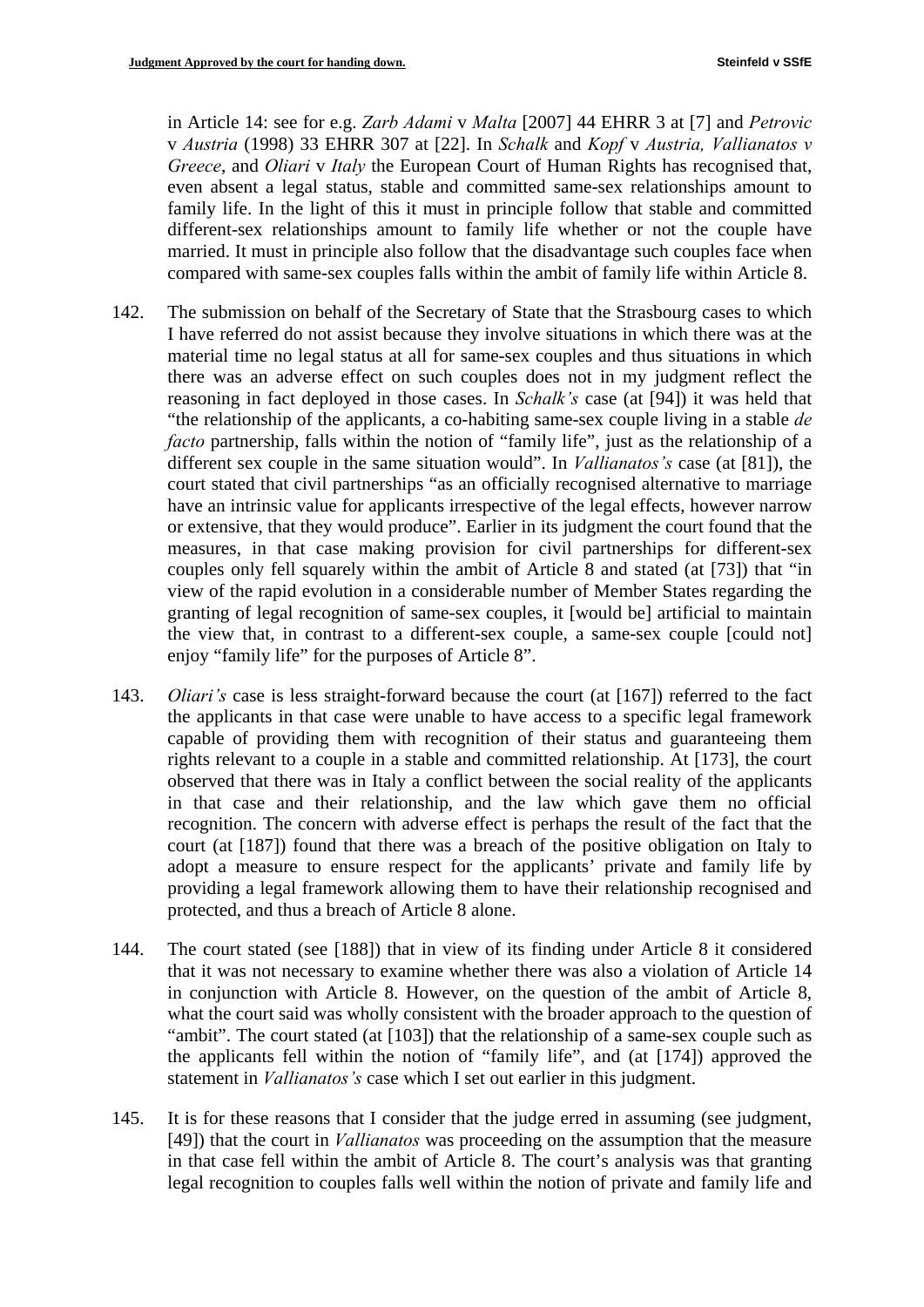in Article 14: see for e.g. *Zarb Adami* v *Malta* [2007] 44 EHRR 3 at [7] and *Petrovic* v *Austria* (1998) 33 EHRR 307 at [22]. In *Schalk* and *Kopf* v *Austria, Vallianatos v Greece*, and *Oliari* v *Italy* the European Court of Human Rights has recognised that, even absent a legal status, stable and committed same-sex relationships amount to family life. In the light of this it must in principle follow that stable and committed different-sex relationships amount to family life whether or not the couple have married. It must in principle also follow that the disadvantage such couples face when compared with same-sex couples falls within the ambit of family life within Article 8.

142. The submission on behalf of the Secretary of State that the Strasbourg cases to which I have referred do not assist because they involve situations in which there was at the material time no legal status at all for same-sex couples and thus situations in which there was an adverse effect on such couples does not in my judgment reflect the reasoning in fact deployed in those cases. In *Schalk's* case (at [94]) it was held that "the relationship of the applicants, a co-habiting same-sex couple living in a stable *de facto* partnership, falls within the notion of "family life", just as the relationship of a different sex couple in the same situation would". In *Vallianatos's* case (at [81]), the court stated that civil partnerships "as an officially recognised alternative to marriage have an intrinsic value for applicants irrespective of the legal effects, however narrow or extensive, that they would produce". Earlier in its judgment the court found that the measures, in that case making provision for civil partnerships for different-sex couples only fell squarely within the ambit of Article 8 and stated (at [73]) that "in view of the rapid evolution in a considerable number of Member States regarding the granting of legal recognition of same-sex couples, it [would be] artificial to maintain the view that, in contrast to a different-sex couple, a same-sex couple [could not] enjoy "family life" for the purposes of Article 8".

143. *Oliari's* case is less straight-forward because the court (at [167]) referred to the fact the applicants in that case were unable to have access to a specific legal framework capable of providing them with recognition of their status and guaranteeing them rights relevant to a couple in a stable and committed relationship. At [173], the court observed that there was in Italy a conflict between the social reality of the applicants in that case and their relationship, and the law which gave them no official recognition. The concern with adverse effect is perhaps the result of the fact that the court (at [187]) found that there was a breach of the positive obligation on Italy to adopt a measure to ensure respect for the applicants' private and family life by providing a legal framework allowing them to have their relationship recognised and protected, and thus a breach of Article 8 alone.

144. The court stated (see [188]) that in view of its finding under Article 8 it considered that it was not necessary to examine whether there was also a violation of Article 14 in conjunction with Article 8. However, on the question of the ambit of Article 8, what the court said was wholly consistent with the broader approach to the question of "ambit". The court stated (at [103]) that the relationship of a same-sex couple such as the applicants fell within the notion of "family life", and (at [174]) approved the statement in *Vallianatos's* case which I set out earlier in this judgment.

145. It is for these reasons that I consider that the judge erred in assuming (see judgment, [49]) that the court in *Vallianatos* was proceeding on the assumption that the measure in that case fell within the ambit of Article 8. The court's analysis was that granting legal recognition to couples falls well within the notion of private and family life and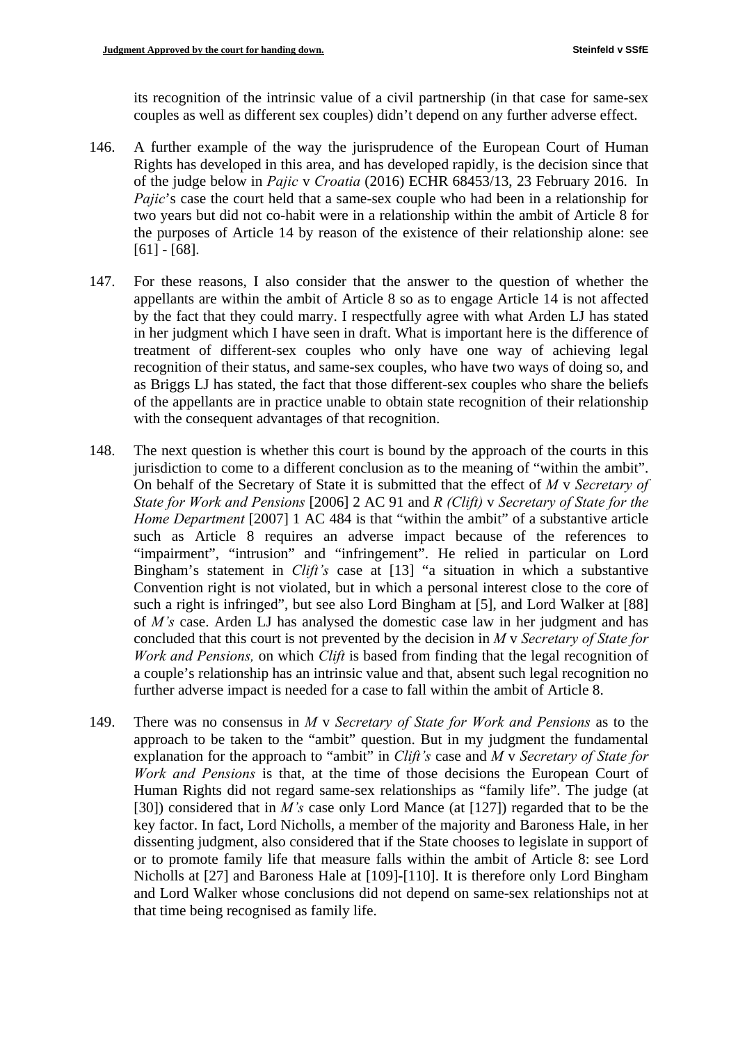its recognition of the intrinsic value of a civil partnership (in that case for same-sex couples as well as different sex couples) didn't depend on any further adverse effect.

146. A further example of the way the jurisprudence of the European Court of Human Rights has developed in this area, and has developed rapidly, is the decision since that of the judge below in *Pajic* v *Croatia* (2016) ECHR 68453/13, 23 February 2016. In *Pajic*'s case the court held that a same-sex couple who had been in a relationship for two years but did not co-habit were in a relationship within the ambit of Article 8 for the purposes of Article 14 by reason of the existence of their relationship alone: see [61] - [68].

147. For these reasons, I also consider that the answer to the question of whether the appellants are within the ambit of Article 8 so as to engage Article 14 is not affected by the fact that they could marry. I respectfully agree with what Arden LJ has stated in her judgment which I have seen in draft. What is important here is the difference of treatment of different-sex couples who only have one way of achieving legal recognition of their status, and same-sex couples, who have two ways of doing so, and as Briggs LJ has stated, the fact that those different-sex couples who share the beliefs of the appellants are in practice unable to obtain state recognition of their relationship with the consequent advantages of that recognition.

148. The next question is whether this court is bound by the approach of the courts in this jurisdiction to come to a different conclusion as to the meaning of "within the ambit". On behalf of the Secretary of State it is submitted that the effect of *M* v *Secretary of State for Work and Pensions* [2006] 2 AC 91 and *R (Clift)* v *Secretary of State for the Home Department* [2007] 1 AC 484 is that "within the ambit" of a substantive article such as Article 8 requires an adverse impact because of the references to "impairment", "intrusion" and "infringement". He relied in particular on Lord Bingham's statement in *Clift's* case at [13] "a situation in which a substantive Convention right is not violated, but in which a personal interest close to the core of such a right is infringed", but see also Lord Bingham at [5], and Lord Walker at [88] of *M's* case. Arden LJ has analysed the domestic case law in her judgment and has concluded that this court is not prevented by the decision in *M* v *Secretary of State for Work and Pensions,* on which *Clift* is based from finding that the legal recognition of a couple's relationship has an intrinsic value and that, absent such legal recognition no further adverse impact is needed for a case to fall within the ambit of Article 8.

149. There was no consensus in *M* v *Secretary of State for Work and Pensions* as to the approach to be taken to the "ambit" question. But in my judgment the fundamental explanation for the approach to "ambit" in *Clift's* case and *M* v *Secretary of State for Work and Pensions* is that, at the time of those decisions the European Court of Human Rights did not regard same-sex relationships as "family life". The judge (at [30]) considered that in *M's* case only Lord Mance (at [127]) regarded that to be the key factor. In fact, Lord Nicholls, a member of the majority and Baroness Hale, in her dissenting judgment, also considered that if the State chooses to legislate in support of or to promote family life that measure falls within the ambit of Article 8: see Lord Nicholls at [27] and Baroness Hale at [109]-[110]. It is therefore only Lord Bingham and Lord Walker whose conclusions did not depend on same-sex relationships not at that time being recognised as family life.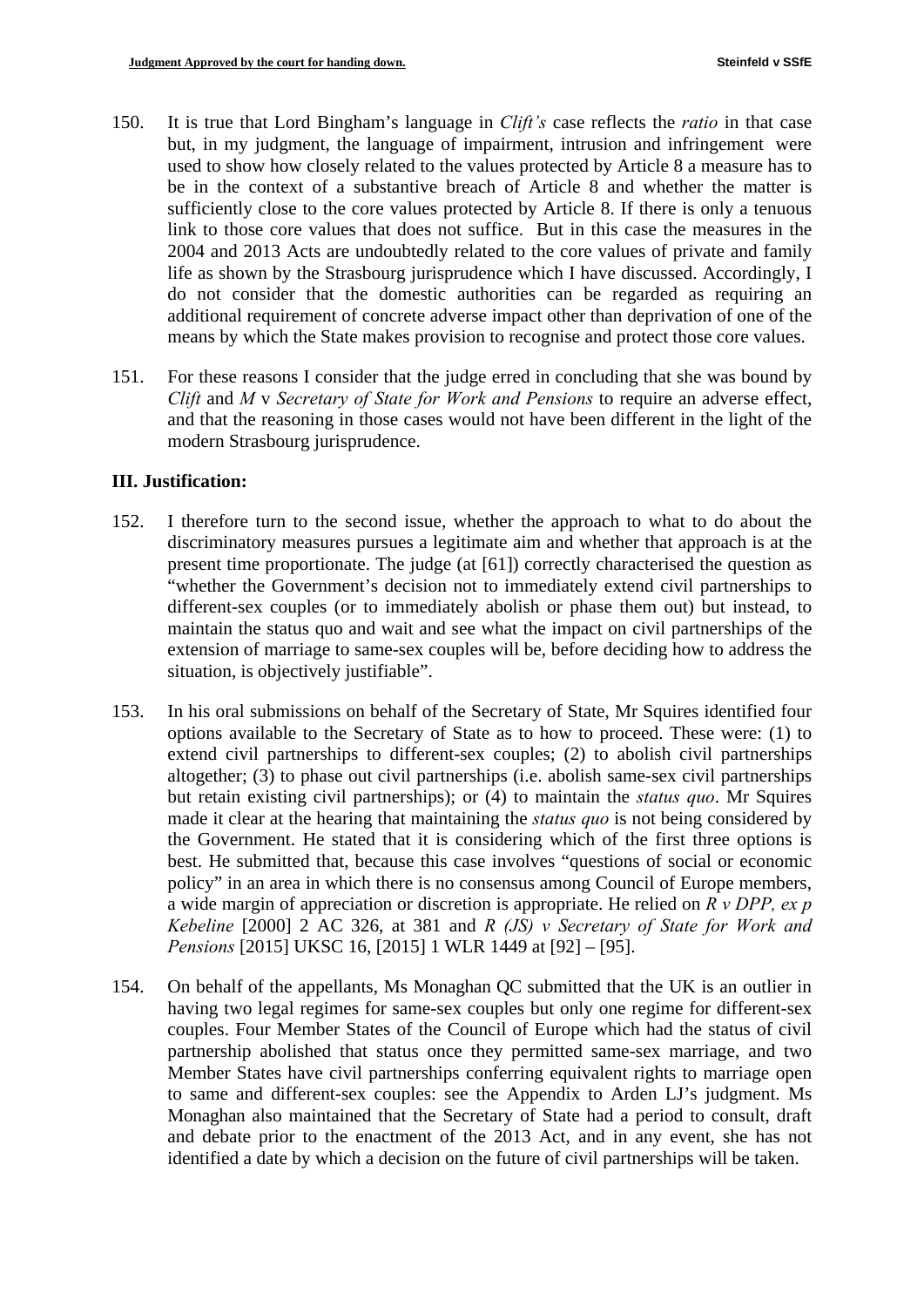150. It is true that Lord Bingham's language in *Clift's* case reflects the *ratio* in that case but, in my judgment, the language of impairment, intrusion and infringement were used to show how closely related to the values protected by Article 8 a measure has to be in the context of a substantive breach of Article 8 and whether the matter is sufficiently close to the core values protected by Article 8. If there is only a tenuous link to those core values that does not suffice. But in this case the measures in the 2004 and 2013 Acts are undoubtedly related to the core values of private and family life as shown by the Strasbourg jurisprudence which I have discussed. Accordingly, I do not consider that the domestic authorities can be regarded as requiring an additional requirement of concrete adverse impact other than deprivation of one of the means by which the State makes provision to recognise and protect those core values.

151. For these reasons I consider that the judge erred in concluding that she was bound by *Clift* and *M* v *Secretary of State for Work and Pensions* to require an adverse effect, and that the reasoning in those cases would not have been different in the light of the modern Strasbourg jurisprudence.

**III. Justification:**

152. I therefore turn to the second issue, whether the approach to what to do about the discriminatory measures pursues a legitimate aim and whether that approach is at the present time proportionate. The judge (at [61]) correctly characterised the question as "whether the Government's decision not to immediately extend civil partnerships to different-sex couples (or to immediately abolish or phase them out) but instead, to maintain the status quo and wait and see what the impact on civil partnerships of the extension of marriage to same-sex couples will be, before deciding how to address the situation, is objectively justifiable".

153. In his oral submissions on behalf of the Secretary of State, Mr Squires identified four options available to the Secretary of State as to how to proceed. These were: (1) to extend civil partnerships to different-sex couples; (2) to abolish civil partnerships altogether; (3) to phase out civil partnerships (i.e. abolish same-sex civil partnerships but retain existing civil partnerships); or (4) to maintain the *status quo*. Mr Squires made it clear at the hearing that maintaining the *status quo* is not being considered by the Government. He stated that it is considering which of the first three options is best. He submitted that, because this case involves "questions of social or economic policy" in an area in which there is no consensus among Council of Europe members, a wide margin of appreciation or discretion is appropriate. He relied on *R v DPP, ex p Kebeline* [2000] 2 AC 326, at 381 and *R (JS) v Secretary of State for Work and Pensions* [2015] UKSC 16, [2015] 1 WLR 1449 at [92] – [95].

154. On behalf of the appellants, Ms Monaghan QC submitted that the UK is an outlier in having two legal regimes for same-sex couples but only one regime for different-sex couples. Four Member States of the Council of Europe which had the status of civil partnership abolished that status once they permitted same-sex marriage, and two Member States have civil partnerships conferring equivalent rights to marriage open to same and different-sex couples: see the Appendix to Arden LJ's judgment. Ms Monaghan also maintained that the Secretary of State had a period to consult, draft and debate prior to the enactment of the 2013 Act, and in any event, she has not identified a date by which a decision on the future of civil partnerships will be taken.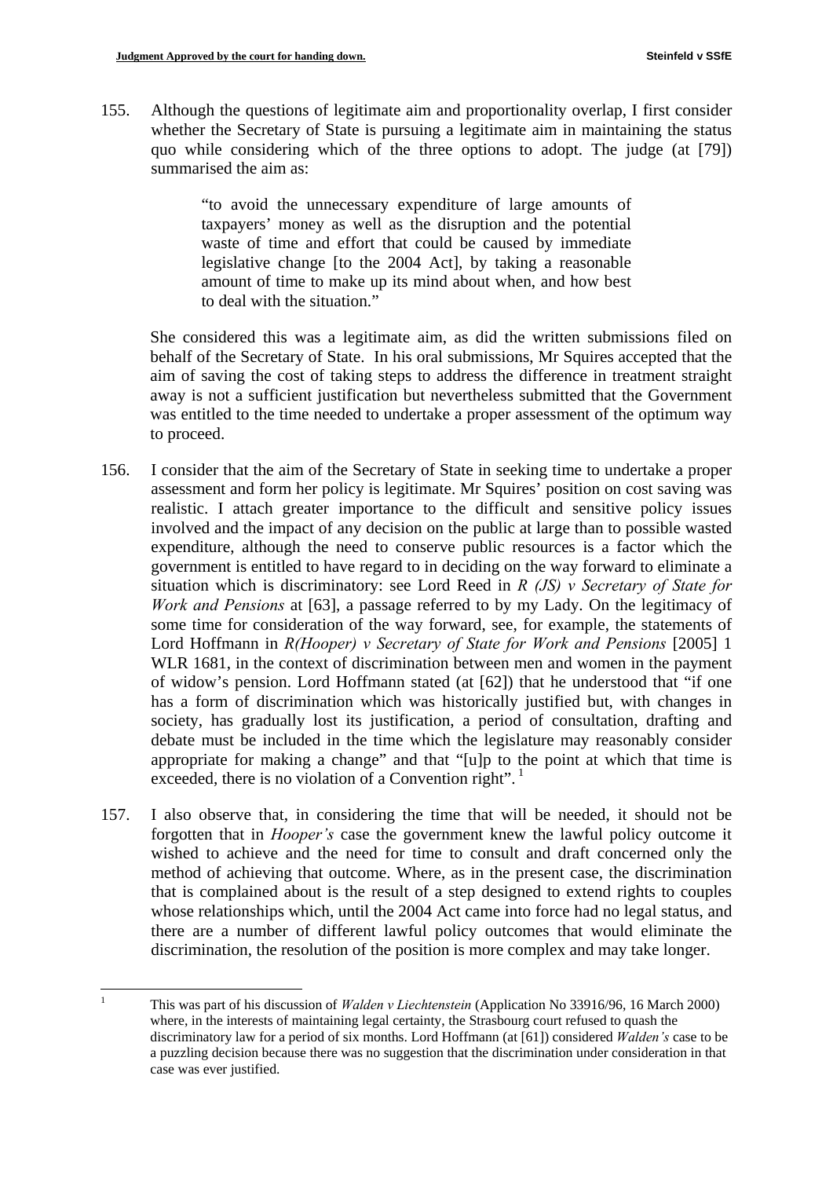155. Although the questions of legitimate aim and proportionality overlap, I first consider whether the Secretary of State is pursuing a legitimate aim in maintaining the status quo while considering which of the three options to adopt. The judge (at [79]) summarised the aim as:

> "to avoid the unnecessary expenditure of large amounts of taxpayers' money as well as the disruption and the potential waste of time and effort that could be caused by immediate legislative change [to the 2004 Act], by taking a reasonable amount of time to make up its mind about when, and how best to deal with the situation."

She considered this was a legitimate aim, as did the written submissions filed on behalf of the Secretary of State. In his oral submissions, Mr Squires accepted that the aim of saving the cost of taking steps to address the difference in treatment straight away is not a sufficient justification but nevertheless submitted that the Government was entitled to the time needed to undertake a proper assessment of the optimum way to proceed.

156. I consider that the aim of the Secretary of State in seeking time to undertake a proper assessment and form her policy is legitimate. Mr Squires' position on cost saving was realistic. I attach greater importance to the difficult and sensitive policy issues involved and the impact of any decision on the public at large than to possible wasted expenditure, although the need to conserve public resources is a factor which the government is entitled to have regard to in deciding on the way forward to eliminate a situation which is discriminatory: see Lord Reed in *R (JS) v Secretary of State for Work and Pensions* at [63], a passage referred to by my Lady. On the legitimacy of some time for consideration of the way forward, see, for example, the statements of Lord Hoffmann in *R(Hooper) v Secretary of State for Work and Pensions* [2005] 1 WLR 1681, in the context of discrimination between men and women in the payment of widow's pension. Lord Hoffmann stated (at [62]) that he understood that "if one has a form of discrimination which was historically justified but, with changes in society, has gradually lost its justification, a period of consultation, drafting and debate must be included in the time which the legislature may reasonably consider appropriate for making a change" and that "[u]p to the point at which that time is exceeded, there is no violation of a Convention right". [1]

157. I also observe that, in considering the time that will be needed, it should not be forgotten that in *Hooper's* case the government knew the lawful policy outcome it wished to achieve and the need for time to consult and draft concerned only the method of achieving that outcome. Where, as in the present case, the discrimination that is complained about is the result of a step designed to extend rights to couples whose relationships which, until the 2004 Act came into force had no legal status, and there are a number of different lawful policy outcomes that would eliminate the discrimination, the resolution of the position is more complex and may take longer.

---

[1] This was part of his discussion of *Walden v Liechtenstein* (Application No 33916/96, 16 March 2000) where, in the interests of maintaining legal certainty, the Strasbourg court refused to quash the discriminatory law for a period of six months. Lord Hoffmann (at [61]) considered *Walden's* case to be a puzzling decision because there was no suggestion that the discrimination under consideration in that case was ever justified.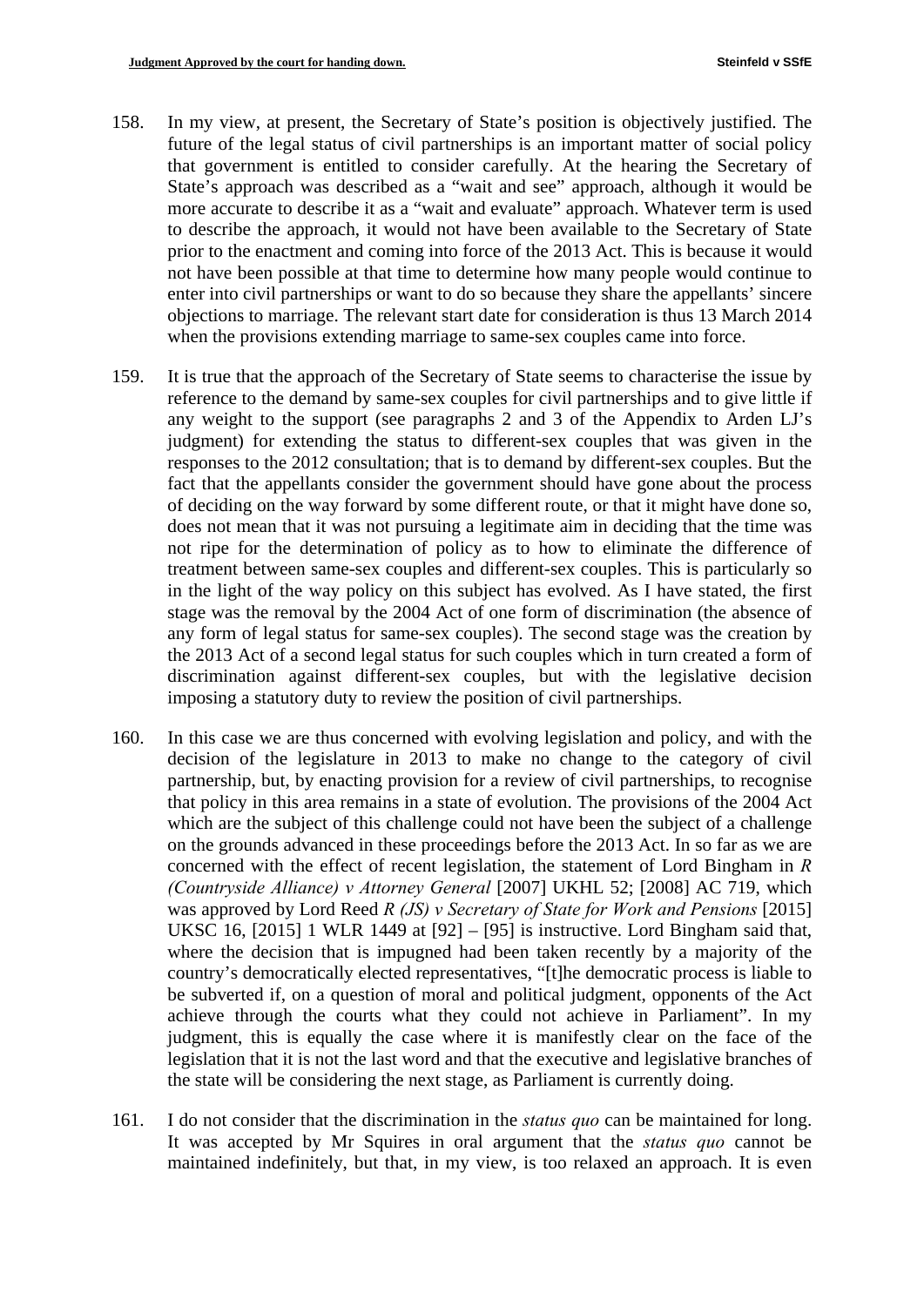158. In my view, at present, the Secretary of State's position is objectively justified. The future of the legal status of civil partnerships is an important matter of social policy that government is entitled to consider carefully. At the hearing the Secretary of State's approach was described as a "wait and see" approach, although it would be more accurate to describe it as a "wait and evaluate" approach. Whatever term is used to describe the approach, it would not have been available to the Secretary of State prior to the enactment and coming into force of the 2013 Act. This is because it would not have been possible at that time to determine how many people would continue to enter into civil partnerships or want to do so because they share the appellants' sincere objections to marriage. The relevant start date for consideration is thus 13 March 2014 when the provisions extending marriage to same-sex couples came into force.

159. It is true that the approach of the Secretary of State seems to characterise the issue by reference to the demand by same-sex couples for civil partnerships and to give little if any weight to the support (see paragraphs 2 and 3 of the Appendix to Arden LJ's judgment) for extending the status to different-sex couples that was given in the responses to the 2012 consultation; that is to demand by different-sex couples. But the fact that the appellants consider the government should have gone about the process of deciding on the way forward by some different route, or that it might have done so, does not mean that it was not pursuing a legitimate aim in deciding that the time was not ripe for the determination of policy as to how to eliminate the difference of treatment between same-sex couples and different-sex couples. This is particularly so in the light of the way policy on this subject has evolved. As I have stated, the first stage was the removal by the 2004 Act of one form of discrimination (the absence of any form of legal status for same-sex couples). The second stage was the creation by the 2013 Act of a second legal status for such couples which in turn created a form of discrimination against different-sex couples, but with the legislative decision imposing a statutory duty to review the position of civil partnerships.

160. In this case we are thus concerned with evolving legislation and policy, and with the decision of the legislature in 2013 to make no change to the category of civil partnership, but, by enacting provision for a review of civil partnerships, to recognise that policy in this area remains in a state of evolution. The provisions of the 2004 Act which are the subject of this challenge could not have been the subject of a challenge on the grounds advanced in these proceedings before the 2013 Act. In so far as we are concerned with the effect of recent legislation, the statement of Lord Bingham in *R (Countryside Alliance) v Attorney General* [2007] UKHL 52; [2008] AC 719, which was approved by Lord Reed *R (JS) v Secretary of State for Work and Pensions* [2015] UKSC 16, [2015] 1 WLR 1449 at [92] – [95] is instructive. Lord Bingham said that, where the decision that is impugned had been taken recently by a majority of the country's democratically elected representatives, "[t]he democratic process is liable to be subverted if, on a question of moral and political judgment, opponents of the Act achieve through the courts what they could not achieve in Parliament". In my judgment, this is equally the case where it is manifestly clear on the face of the legislation that it is not the last word and that the executive and legislative branches of the state will be considering the next stage, as Parliament is currently doing.

161. I do not consider that the discrimination in the *status quo* can be maintained for long. It was accepted by Mr Squires in oral argument that the *status quo* cannot be maintained indefinitely, but that, in my view, is too relaxed an approach. It is even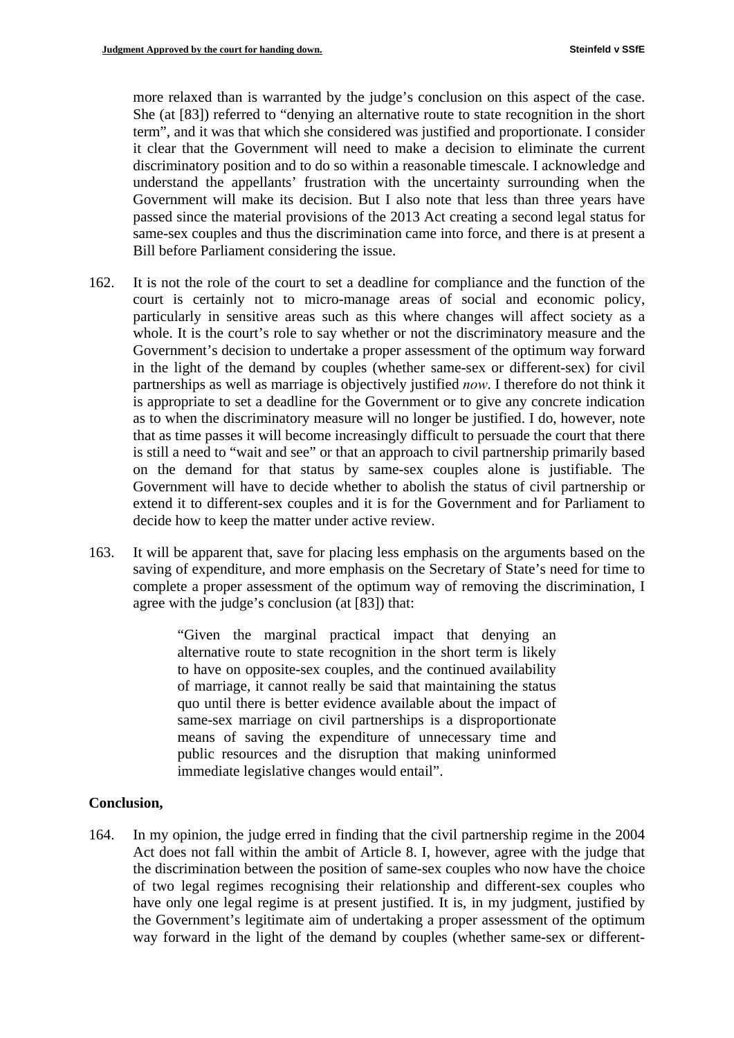more relaxed than is warranted by the judge's conclusion on this aspect of the case. She (at [83]) referred to "denying an alternative route to state recognition in the short term", and it was that which she considered was justified and proportionate. I consider it clear that the Government will need to make a decision to eliminate the current discriminatory position and to do so within a reasonable timescale. I acknowledge and understand the appellants' frustration with the uncertainty surrounding when the Government will make its decision. But I also note that less than three years have passed since the material provisions of the 2013 Act creating a second legal status for same-sex couples and thus the discrimination came into force, and there is at present a Bill before Parliament considering the issue.

162. It is not the role of the court to set a deadline for compliance and the function of the court is certainly not to micro-manage areas of social and economic policy, particularly in sensitive areas such as this where changes will affect society as a whole. It is the court's role to say whether or not the discriminatory measure and the Government's decision to undertake a proper assessment of the optimum way forward in the light of the demand by couples (whether same-sex or different-sex) for civil partnerships as well as marriage is objectively justified *now*. I therefore do not think it is appropriate to set a deadline for the Government or to give any concrete indication as to when the discriminatory measure will no longer be justified. I do, however, note that as time passes it will become increasingly difficult to persuade the court that there is still a need to "wait and see" or that an approach to civil partnership primarily based on the demand for that status by same-sex couples alone is justifiable. The Government will have to decide whether to abolish the status of civil partnership or extend it to different-sex couples and it is for the Government and for Parliament to decide how to keep the matter under active review.

163. It will be apparent that, save for placing less emphasis on the arguments based on the saving of expenditure, and more emphasis on the Secretary of State's need for time to complete a proper assessment of the optimum way of removing the discrimination, I agree with the judge's conclusion (at [83]) that:

> "Given the marginal practical impact that denying an alternative route to state recognition in the short term is likely to have on opposite-sex couples, and the continued availability of marriage, it cannot really be said that maintaining the status quo until there is better evidence available about the impact of same-sex marriage on civil partnerships is a disproportionate means of saving the expenditure of unnecessary time and public resources and the disruption that making uninformed immediate legislative changes would entail".

**Conclusion,**

164. In my opinion, the judge erred in finding that the civil partnership regime in the 2004 Act does not fall within the ambit of Article 8. I, however, agree with the judge that the discrimination between the position of same-sex couples who now have the choice of two legal regimes recognising their relationship and different-sex couples who have only one legal regime is at present justified. It is, in my judgment, justified by the Government's legitimate aim of undertaking a proper assessment of the optimum way forward in the light of the demand by couples (whether same-sex or different-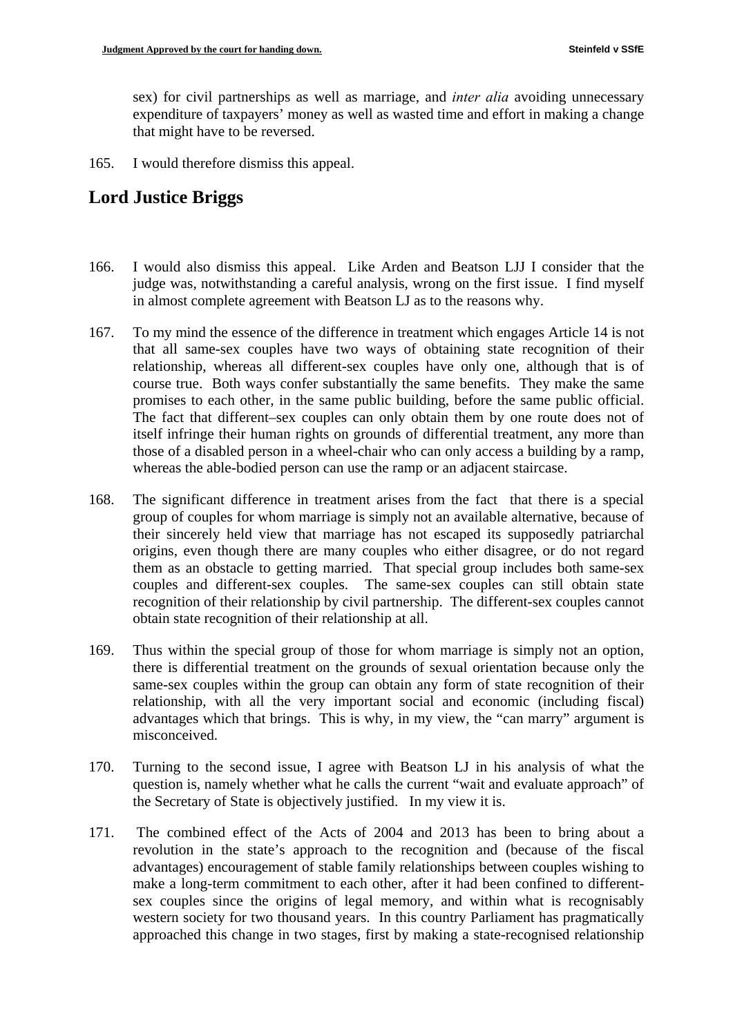sex) for civil partnerships as well as marriage, and *inter alia* avoiding unnecessary expenditure of taxpayers' money as well as wasted time and effort in making a change that might have to be reversed.

165. I would therefore dismiss this appeal.

## Lord Justice Briggs

166. I would also dismiss this appeal. Like Arden and Beatson LJJ I consider that the judge was, notwithstanding a careful analysis, wrong on the first issue. I find myself in almost complete agreement with Beatson LJ as to the reasons why.

167. To my mind the essence of the difference in treatment which engages Article 14 is not that all same-sex couples have two ways of obtaining state recognition of their relationship, whereas all different-sex couples have only one, although that is of course true. Both ways confer substantially the same benefits. They make the same promises to each other, in the same public building, before the same public official. The fact that different–sex couples can only obtain them by one route does not of itself infringe their human rights on grounds of differential treatment, any more than those of a disabled person in a wheel-chair who can only access a building by a ramp, whereas the able-bodied person can use the ramp or an adjacent staircase.

168. The significant difference in treatment arises from the fact that there is a special group of couples for whom marriage is simply not an available alternative, because of their sincerely held view that marriage has not escaped its supposedly patriarchal origins, even though there are many couples who either disagree, or do not regard them as an obstacle to getting married. That special group includes both same-sex couples and different-sex couples. The same-sex couples can still obtain state recognition of their relationship by civil partnership. The different-sex couples cannot obtain state recognition of their relationship at all.

169. Thus within the special group of those for whom marriage is simply not an option, there is differential treatment on the grounds of sexual orientation because only the same-sex couples within the group can obtain any form of state recognition of their relationship, with all the very important social and economic (including fiscal) advantages which that brings. This is why, in my view, the "can marry" argument is misconceived.

170. Turning to the second issue, I agree with Beatson LJ in his analysis of what the question is, namely whether what he calls the current "wait and evaluate approach" of the Secretary of State is objectively justified. In my view it is.

171. The combined effect of the Acts of 2004 and 2013 has been to bring about a revolution in the state's approach to the recognition and (because of the fiscal advantages) encouragement of stable family relationships between couples wishing to make a long-term commitment to each other, after it had been confined to different-sex couples since the origins of legal memory, and within what is recognisably western society for two thousand years. In this country Parliament has pragmatically approached this change in two stages, first by making a state-recognised relationship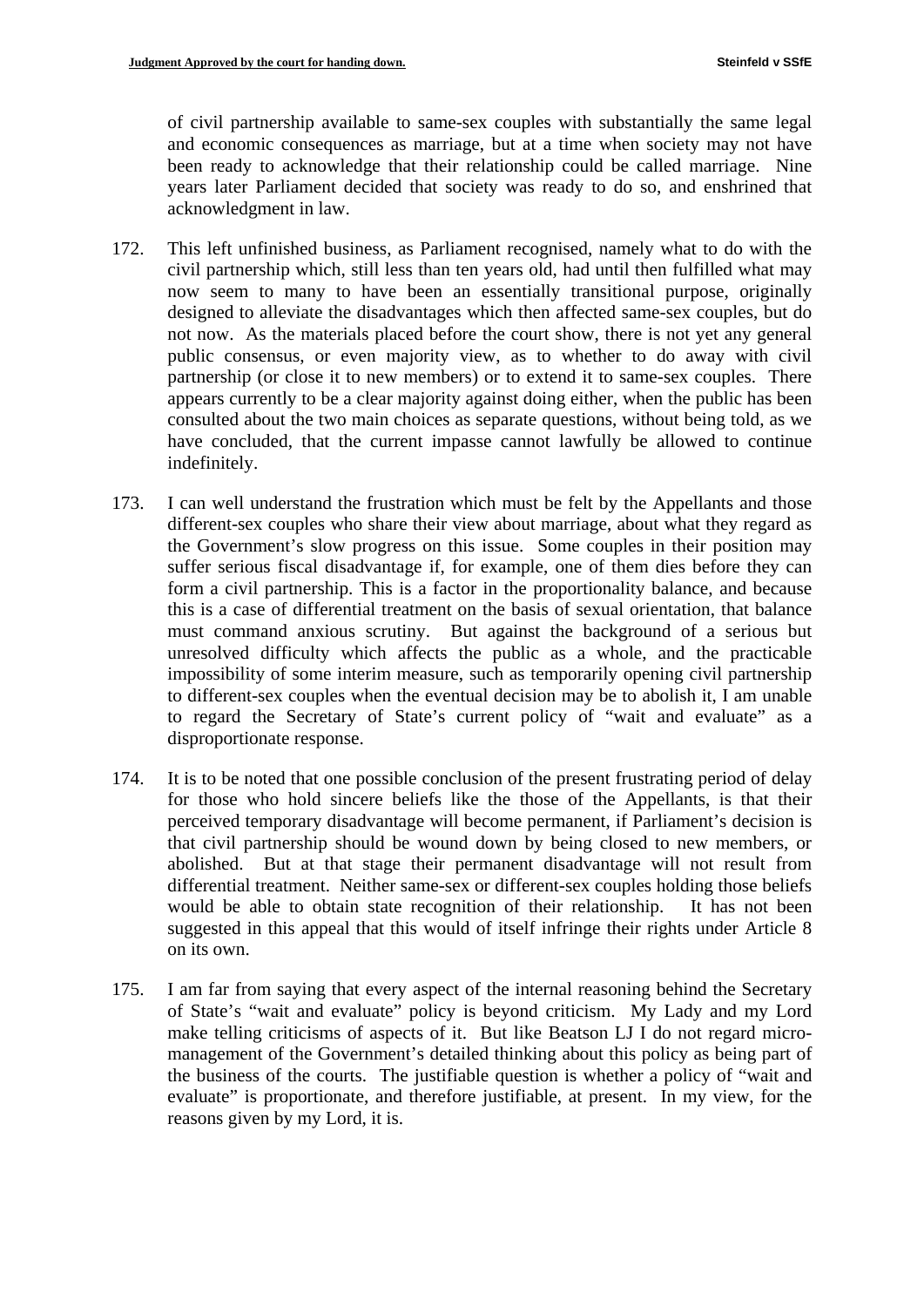of civil partnership available to same-sex couples with substantially the same legal and economic consequences as marriage, but at a time when society may not have been ready to acknowledge that their relationship could be called marriage. Nine years later Parliament decided that society was ready to do so, and enshrined that acknowledgment in law.

172. This left unfinished business, as Parliament recognised, namely what to do with the civil partnership which, still less than ten years old, had until then fulfilled what may now seem to many to have been an essentially transitional purpose, originally designed to alleviate the disadvantages which then affected same-sex couples, but do not now. As the materials placed before the court show, there is not yet any general public consensus, or even majority view, as to whether to do away with civil partnership (or close it to new members) or to extend it to same-sex couples. There appears currently to be a clear majority against doing either, when the public has been consulted about the two main choices as separate questions, without being told, as we have concluded, that the current impasse cannot lawfully be allowed to continue indefinitely.

173. I can well understand the frustration which must be felt by the Appellants and those different-sex couples who share their view about marriage, about what they regard as the Government's slow progress on this issue. Some couples in their position may suffer serious fiscal disadvantage if, for example, one of them dies before they can form a civil partnership. This is a factor in the proportionality balance, and because this is a case of differential treatment on the basis of sexual orientation, that balance must command anxious scrutiny. But against the background of a serious but unresolved difficulty which affects the public as a whole, and the practicable impossibility of some interim measure, such as temporarily opening civil partnership to different-sex couples when the eventual decision may be to abolish it, I am unable to regard the Secretary of State's current policy of "wait and evaluate" as a disproportionate response.

174. It is to be noted that one possible conclusion of the present frustrating period of delay for those who hold sincere beliefs like the those of the Appellants, is that their perceived temporary disadvantage will become permanent, if Parliament's decision is that civil partnership should be wound down by being closed to new members, or abolished. But at that stage their permanent disadvantage will not result from differential treatment. Neither same-sex or different-sex couples holding those beliefs would be able to obtain state recognition of their relationship. It has not been suggested in this appeal that this would of itself infringe their rights under Article 8 on its own.

175. I am far from saying that every aspect of the internal reasoning behind the Secretary of State's "wait and evaluate" policy is beyond criticism. My Lady and my Lord make telling criticisms of aspects of it. But like Beatson LJ I do not regard micro-management of the Government's detailed thinking about this policy as being part of the business of the courts. The justifiable question is whether a policy of "wait and evaluate" is proportionate, and therefore justifiable, at present. In my view, for the reasons given by my Lord, it is.